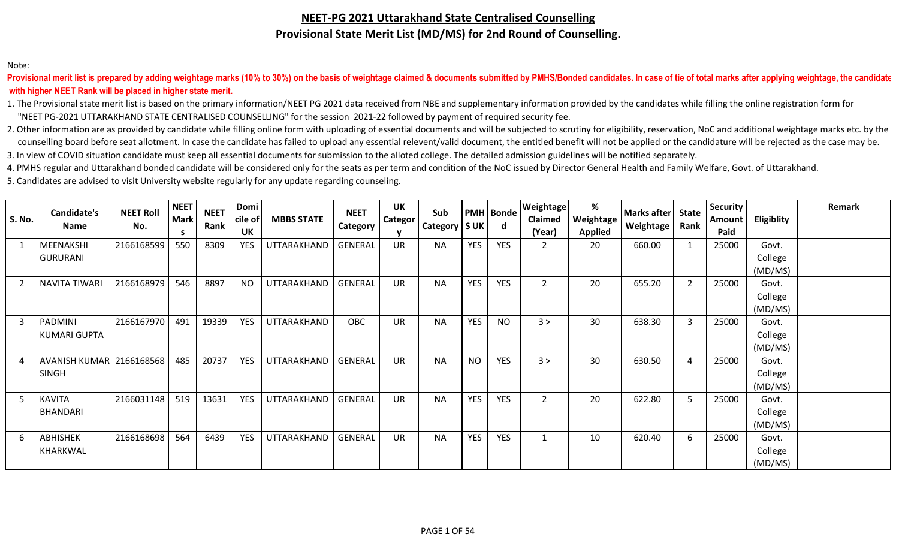# NEET-PG 2021 Uttarakhand State Centralised Counselling

## Provisional State Merit List (MD/MS) for 2nd Round of Counselling.

Note:

**Provisional merit list is prepared by adding weightage marks (10% to 30%) on the basis of weightage claimed & documents submitted by PMHS/Bonded candidates. In case of tie of total marks after applying weightage, the candidate with higher NEET Rank will be placed in higher state merit.**

1. The Provisional state merit list is based on the primary information/NEET PG 2021 data received from NBE and supplementary information provided by the candidates while filling the online registration form for "NEET PG-2021 UTTARAKHAND STATE CENTRALISED COUNSELLING" for the session 2021-22 followed by payment of required security fee.
2. Other information are as provided by candidate while filling online form with uploading of essential documents and will be subjected to scrutiny for eligibility, reservation, NoC and additional weightage marks etc. by the counselling board before seat allotment. In case the candidate has failed to upload any essential relevent/valid document, the entitled benefit will not be applied or the candidature will be rejected as the case may be.
3. In view of COVID situation candidate must keep all essential documents for submission to the alloted college. The detailed admission guidelines will be notified separately.
4. PMHS regular and Uttarakhand bonded candidate will be considered only for the seats as per term and condition of the NoC issued by Director General Health and Family Welfare, Govt. of Uttarakhand.
5. Candidates are advised to visit University website regularly for any update regarding counseling.

| S. No. | Candidate's Name | NEET Roll No. | NEET Marks | NEET Rank | Domicile of UK | MBBS STATE | NEET Category | UK Category | Sub Category | PMHS UK | Bonded | Weightage Claimed (Year) | % Weightage Applied | Marks after Weightage | State Rank | Security Amount Paid | Eligiblity | Remark |
|---|---|---|---|---|---|---|---|---|---|---|---|---|---|---|---|---|---|---|
| 1 | MEENAKSHI GURURANI | 2166168599 | 550 | 8309 | YES | UTTARAKHAND | GENERAL | UR | NA | YES | YES | 2 | 20 | 660.00 | 1 | 25000 | Govt. College (MD/MS) | |
| 2 | NAVITA TIWARI | 2166168979 | 546 | 8897 | NO | UTTARAKHAND | GENERAL | UR | NA | YES | YES | 2 | 20 | 655.20 | 2 | 25000 | Govt. College (MD/MS) | |
| 3 | PADMINI KUMARI GUPTA | 2166167970 | 491 | 19339 | YES | UTTARAKHAND | OBC | UR | NA | YES | NO | 3 > | 30 | 638.30 | 3 | 25000 | Govt. College (MD/MS) | |
| 4 | AVANISH KUMAR SINGH | 2166168568 | 485 | 20737 | YES | UTTARAKHAND | GENERAL | UR | NA | NO | YES | 3 > | 30 | 630.50 | 4 | 25000 | Govt. College (MD/MS) | |
| 5 | KAVITA BHANDARI | 2166031148 | 519 | 13631 | YES | UTTARAKHAND | GENERAL | UR | NA | YES | YES | 2 | 20 | 622.80 | 5 | 25000 | Govt. College (MD/MS) | |
| 6 | ABHISHEK KHARKWAL | 2166168698 | 564 | 6439 | YES | UTTARAKHAND | GENERAL | UR | NA | YES | YES | 1 | 10 | 620.40 | 6 | 25000 | Govt. College (MD/MS) | |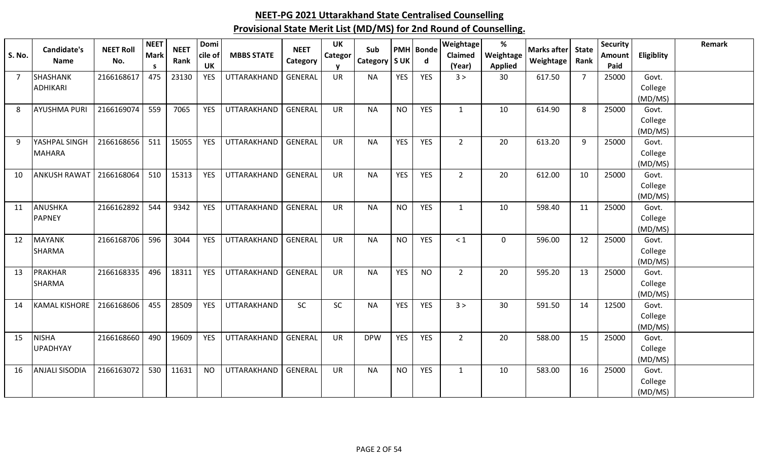## NEET-PG 2021 Uttarakhand State Centralised Counselling

## Provisional State Merit List (MD/MS) for 2nd Round of Counselling.

| S. No. | Candidate's Name | NEET Roll No. | NEET Marks | NEET Rank | Domicile of UK | MBBS STATE | NEET Category | UK Category | Sub Category | PMH S UK | Bonded | Weightage Claimed (Year) | % Weightage Applied | Marks after Weightage | State Rank | Security Amount Paid | Eligiblity | Remark |
|---|---|---|---|---|---|---|---|---|---|---|---|---|---|---|---|---|---|---|
| 7 | SHASHANK ADHIKARI | 2166168617 | 475 | 23130 | YES | UTTARAKHAND | GENERAL | UR | NA | YES | YES | 3 > | 30 | 617.50 | 7 | 25000 | Govt. College (MD/MS) | |
| 8 | AYUSHMA PURI | 2166169074 | 559 | 7065 | YES | UTTARAKHAND | GENERAL | UR | NA | NO | YES | 1 | 10 | 614.90 | 8 | 25000 | Govt. College (MD/MS) | |
| 9 | YASHPAL SINGH MAHARA | 2166168656 | 511 | 15055 | YES | UTTARAKHAND | GENERAL | UR | NA | YES | YES | 2 | 20 | 613.20 | 9 | 25000 | Govt. College (MD/MS) | |
| 10 | ANKUSH RAWAT | 2166168064 | 510 | 15313 | YES | UTTARAKHAND | GENERAL | UR | NA | YES | YES | 2 | 20 | 612.00 | 10 | 25000 | Govt. College (MD/MS) | |
| 11 | ANUSHKA PAPNEY | 2166162892 | 544 | 9342 | YES | UTTARAKHAND | GENERAL | UR | NA | NO | YES | 1 | 10 | 598.40 | 11 | 25000 | Govt. College (MD/MS) | |
| 12 | MAYANK SHARMA | 2166168706 | 596 | 3044 | YES | UTTARAKHAND | GENERAL | UR | NA | NO | YES | < 1 | 0 | 596.00 | 12 | 25000 | Govt. College (MD/MS) | |
| 13 | PRAKHAR SHARMA | 2166168335 | 496 | 18311 | YES | UTTARAKHAND | GENERAL | UR | NA | YES | NO | 2 | 20 | 595.20 | 13 | 25000 | Govt. College (MD/MS) | |
| 14 | KAMAL KISHORE | 2166168606 | 455 | 28509 | YES | UTTARAKHAND | SC | SC | NA | YES | YES | 3 > | 30 | 591.50 | 14 | 12500 | Govt. College (MD/MS) | |
| 15 | NISHA UPADHYAY | 2166168660 | 490 | 19609 | YES | UTTARAKHAND | GENERAL | UR | DPW | YES | YES | 2 | 20 | 588.00 | 15 | 25000 | Govt. College (MD/MS) | |
| 16 | ANJALI SISODIA | 2166163072 | 530 | 11631 | NO | UTTARAKHAND | GENERAL | UR | NA | NO | YES | 1 | 10 | 583.00 | 16 | 25000 | Govt. College (MD/MS) | |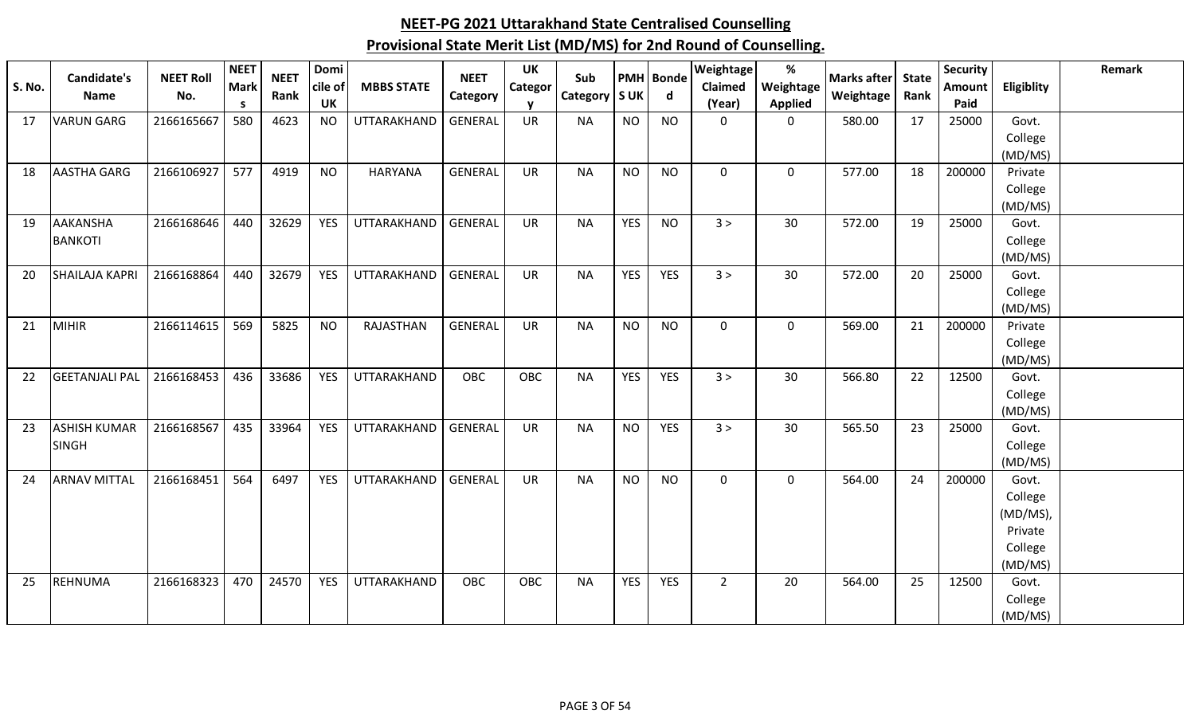# NEET-PG 2021 Uttarakhand State Centralised Counselling

## Provisional State Merit List (MD/MS) for 2nd Round of Counselling.

| S. No. | Candidate's Name | NEET Roll No. | NEET Marks | NEET Rank | Domicile of UK | MBBS STATE | NEET Category | UK Category | Sub Category | PMH S UK | Bonded | Weightage Claimed (Year) | % Weightage Applied | Marks after Weightage | State Rank | Security Amount Paid | Eligiblity | Remark |
|---|---|---|---|---|---|---|---|---|---|---|---|---|---|---|---|---|---|---|
| 17 | VARUN GARG | 2166165667 | 580 | 4623 | NO | UTTARAKHAND | GENERAL | UR | NA | NO | NO | 0 | 0 | 580.00 | 17 | 25000 | Govt. College (MD/MS) | |
| 18 | AASTHA GARG | 2166106927 | 577 | 4919 | NO | HARYANA | GENERAL | UR | NA | NO | NO | 0 | 0 | 577.00 | 18 | 200000 | Private College (MD/MS) | |
| 19 | AAKANSHA BANKOTI | 2166168646 | 440 | 32629 | YES | UTTARAKHAND | GENERAL | UR | NA | YES | NO | 3 > | 30 | 572.00 | 19 | 25000 | Govt. College (MD/MS) | |
| 20 | SHAILAJA KAPRI | 2166168864 | 440 | 32679 | YES | UTTARAKHAND | GENERAL | UR | NA | YES | YES | 3 > | 30 | 572.00 | 20 | 25000 | Govt. College (MD/MS) | |
| 21 | MIHIR | 2166114615 | 569 | 5825 | NO | RAJASTHAN | GENERAL | UR | NA | NO | NO | 0 | 0 | 569.00 | 21 | 200000 | Private College (MD/MS) | |
| 22 | GEETANJALI PAL | 2166168453 | 436 | 33686 | YES | UTTARAKHAND | OBC | OBC | NA | YES | YES | 3 > | 30 | 566.80 | 22 | 12500 | Govt. College (MD/MS) | |
| 23 | ASHISH KUMAR SINGH | 2166168567 | 435 | 33964 | YES | UTTARAKHAND | GENERAL | UR | NA | NO | YES | 3 > | 30 | 565.50 | 23 | 25000 | Govt. College (MD/MS) | |
| 24 | ARNAV MITTAL | 2166168451 | 564 | 6497 | YES | UTTARAKHAND | GENERAL | UR | NA | NO | NO | 0 | 0 | 564.00 | 24 | 200000 | Govt. College (MD/MS), Private College (MD/MS) | |
| 25 | REHNUMA | 2166168323 | 470 | 24570 | YES | UTTARAKHAND | OBC | OBC | NA | YES | YES | 2 | 20 | 564.00 | 25 | 12500 | Govt. College (MD/MS) | |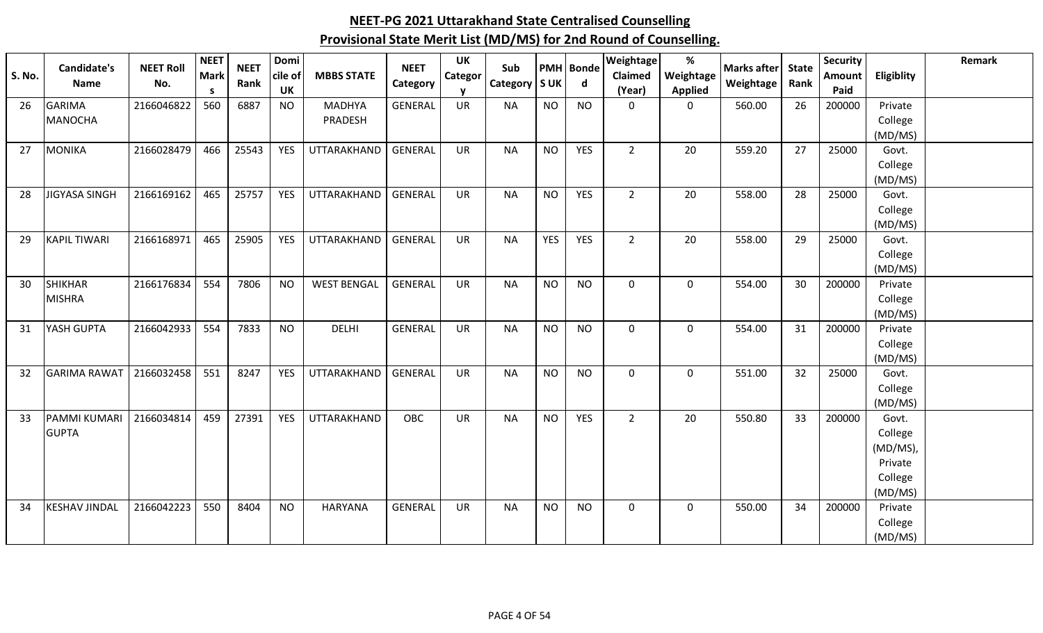# NEET-PG 2021 Uttarakhand State Centralised Counselling

## Provisional State Merit List (MD/MS) for 2nd Round of Counselling.

| S. No. | Candidate's Name | NEET Roll No. | NEET Marks | NEET Rank | Domicile of UK | MBBS STATE | NEET Category | UK Category | Sub Category | PMH S UK | Bonded | Weightage Claimed (Year) | % Weightage Applied | Marks after Weightage | State Rank | Security Amount Paid | Eligiblity | Remark |
|---|---|---|---|---|---|---|---|---|---|---|---|---|---|---|---|---|---|---|
| 26 | GARIMA MANOCHA | 2166046822 | 560 | 6887 | NO | MADHYA PRADESH | GENERAL | UR | NA | NO | NO | 0 | 0 | 560.00 | 26 | 200000 | Private College (MD/MS) | |
| 27 | MONIKA | 2166028479 | 466 | 25543 | YES | UTTARAKHAND | GENERAL | UR | NA | NO | YES | 2 | 20 | 559.20 | 27 | 25000 | Govt. College (MD/MS) | |
| 28 | JIGYASA SINGH | 2166169162 | 465 | 25757 | YES | UTTARAKHAND | GENERAL | UR | NA | NO | YES | 2 | 20 | 558.00 | 28 | 25000 | Govt. College (MD/MS) | |
| 29 | KAPIL TIWARI | 2166168971 | 465 | 25905 | YES | UTTARAKHAND | GENERAL | UR | NA | YES | YES | 2 | 20 | 558.00 | 29 | 25000 | Govt. College (MD/MS) | |
| 30 | SHIKHAR MISHRA | 2166176834 | 554 | 7806 | NO | WEST BENGAL | GENERAL | UR | NA | NO | NO | 0 | 0 | 554.00 | 30 | 200000 | Private College (MD/MS) | |
| 31 | YASH GUPTA | 2166042933 | 554 | 7833 | NO | DELHI | GENERAL | UR | NA | NO | NO | 0 | 0 | 554.00 | 31 | 200000 | Private College (MD/MS) | |
| 32 | GARIMA RAWAT | 2166032458 | 551 | 8247 | YES | UTTARAKHAND | GENERAL | UR | NA | NO | NO | 0 | 0 | 551.00 | 32 | 25000 | Govt. College (MD/MS) | |
| 33 | PAMMI KUMARI GUPTA | 2166034814 | 459 | 27391 | YES | UTTARAKHAND | OBC | UR | NA | NO | YES | 2 | 20 | 550.80 | 33 | 200000 | Govt. College (MD/MS), Private College (MD/MS) | |
| 34 | KESHAV JINDAL | 2166042223 | 550 | 8404 | NO | HARYANA | GENERAL | UR | NA | NO | NO | 0 | 0 | 550.00 | 34 | 200000 | Private College (MD/MS) | |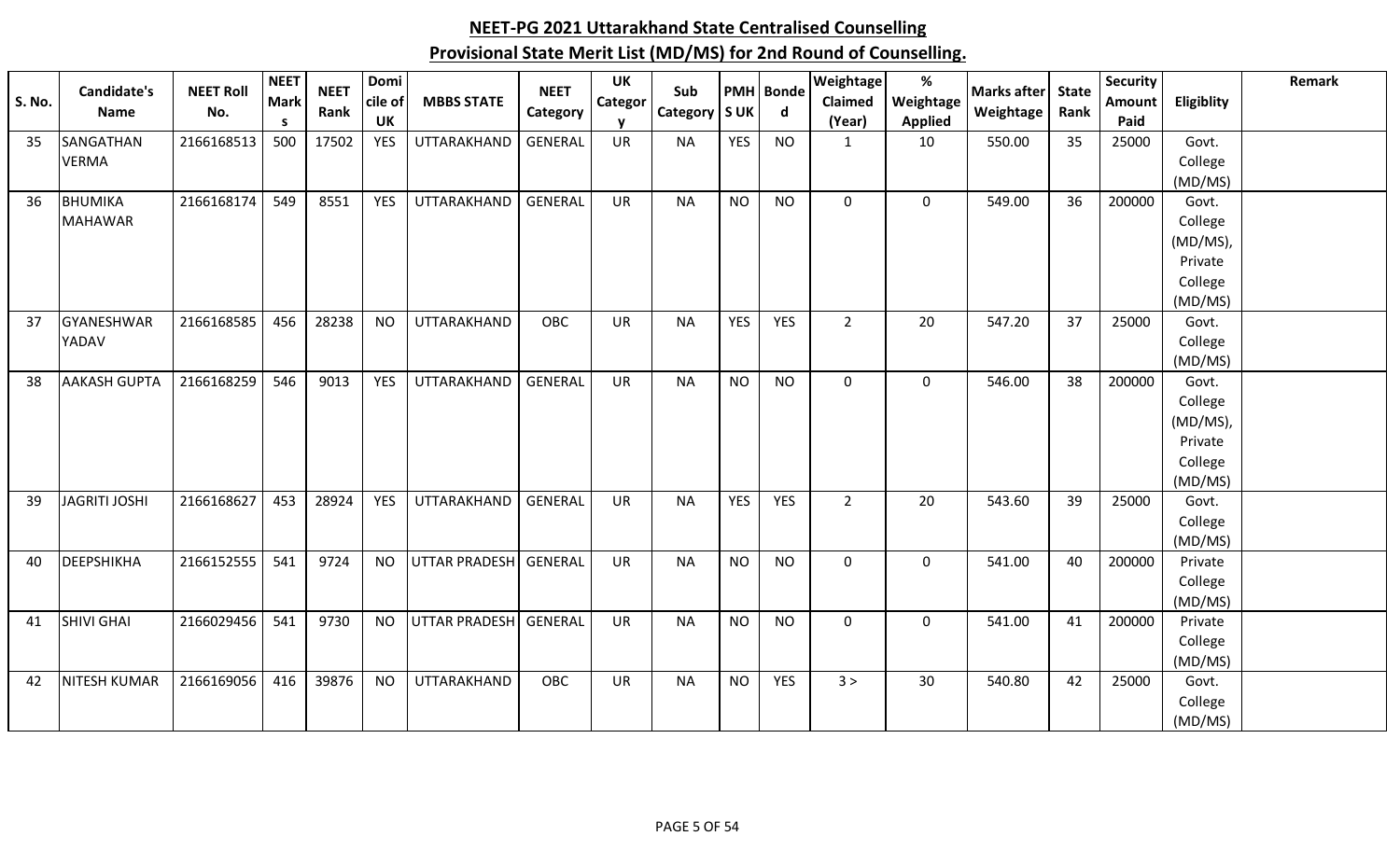## NEET-PG 2021 Uttarakhand State Centralised Counselling

## Provisional State Merit List (MD/MS) for 2nd Round of Counselling.

| S. No. | Candidate's Name | NEET Roll No. | NEET Marks | NEET Rank | Domicile of UK | MBBS STATE | NEET Category | UK Category | Sub Category | PMH S UK | Bonded | Weightage Claimed (Year) | % Weightage Applied | Marks after Weightage | State Rank | Security Amount Paid | Eligiblity | Remark |
|---|---|---|---|---|---|---|---|---|---|---|---|---|---|---|---|---|---|---|
| 35 | SANGATHAN VERMA | 2166168513 | 500 | 17502 | YES | UTTARAKHAND | GENERAL | UR | NA | YES | NO | 1 | 10 | 550.00 | 35 | 25000 | Govt. College (MD/MS) | |
| 36 | BHUMIKA MAHAWAR | 2166168174 | 549 | 8551 | YES | UTTARAKHAND | GENERAL | UR | NA | NO | NO | 0 | 0 | 549.00 | 36 | 200000 | Govt. College (MD/MS), Private College (MD/MS) | |
| 37 | GYANESHWAR YADAV | 2166168585 | 456 | 28238 | NO | UTTARAKHAND | OBC | UR | NA | YES | YES | 2 | 20 | 547.20 | 37 | 25000 | Govt. College (MD/MS) | |
| 38 | AAKASH GUPTA | 2166168259 | 546 | 9013 | YES | UTTARAKHAND | GENERAL | UR | NA | NO | NO | 0 | 0 | 546.00 | 38 | 200000 | Govt. College (MD/MS), Private College (MD/MS) | |
| 39 | JAGRITI JOSHI | 2166168627 | 453 | 28924 | YES | UTTARAKHAND | GENERAL | UR | NA | YES | YES | 2 | 20 | 543.60 | 39 | 25000 | Govt. College (MD/MS) | |
| 40 | DEEPSHIKHA | 2166152555 | 541 | 9724 | NO | UTTAR PRADESH | GENERAL | UR | NA | NO | NO | 0 | 0 | 541.00 | 40 | 200000 | Private College (MD/MS) | |
| 41 | SHIVI GHAI | 2166029456 | 541 | 9730 | NO | UTTAR PRADESH | GENERAL | UR | NA | NO | NO | 0 | 0 | 541.00 | 41 | 200000 | Private College (MD/MS) | |
| 42 | NITESH KUMAR | 2166169056 | 416 | 39876 | NO | UTTARAKHAND | OBC | UR | NA | NO | YES | 3 > | 30 | 540.80 | 42 | 25000 | Govt. College (MD/MS) | |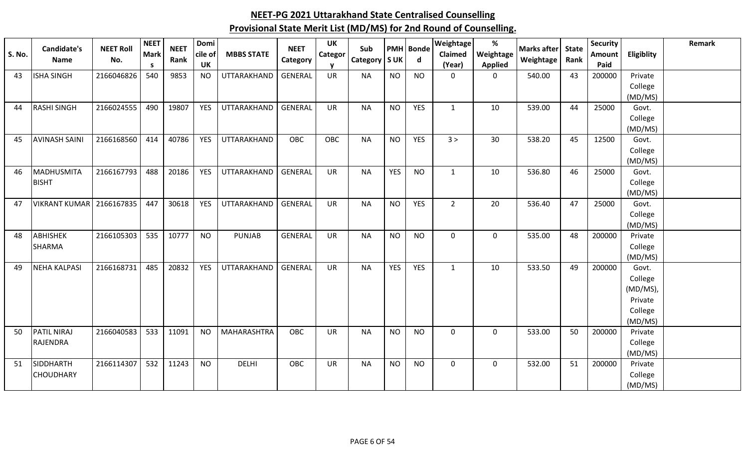**NEET-PG 2021 Uttarakhand State Centralised Counselling**

**Provisional State Merit List (MD/MS) for 2nd Round of Counselling.**

| S. No. | Candidate's Name | NEET Roll No. | NEET Marks | NEET Rank | Domicile of UK | MBBS STATE | NEET Category | UK Category | Sub Category | PMH S UK | Bonded | Weightage Claimed (Year) | % Weightage Applied | Marks after Weightage | State Rank | Security Amount Paid | Eligiblity | Remark |
|---|---|---|---|---|---|---|---|---|---|---|---|---|---|---|---|---|---|---|
| 43 | ISHA SINGH | 2166046826 | 540 | 9853 | NO | UTTARAKHAND | GENERAL | UR | NA | NO | NO | 0 | 0 | 540.00 | 43 | 200000 | Private College (MD/MS) | |
| 44 | RASHI SINGH | 2166024555 | 490 | 19807 | YES | UTTARAKHAND | GENERAL | UR | NA | NO | YES | 1 | 10 | 539.00 | 44 | 25000 | Govt. College (MD/MS) | |
| 45 | AVINASH SAINI | 2166168560 | 414 | 40786 | YES | UTTARAKHAND | OBC | OBC | NA | NO | YES | 3 > | 30 | 538.20 | 45 | 12500 | Govt. College (MD/MS) | |
| 46 | MADHUSMITA BISHT | 2166167793 | 488 | 20186 | YES | UTTARAKHAND | GENERAL | UR | NA | YES | NO | 1 | 10 | 536.80 | 46 | 25000 | Govt. College (MD/MS) | |
| 47 | VIKRANT KUMAR | 2166167835 | 447 | 30618 | YES | UTTARAKHAND | GENERAL | UR | NA | NO | YES | 2 | 20 | 536.40 | 47 | 25000 | Govt. College (MD/MS) | |
| 48 | ABHISHEK SHARMA | 2166105303 | 535 | 10777 | NO | PUNJAB | GENERAL | UR | NA | NO | NO | 0 | 0 | 535.00 | 48 | 200000 | Private College (MD/MS) | |
| 49 | NEHA KALPASI | 2166168731 | 485 | 20832 | YES | UTTARAKHAND | GENERAL | UR | NA | YES | YES | 1 | 10 | 533.50 | 49 | 200000 | Govt. College (MD/MS), Private College (MD/MS) | |
| 50 | PATIL NIRAJ RAJENDRA | 2166040583 | 533 | 11091 | NO | MAHARASHTRA | OBC | UR | NA | NO | NO | 0 | 0 | 533.00 | 50 | 200000 | Private College (MD/MS) | |
| 51 | SIDDHARTH CHOUDHARY | 2166114307 | 532 | 11243 | NO | DELHI | OBC | UR | NA | NO | NO | 0 | 0 | 532.00 | 51 | 200000 | Private College (MD/MS) | |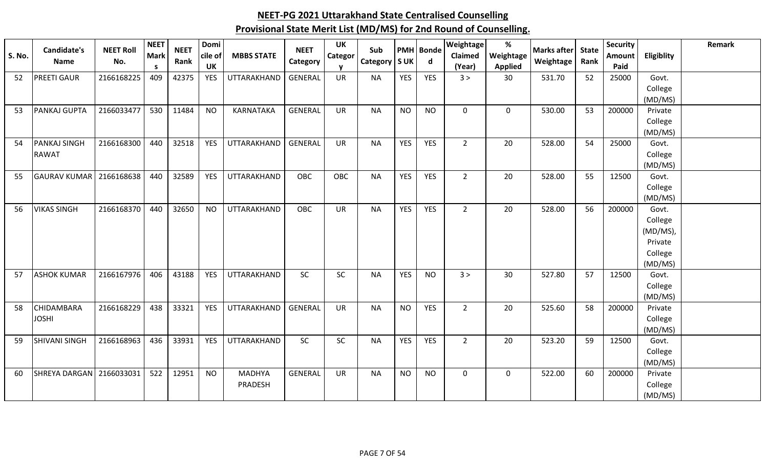## NEET-PG 2021 Uttarakhand State Centralised Counselling

## Provisional State Merit List (MD/MS) for 2nd Round of Counselling.

| S. No. | Candidate's Name | NEET Roll No. | NEET Marks | NEET Rank | Domicile of UK | MBBS STATE | NEET Category | UK Category | Sub Category | PMH S UK | Bonded | Weightage Claimed (Year) | % Weightage Applied | Marks after Weightage | State Rank | Security Amount Paid | Eligiblity | Remark |
|---|---|---|---|---|---|---|---|---|---|---|---|---|---|---|---|---|---|---|
| 52 | PREETI GAUR | 2166168225 | 409 | 42375 | YES | UTTARAKHAND | GENERAL | UR | NA | YES | YES | 3 > | 30 | 531.70 | 52 | 25000 | Govt. College (MD/MS) | |
| 53 | PANKAJ GUPTA | 2166033477 | 530 | 11484 | NO | KARNATAKA | GENERAL | UR | NA | NO | NO | 0 | 0 | 530.00 | 53 | 200000 | Private College (MD/MS) | |
| 54 | PANKAJ SINGH RAWAT | 2166168300 | 440 | 32518 | YES | UTTARAKHAND | GENERAL | UR | NA | YES | YES | 2 | 20 | 528.00 | 54 | 25000 | Govt. College (MD/MS) | |
| 55 | GAURAV KUMAR | 2166168638 | 440 | 32589 | YES | UTTARAKHAND | OBC | OBC | NA | YES | YES | 2 | 20 | 528.00 | 55 | 12500 | Govt. College (MD/MS) | |
| 56 | VIKAS SINGH | 2166168370 | 440 | 32650 | NO | UTTARAKHAND | OBC | UR | NA | YES | YES | 2 | 20 | 528.00 | 56 | 200000 | Govt. College (MD/MS), Private College (MD/MS) | |
| 57 | ASHOK KUMAR | 2166167976 | 406 | 43188 | YES | UTTARAKHAND | SC | SC | NA | YES | NO | 3 > | 30 | 527.80 | 57 | 12500 | Govt. College (MD/MS) | |
| 58 | CHIDAMBARA JOSHI | 2166168229 | 438 | 33321 | YES | UTTARAKHAND | GENERAL | UR | NA | NO | YES | 2 | 20 | 525.60 | 58 | 200000 | Private College (MD/MS) | |
| 59 | SHIVANI SINGH | 2166168963 | 436 | 33931 | YES | UTTARAKHAND | SC | SC | NA | YES | YES | 2 | 20 | 523.20 | 59 | 12500 | Govt. College (MD/MS) | |
| 60 | SHREYA DARGAN | 2166033031 | 522 | 12951 | NO | MADHYA PRADESH | GENERAL | UR | NA | NO | NO | 0 | 0 | 522.00 | 60 | 200000 | Private College (MD/MS) | |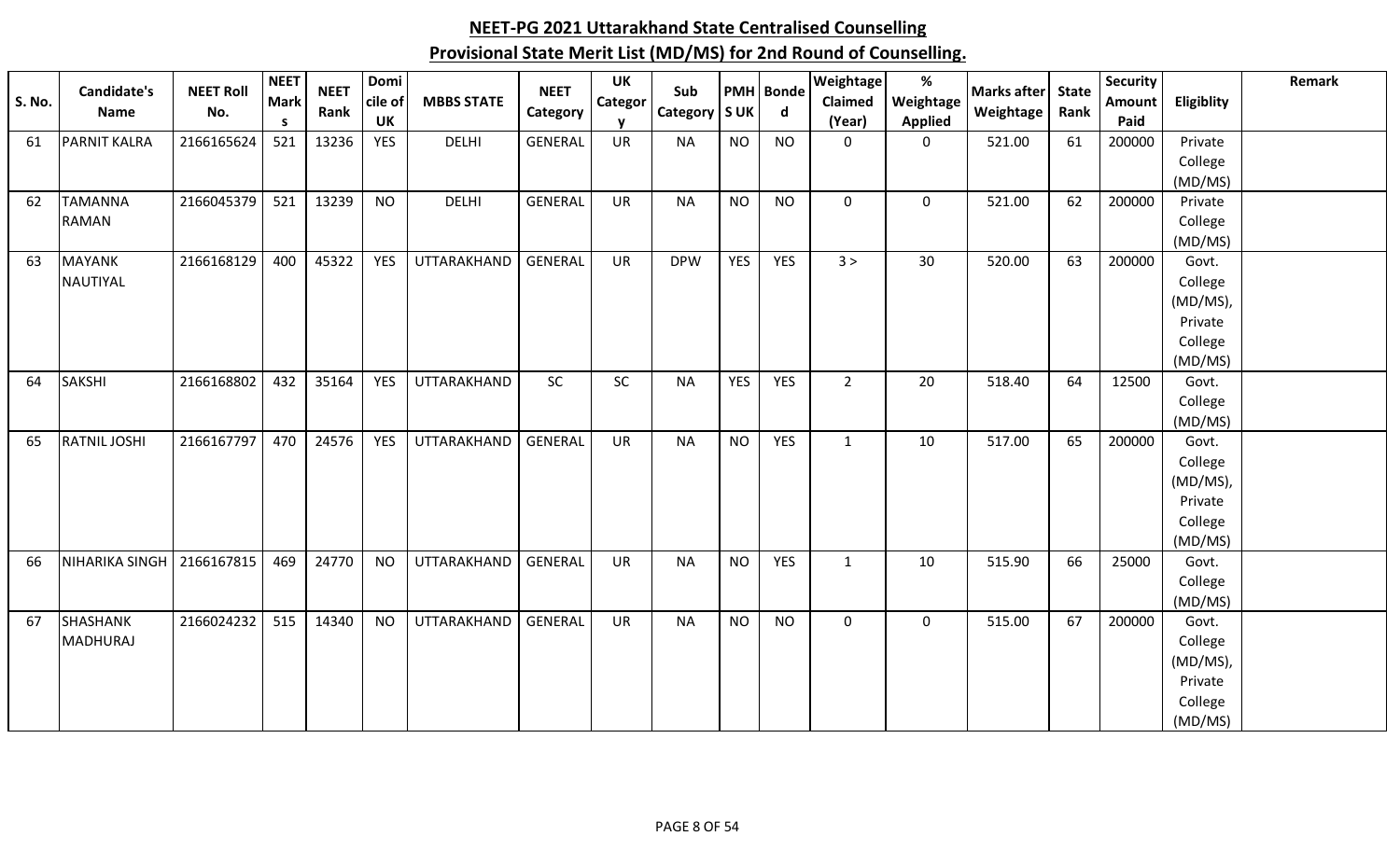# NEET-PG 2021 Uttarakhand State Centralised Counselling

## Provisional State Merit List (MD/MS) for 2nd Round of Counselling.

| S. No. | Candidate's Name | NEET Roll No. | NEET Marks | NEET Rank | Domicile of UK | MBBS STATE | NEET Category | UK Category | Sub Category | PMH SUK | Bonded | Weightage Claimed (Year) | % Weightage Applied | Marks after Weightage | State Rank | Security Amount Paid | Eligiblity | Remark |
|---|---|---|---|---|---|---|---|---|---|---|---|---|---|---|---|---|---|---|
| 61 | PARNIT KALRA | 2166165624 | 521 | 13236 | YES | DELHI | GENERAL | UR | NA | NO | NO | 0 | 0 | 521.00 | 61 | 200000 | Private College (MD/MS) | |
| 62 | TAMANNA RAMAN | 2166045379 | 521 | 13239 | NO | DELHI | GENERAL | UR | NA | NO | NO | 0 | 0 | 521.00 | 62 | 200000 | Private College (MD/MS) | |
| 63 | MAYANK NAUTIYAL | 2166168129 | 400 | 45322 | YES | UTTARAKHAND | GENERAL | UR | DPW | YES | YES | 3 > | 30 | 520.00 | 63 | 200000 | Govt. College (MD/MS), Private College (MD/MS) | |
| 64 | SAKSHI | 2166168802 | 432 | 35164 | YES | UTTARAKHAND | SC | SC | NA | YES | YES | 2 | 20 | 518.40 | 64 | 12500 | Govt. College (MD/MS) | |
| 65 | RATNIL JOSHI | 2166167797 | 470 | 24576 | YES | UTTARAKHAND | GENERAL | UR | NA | NO | YES | 1 | 10 | 517.00 | 65 | 200000 | Govt. College (MD/MS), Private College (MD/MS) | |
| 66 | NIHARIKA SINGH | 2166167815 | 469 | 24770 | NO | UTTARAKHAND | GENERAL | UR | NA | NO | YES | 1 | 10 | 515.90 | 66 | 25000 | Govt. College (MD/MS) | |
| 67 | SHASHANK MADHURAJ | 2166024232 | 515 | 14340 | NO | UTTARAKHAND | GENERAL | UR | NA | NO | NO | 0 | 0 | 515.00 | 67 | 200000 | Govt. College (MD/MS), Private College (MD/MS) | |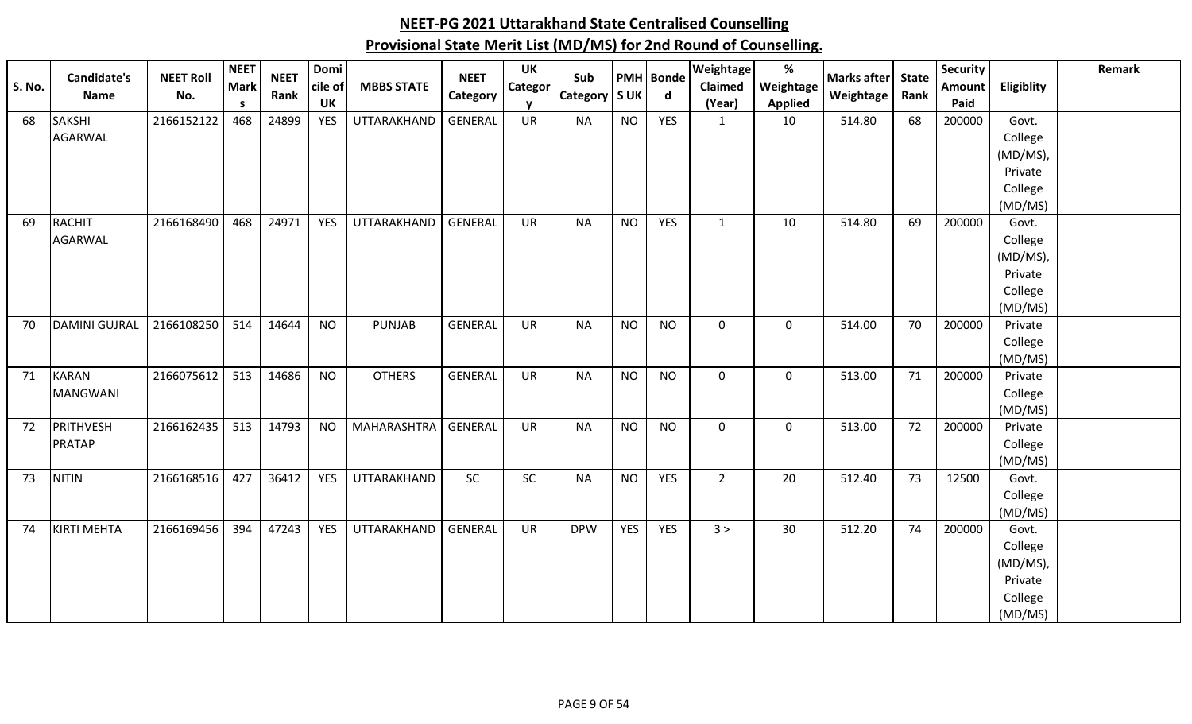# NEET-PG 2021 Uttarakhand State Centralised Counselling

## Provisional State Merit List (MD/MS) for 2nd Round of Counselling.

| S. No. | Candidate's Name | NEET Roll No. | NEET Marks | NEET Rank | Domicile of UK | MBBS STATE | NEET Category | UK Category | Sub Category | PMH SUK | Bonded | Weightage Claimed (Year) | % Weightage Applied | Marks after Weightage | State Rank | Security Amount Paid | Eligiblity | Remark |
|---|---|---|---|---|---|---|---|---|---|---|---|---|---|---|---|---|---|---|
| 68 | SAKSHI AGARWAL | 2166152122 | 468 | 24899 | YES | UTTARAKHAND | GENERAL | UR | NA | NO | YES | 1 | 10 | 514.80 | 68 | 200000 | Govt. College (MD/MS), Private College (MD/MS) | |
| 69 | RACHIT AGARWAL | 2166168490 | 468 | 24971 | YES | UTTARAKHAND | GENERAL | UR | NA | NO | YES | 1 | 10 | 514.80 | 69 | 200000 | Govt. College (MD/MS), Private College (MD/MS) | |
| 70 | DAMINI GUJRAL | 2166108250 | 514 | 14644 | NO | PUNJAB | GENERAL | UR | NA | NO | NO | 0 | 0 | 514.00 | 70 | 200000 | Private College (MD/MS) | |
| 71 | KARAN MANGWANI | 2166075612 | 513 | 14686 | NO | OTHERS | GENERAL | UR | NA | NO | NO | 0 | 0 | 513.00 | 71 | 200000 | Private College (MD/MS) | |
| 72 | PRITHVESH PRATAP | 2166162435 | 513 | 14793 | NO | MAHARASHTRA | GENERAL | UR | NA | NO | NO | 0 | 0 | 513.00 | 72 | 200000 | Private College (MD/MS) | |
| 73 | NITIN | 2166168516 | 427 | 36412 | YES | UTTARAKHAND | SC | SC | NA | NO | YES | 2 | 20 | 512.40 | 73 | 12500 | Govt. College (MD/MS) | |
| 74 | KIRTI MEHTA | 2166169456 | 394 | 47243 | YES | UTTARAKHAND | GENERAL | UR | DPW | YES | YES | 3 > | 30 | 512.20 | 74 | 200000 | Govt. College (MD/MS), Private College (MD/MS) | |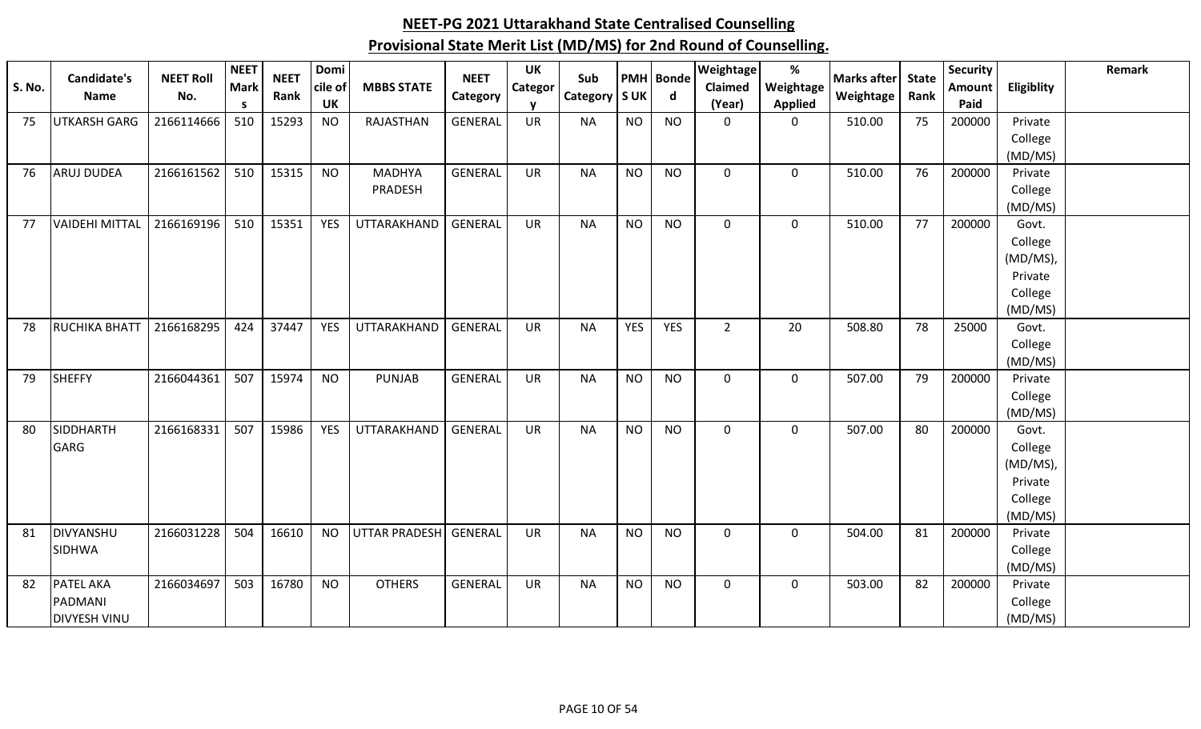## NEET-PG 2021 Uttarakhand State Centralised Counselling

## Provisional State Merit List (MD/MS) for 2nd Round of Counselling.

| S. No. | Candidate's Name | NEET Roll No. | NEET Marks | NEET Rank | Domicile of UK | MBBS STATE | NEET Category | UK Category | Sub Category | PMH S UK | Bonded | Weightage Claimed (Year) | % Weightage Applied | Marks after Weightage | State Rank | Security Amount Paid | Eligiblity | Remark |
|---|---|---|---|---|---|---|---|---|---|---|---|---|---|---|---|---|---|---|
| 75 | UTKARSH GARG | 2166114666 | 510 | 15293 | NO | RAJASTHAN | GENERAL | UR | NA | NO | NO | 0 | 0 | 510.00 | 75 | 200000 | Private College (MD/MS) | |
| 76 | ARUJ DUDEA | 2166161562 | 510 | 15315 | NO | MADHYA PRADESH | GENERAL | UR | NA | NO | NO | 0 | 0 | 510.00 | 76 | 200000 | Private College (MD/MS) | |
| 77 | VAIDEHI MITTAL | 2166169196 | 510 | 15351 | YES | UTTARAKHAND | GENERAL | UR | NA | NO | NO | 0 | 0 | 510.00 | 77 | 200000 | Govt. College (MD/MS), Private College (MD/MS) | |
| 78 | RUCHIKA BHATT | 2166168295 | 424 | 37447 | YES | UTTARAKHAND | GENERAL | UR | NA | YES | YES | 2 | 20 | 508.80 | 78 | 25000 | Govt. College (MD/MS) | |
| 79 | SHEFFY | 2166044361 | 507 | 15974 | NO | PUNJAB | GENERAL | UR | NA | NO | NO | 0 | 0 | 507.00 | 79 | 200000 | Private College (MD/MS) | |
| 80 | SIDDHARTH GARG | 2166168331 | 507 | 15986 | YES | UTTARAKHAND | GENERAL | UR | NA | NO | NO | 0 | 0 | 507.00 | 80 | 200000 | Govt. College (MD/MS), Private College (MD/MS) | |
| 81 | DIVYANSHU SIDHWA | 2166031228 | 504 | 16610 | NO | UTTAR PRADESH | GENERAL | UR | NA | NO | NO | 0 | 0 | 504.00 | 81 | 200000 | Private College (MD/MS) | |
| 82 | PATEL AKA PADMANI DIVYESH VINU | 2166034697 | 503 | 16780 | NO | OTHERS | GENERAL | UR | NA | NO | NO | 0 | 0 | 503.00 | 82 | 200000 | Private College (MD/MS) | |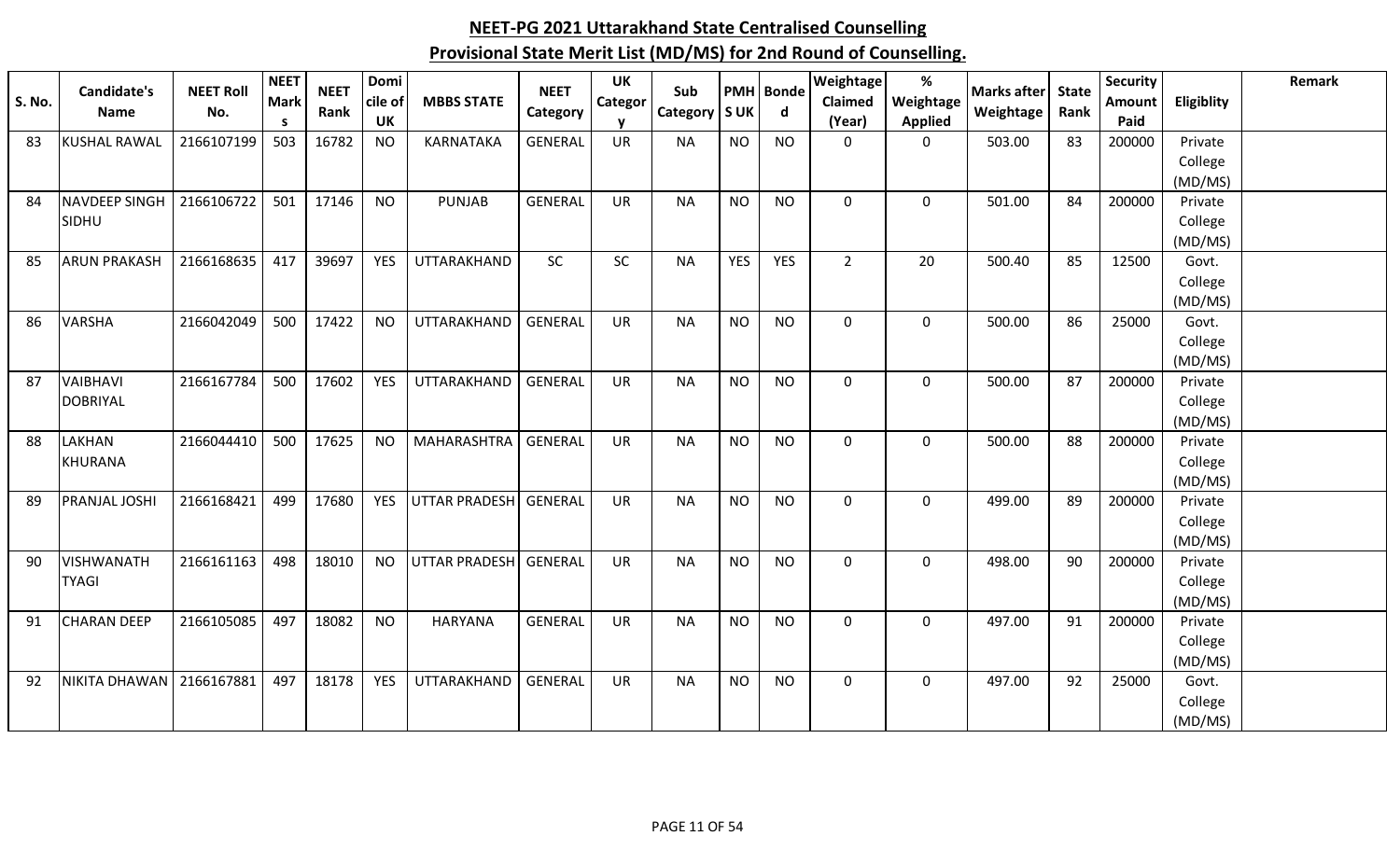# NEET-PG 2021 Uttarakhand State Centralised Counselling

## Provisional State Merit List (MD/MS) for 2nd Round of Counselling.

| S. No. | Candidate's Name | NEET Roll No. | NEET Marks | NEET Rank | Domicile of UK | MBBS STATE | NEET Category | UK Category | Sub Category | PMH S UK | Bonded | Weightage Claimed (Year) | % Weightage Applied | Marks after Weightage | State Rank | Security Amount Paid | Eligiblity | Remark |
|---|---|---|---|---|---|---|---|---|---|---|---|---|---|---|---|---|---|---|
| 83 | KUSHAL RAWAL | 2166107199 | 503 | 16782 | NO | KARNATAKA | GENERAL | UR | NA | NO | NO | 0 | 0 | 503.00 | 83 | 200000 | Private College (MD/MS) | |
| 84 | NAVDEEP SINGH SIDHU | 2166106722 | 501 | 17146 | NO | PUNJAB | GENERAL | UR | NA | NO | NO | 0 | 0 | 501.00 | 84 | 200000 | Private College (MD/MS) | |
| 85 | ARUN PRAKASH | 2166168635 | 417 | 39697 | YES | UTTARAKHAND | SC | SC | NA | YES | YES | 2 | 20 | 500.40 | 85 | 12500 | Govt. College (MD/MS) | |
| 86 | VARSHA | 2166042049 | 500 | 17422 | NO | UTTARAKHAND | GENERAL | UR | NA | NO | NO | 0 | 0 | 500.00 | 86 | 25000 | Govt. College (MD/MS) | |
| 87 | VAIBHAVI DOBRIYAL | 2166167784 | 500 | 17602 | YES | UTTARAKHAND | GENERAL | UR | NA | NO | NO | 0 | 0 | 500.00 | 87 | 200000 | Private College (MD/MS) | |
| 88 | LAKHAN KHURANA | 2166044410 | 500 | 17625 | NO | MAHARASHTRA | GENERAL | UR | NA | NO | NO | 0 | 0 | 500.00 | 88 | 200000 | Private College (MD/MS) | |
| 89 | PRANJAL JOSHI | 2166168421 | 499 | 17680 | YES | UTTAR PRADESH | GENERAL | UR | NA | NO | NO | 0 | 0 | 499.00 | 89 | 200000 | Private College (MD/MS) | |
| 90 | VISHWANATH TYAGI | 2166161163 | 498 | 18010 | NO | UTTAR PRADESH | GENERAL | UR | NA | NO | NO | 0 | 0 | 498.00 | 90 | 200000 | Private College (MD/MS) | |
| 91 | CHARAN DEEP | 2166105085 | 497 | 18082 | NO | HARYANA | GENERAL | UR | NA | NO | NO | 0 | 0 | 497.00 | 91 | 200000 | Private College (MD/MS) | |
| 92 | NIKITA DHAWAN | 2166167881 | 497 | 18178 | YES | UTTARAKHAND | GENERAL | UR | NA | NO | NO | 0 | 0 | 497.00 | 92 | 25000 | Govt. College (MD/MS) | |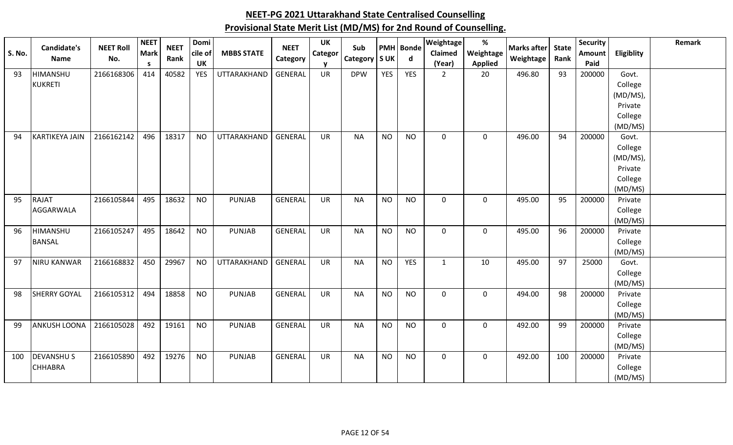# NEET-PG 2021 Uttarakhand State Centralised Counselling

## Provisional State Merit List (MD/MS) for 2nd Round of Counselling.

| S. No. | Candidate's Name | NEET Roll No. | NEET Marks | NEET Rank | Domicile of UK | MBBS STATE | NEET Category | UK Category | Sub Category | PMH S UK | Bonded | Weightage Claimed (Year) | % Weightage Applied | Marks after Weightage | State Rank | Security Amount Paid | Eligiblity | Remark |
|---|---|---|---|---|---|---|---|---|---|---|---|---|---|---|---|---|---|---|
| 93 | HIMANSHU KUKRETI | 2166168306 | 414 | 40582 | YES | UTTARAKHAND | GENERAL | UR | DPW | YES | YES | 2 | 20 | 496.80 | 93 | 200000 | Govt. College (MD/MS), Private College (MD/MS) | |
| 94 | KARTIKEYA JAIN | 2166162142 | 496 | 18317 | NO | UTTARAKHAND | GENERAL | UR | NA | NO | NO | 0 | 0 | 496.00 | 94 | 200000 | Govt. College (MD/MS), Private College (MD/MS) | |
| 95 | RAJAT AGGARWALA | 2166105844 | 495 | 18632 | NO | PUNJAB | GENERAL | UR | NA | NO | NO | 0 | 0 | 495.00 | 95 | 200000 | Private College (MD/MS) | |
| 96 | HIMANSHU BANSAL | 2166105247 | 495 | 18642 | NO | PUNJAB | GENERAL | UR | NA | NO | NO | 0 | 0 | 495.00 | 96 | 200000 | Private College (MD/MS) | |
| 97 | NIRU KANWAR | 2166168832 | 450 | 29967 | NO | UTTARAKHAND | GENERAL | UR | NA | NO | YES | 1 | 10 | 495.00 | 97 | 25000 | Govt. College (MD/MS) | |
| 98 | SHERRY GOYAL | 2166105312 | 494 | 18858 | NO | PUNJAB | GENERAL | UR | NA | NO | NO | 0 | 0 | 494.00 | 98 | 200000 | Private College (MD/MS) | |
| 99 | ANKUSH LOONA | 2166105028 | 492 | 19161 | NO | PUNJAB | GENERAL | UR | NA | NO | NO | 0 | 0 | 492.00 | 99 | 200000 | Private College (MD/MS) | |
| 100 | DEVANSHU S CHHABRA | 2166105890 | 492 | 19276 | NO | PUNJAB | GENERAL | UR | NA | NO | NO | 0 | 0 | 492.00 | 100 | 200000 | Private College (MD/MS) | |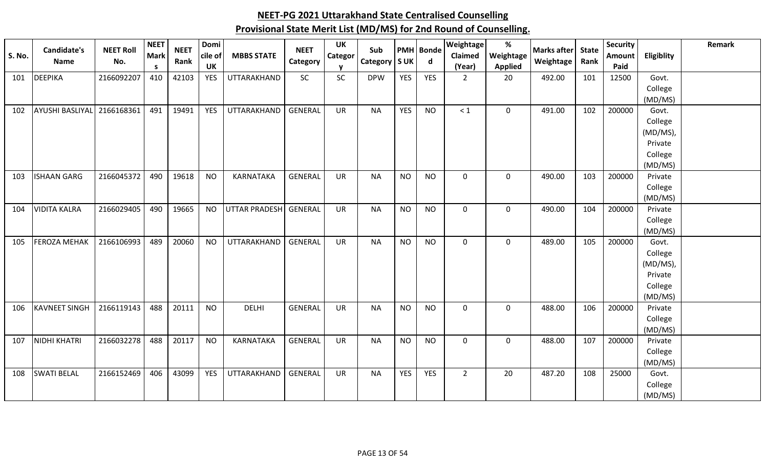# NEET-PG 2021 Uttarakhand State Centralised Counselling

## Provisional State Merit List (MD/MS) for 2nd Round of Counselling.

| S. No. | Candidate's Name | NEET Roll No. | NEET Marks | NEET Rank | Domicile of UK | MBBS STATE | NEET Category | UK Category | Sub Category | S UK | PMH | Bonded | Weightage Claimed (Year) | % Weightage Applied | Marks after Weightage | State Rank | Security Amount Paid | Eligiblity | Remark |
|---|---|---|---|---|---|---|---|---|---|---|---|---|---|---|---|---|---|---|---|
| 101 | DEEPIKA | 2166092207 | 410 | 42103 | YES | UTTARAKHAND | SC | SC | DPW | YES | | YES | 2 | 20 | 492.00 | 101 | 12500 | Govt. College (MD/MS) | |
| 102 | AYUSHI BASLIYAL | 2166168361 | 491 | 19491 | YES | UTTARAKHAND | GENERAL | UR | NA | YES | | NO | < 1 | 0 | 491.00 | 102 | 200000 | Govt. College (MD/MS), Private College (MD/MS) | |
| 103 | ISHAAN GARG | 2166045372 | 490 | 19618 | NO | KARNATAKA | GENERAL | UR | NA | NO | | NO | 0 | 0 | 490.00 | 103 | 200000 | Private College (MD/MS) | |
| 104 | VIDITA KALRA | 2166029405 | 490 | 19665 | NO | UTTAR PRADESH | GENERAL | UR | NA | NO | | NO | 0 | 0 | 490.00 | 104 | 200000 | Private College (MD/MS) | |
| 105 | FEROZA MEHAK | 2166106993 | 489 | 20060 | NO | UTTARAKHAND | GENERAL | UR | NA | NO | | NO | 0 | 0 | 489.00 | 105 | 200000 | Govt. College (MD/MS), Private College (MD/MS) | |
| 106 | KAVNEET SINGH | 2166119143 | 488 | 20111 | NO | DELHI | GENERAL | UR | NA | NO | | NO | 0 | 0 | 488.00 | 106 | 200000 | Private College (MD/MS) | |
| 107 | NIDHI KHATRI | 2166032278 | 488 | 20117 | NO | KARNATAKA | GENERAL | UR | NA | NO | | NO | 0 | 0 | 488.00 | 107 | 200000 | Private College (MD/MS) | |
| 108 | SWATI BELAL | 2166152469 | 406 | 43099 | YES | UTTARAKHAND | GENERAL | UR | NA | YES | | YES | 2 | 20 | 487.20 | 108 | 25000 | Govt. College (MD/MS) | |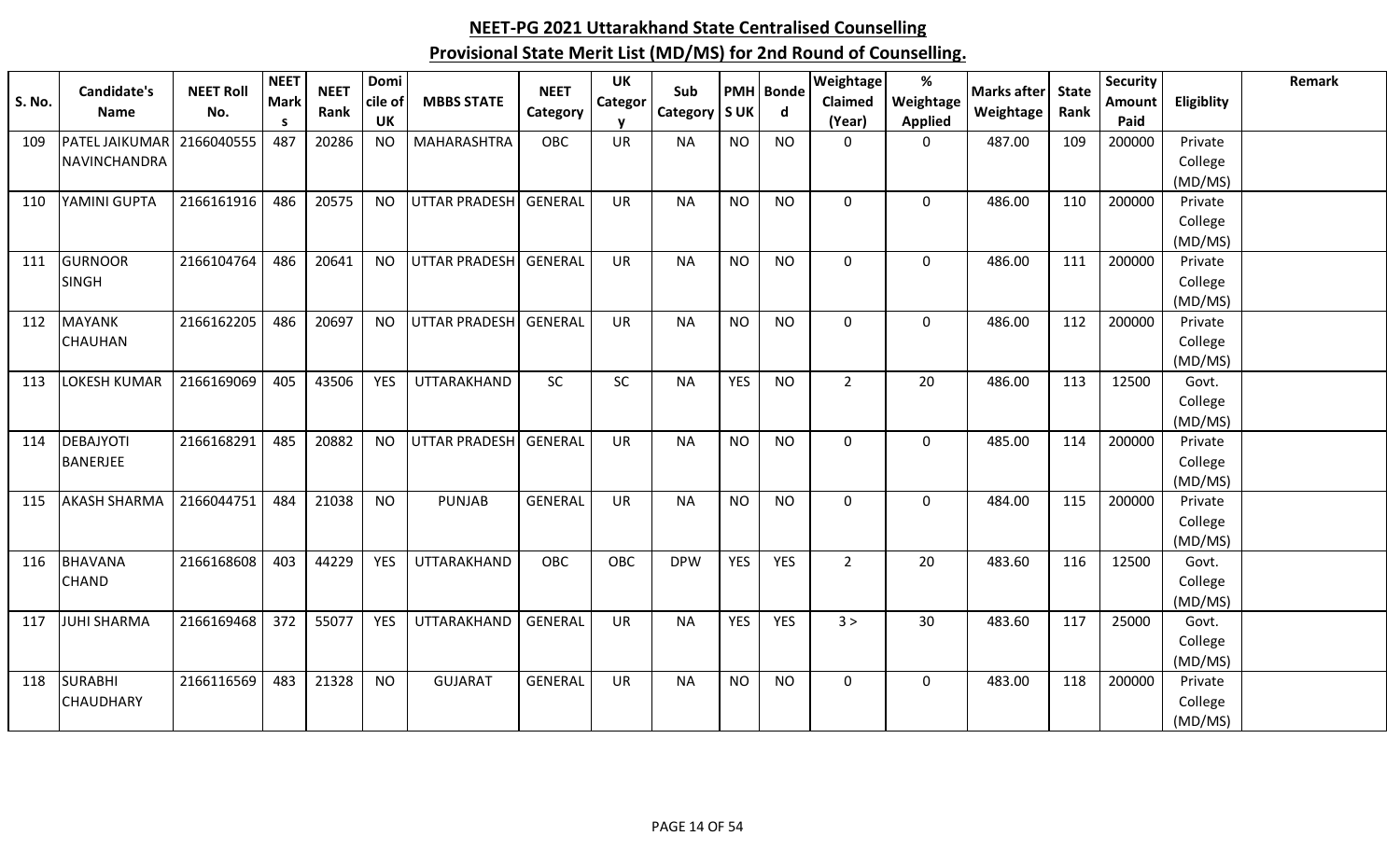## NEET-PG 2021 Uttarakhand State Centralised Counselling

## Provisional State Merit List (MD/MS) for 2nd Round of Counselling.

| S. No. | Candidate's Name | NEET Roll No. | NEET Marks | NEET Rank | Domicile of UK | MBBS STATE | NEET Category | UK Category | Sub Category | PMH S UK | Bonded | Weightage Claimed (Year) | % Weightage Applied | Marks after Weightage | State Rank | Security Amount Paid | Eligiblity | Remark |
|---|---|---|---|---|---|---|---|---|---|---|---|---|---|---|---|---|---|---|
| 109 | PATEL JAIKUMAR NAVINCHANDRA | 2166040555 | 487 | 20286 | NO | MAHARASHTRA | OBC | UR | NA | NO | NO | 0 | 0 | 487.00 | 109 | 200000 | Private College (MD/MS) | |
| 110 | YAMINI GUPTA | 2166161916 | 486 | 20575 | NO | UTTAR PRADESH | GENERAL | UR | NA | NO | NO | 0 | 0 | 486.00 | 110 | 200000 | Private College (MD/MS) | |
| 111 | GURNOOR SINGH | 2166104764 | 486 | 20641 | NO | UTTAR PRADESH | GENERAL | UR | NA | NO | NO | 0 | 0 | 486.00 | 111 | 200000 | Private College (MD/MS) | |
| 112 | MAYANK CHAUHAN | 2166162205 | 486 | 20697 | NO | UTTAR PRADESH | GENERAL | UR | NA | NO | NO | 0 | 0 | 486.00 | 112 | 200000 | Private College (MD/MS) | |
| 113 | LOKESH KUMAR | 2166169069 | 405 | 43506 | YES | UTTARAKHAND | SC | SC | NA | YES | NO | 2 | 20 | 486.00 | 113 | 12500 | Govt. College (MD/MS) | |
| 114 | DEBAJYOTI BANERJEE | 2166168291 | 485 | 20882 | NO | UTTAR PRADESH | GENERAL | UR | NA | NO | NO | 0 | 0 | 485.00 | 114 | 200000 | Private College (MD/MS) | |
| 115 | AKASH SHARMA | 2166044751 | 484 | 21038 | NO | PUNJAB | GENERAL | UR | NA | NO | NO | 0 | 0 | 484.00 | 115 | 200000 | Private College (MD/MS) | |
| 116 | BHAVANA CHAND | 2166168608 | 403 | 44229 | YES | UTTARAKHAND | OBC | OBC | DPW | YES | YES | 2 | 20 | 483.60 | 116 | 12500 | Govt. College (MD/MS) | |
| 117 | JUHI SHARMA | 2166169468 | 372 | 55077 | YES | UTTARAKHAND | GENERAL | UR | NA | YES | YES | 3 > | 30 | 483.60 | 117 | 25000 | Govt. College (MD/MS) | |
| 118 | SURABHI CHAUDHARY | 2166116569 | 483 | 21328 | NO | GUJARAT | GENERAL | UR | NA | NO | NO | 0 | 0 | 483.00 | 118 | 200000 | Private College (MD/MS) | |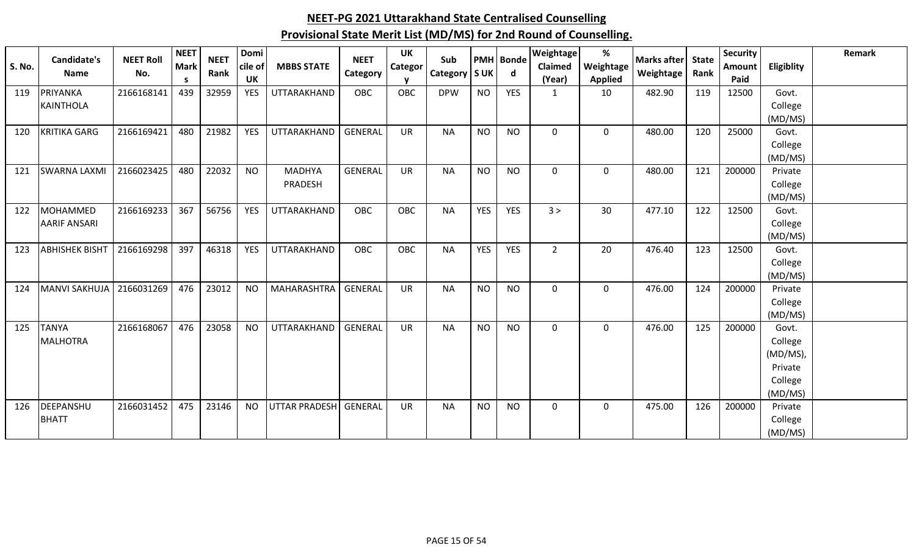# NEET-PG 2021 Uttarakhand State Centralised Counselling

## Provisional State Merit List (MD/MS) for 2nd Round of Counselling.

| S. No. | Candidate's Name | NEET Roll No. | NEET Marks | NEET Rank | Domicile of UK | MBBS STATE | NEET Category | UK Category | Sub Category | PMH S UK | Bonded | Weightage Claimed (Year) | % Weightage Applied | Marks after Weightage | State Rank | Security Amount Paid | Eligiblity | Remark |
|---|---|---|---|---|---|---|---|---|---|---|---|---|---|---|---|---|---|---|
| 119 | PRIYANKA KAINTHOLA | 2166168141 | 439 | 32959 | YES | UTTARAKHAND | OBC | OBC | DPW | NO | YES | 1 | 10 | 482.90 | 119 | 12500 | Govt. College (MD/MS) | |
| 120 | KRITIKA GARG | 2166169421 | 480 | 21982 | YES | UTTARAKHAND | GENERAL | UR | NA | NO | NO | 0 | 0 | 480.00 | 120 | 25000 | Govt. College (MD/MS) | |
| 121 | SWARNA LAXMI | 2166023425 | 480 | 22032 | NO | MADHYA PRADESH | GENERAL | UR | NA | NO | NO | 0 | 0 | 480.00 | 121 | 200000 | Private College (MD/MS) | |
| 122 | MOHAMMED AARIF ANSARI | 2166169233 | 367 | 56756 | YES | UTTARAKHAND | OBC | OBC | NA | YES | YES | 3 > | 30 | 477.10 | 122 | 12500 | Govt. College (MD/MS) | |
| 123 | ABHISHEK BISHT | 2166169298 | 397 | 46318 | YES | UTTARAKHAND | OBC | OBC | NA | YES | YES | 2 | 20 | 476.40 | 123 | 12500 | Govt. College (MD/MS) | |
| 124 | MANVI SAKHUJA | 2166031269 | 476 | 23012 | NO | MAHARASHTRA | GENERAL | UR | NA | NO | NO | 0 | 0 | 476.00 | 124 | 200000 | Private College (MD/MS) | |
| 125 | TANYA MALHOTRA | 2166168067 | 476 | 23058 | NO | UTTARAKHAND | GENERAL | UR | NA | NO | NO | 0 | 0 | 476.00 | 125 | 200000 | Govt. College (MD/MS), Private College (MD/MS) | |
| 126 | DEEPANSHU BHATT | 2166031452 | 475 | 23146 | NO | UTTAR PRADESH | GENERAL | UR | NA | NO | NO | 0 | 0 | 475.00 | 126 | 200000 | Private College (MD/MS) | |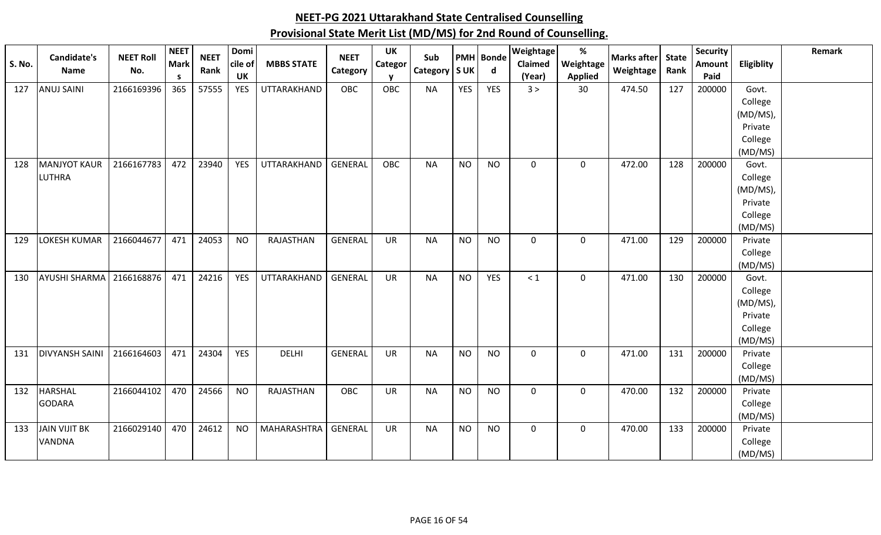# NEET-PG 2021 Uttarakhand State Centralised Counselling

## Provisional State Merit List (MD/MS) for 2nd Round of Counselling.

| S. No. | Candidate's Name | NEET Roll No. | NEET Marks | NEET Rank | Domicile of UK | MBBS STATE | NEET Category | UK Category | Sub Category | PMH S UK | Bonded | Weightage Claimed (Year) | % Weightage Applied | Marks after Weightage | State Rank | Security Amount Paid | Eligiblity | Remark |
|---|---|---|---|---|---|---|---|---|---|---|---|---|---|---|---|---|---|---|
| 127 | ANUJ SAINI | 2166169396 | 365 | 57555 | YES | UTTARAKHAND | OBC | OBC | NA | YES | YES | 3 > | 30 | 474.50 | 127 | 200000 | Govt. College (MD/MS), Private College (MD/MS) | |
| 128 | MANJYOT KAUR LUTHRA | 2166167783 | 472 | 23940 | YES | UTTARAKHAND | GENERAL | OBC | NA | NO | NO | 0 | 0 | 472.00 | 128 | 200000 | Govt. College (MD/MS), Private College (MD/MS) | |
| 129 | LOKESH KUMAR | 2166044677 | 471 | 24053 | NO | RAJASTHAN | GENERAL | UR | NA | NO | NO | 0 | 0 | 471.00 | 129 | 200000 | Private College (MD/MS) | |
| 130 | AYUSHI SHARMA | 2166168876 | 471 | 24216 | YES | UTTARAKHAND | GENERAL | UR | NA | NO | YES | < 1 | 0 | 471.00 | 130 | 200000 | Govt. College (MD/MS), Private College (MD/MS) | |
| 131 | DIVYANSH SAINI | 2166164603 | 471 | 24304 | YES | DELHI | GENERAL | UR | NA | NO | NO | 0 | 0 | 471.00 | 131 | 200000 | Private College (MD/MS) | |
| 132 | HARSHAL GODARA | 2166044102 | 470 | 24566 | NO | RAJASTHAN | OBC | UR | NA | NO | NO | 0 | 0 | 470.00 | 132 | 200000 | Private College (MD/MS) | |
| 133 | JAIN VIJIT BK VANDNA | 2166029140 | 470 | 24612 | NO | MAHARASHTRA | GENERAL | UR | NA | NO | NO | 0 | 0 | 470.00 | 133 | 200000 | Private College (MD/MS) | |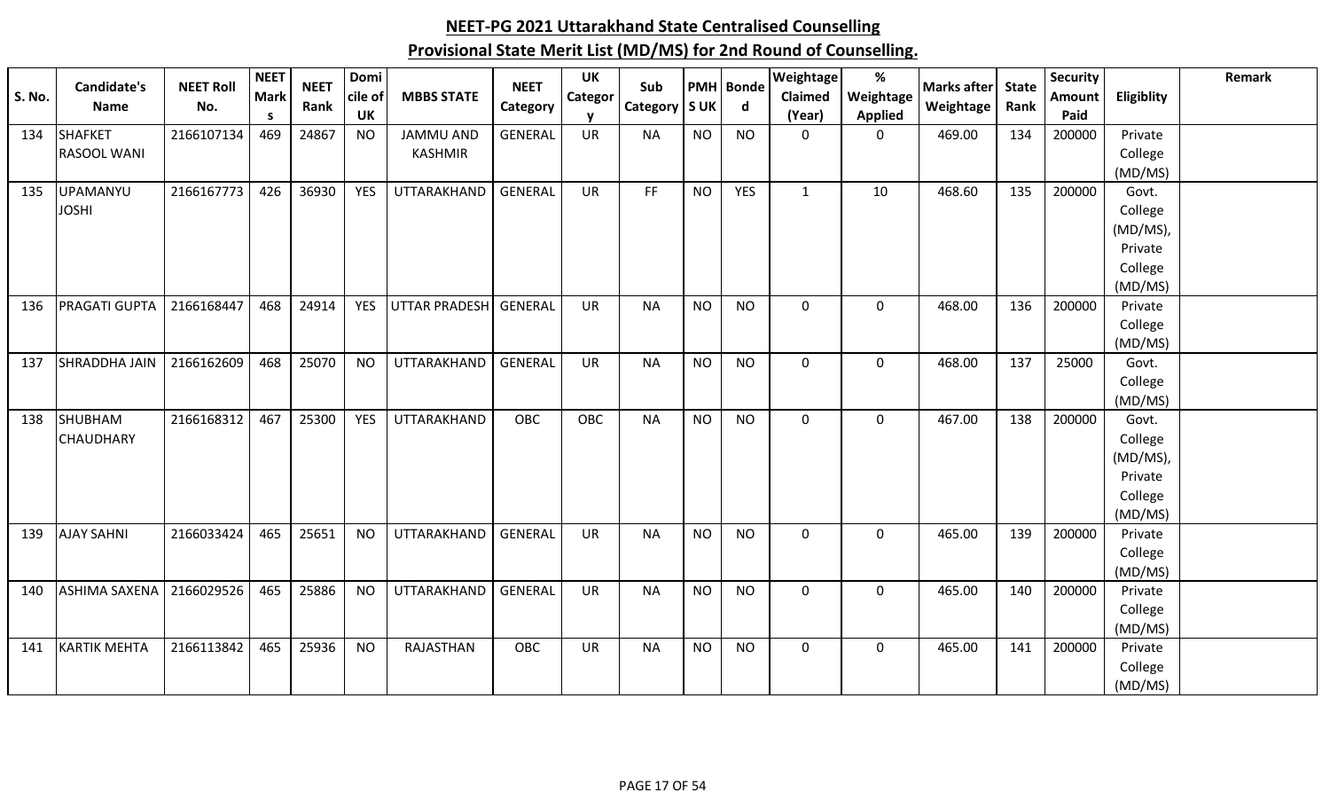# NEET-PG 2021 Uttarakhand State Centralised Counselling

## Provisional State Merit List (MD/MS) for 2nd Round of Counselling.

| S. No. | Candidate's Name | NEET Roll No. | NEET Marks | NEET Rank | Domicile of UK | MBBS STATE | NEET Category | UK Category | Sub Category | PMH SUK | Bonded | Weightage Claimed (Year) | % Weightage Applied | Marks after Weightage | State Rank | Security Amount Paid | Eligiblity | Remark |
|---|---|---|---|---|---|---|---|---|---|---|---|---|---|---|---|---|---|---|
| 134 | SHAFKET RASOOL WANI | 2166107134 | 469 | 24867 | NO | JAMMU AND KASHMIR | GENERAL | UR | NA | NO | NO | 0 | 0 | 469.00 | 134 | 200000 | Private College (MD/MS) | |
| 135 | UPAMANYU JOSHI | 2166167773 | 426 | 36930 | YES | UTTARAKHAND | GENERAL | UR | FF | NO | YES | 1 | 10 | 468.60 | 135 | 200000 | Govt. College (MD/MS), Private College (MD/MS) | |
| 136 | PRAGATI GUPTA | 2166168447 | 468 | 24914 | YES | UTTAR PRADESH | GENERAL | UR | NA | NO | NO | 0 | 0 | 468.00 | 136 | 200000 | Private College (MD/MS) | |
| 137 | SHRADDHA JAIN | 2166162609 | 468 | 25070 | NO | UTTARAKHAND | GENERAL | UR | NA | NO | NO | 0 | 0 | 468.00 | 137 | 25000 | Govt. College (MD/MS) | |
| 138 | SHUBHAM CHAUDHARY | 2166168312 | 467 | 25300 | YES | UTTARAKHAND | OBC | OBC | NA | NO | NO | 0 | 0 | 467.00 | 138 | 200000 | Govt. College (MD/MS), Private College (MD/MS) | |
| 139 | AJAY SAHNI | 2166033424 | 465 | 25651 | NO | UTTARAKHAND | GENERAL | UR | NA | NO | NO | 0 | 0 | 465.00 | 139 | 200000 | Private College (MD/MS) | |
| 140 | ASHIMA SAXENA | 2166029526 | 465 | 25886 | NO | UTTARAKHAND | GENERAL | UR | NA | NO | NO | 0 | 0 | 465.00 | 140 | 200000 | Private College (MD/MS) | |
| 141 | KARTIK MEHTA | 2166113842 | 465 | 25936 | NO | RAJASTHAN | OBC | UR | NA | NO | NO | 0 | 0 | 465.00 | 141 | 200000 | Private College (MD/MS) | |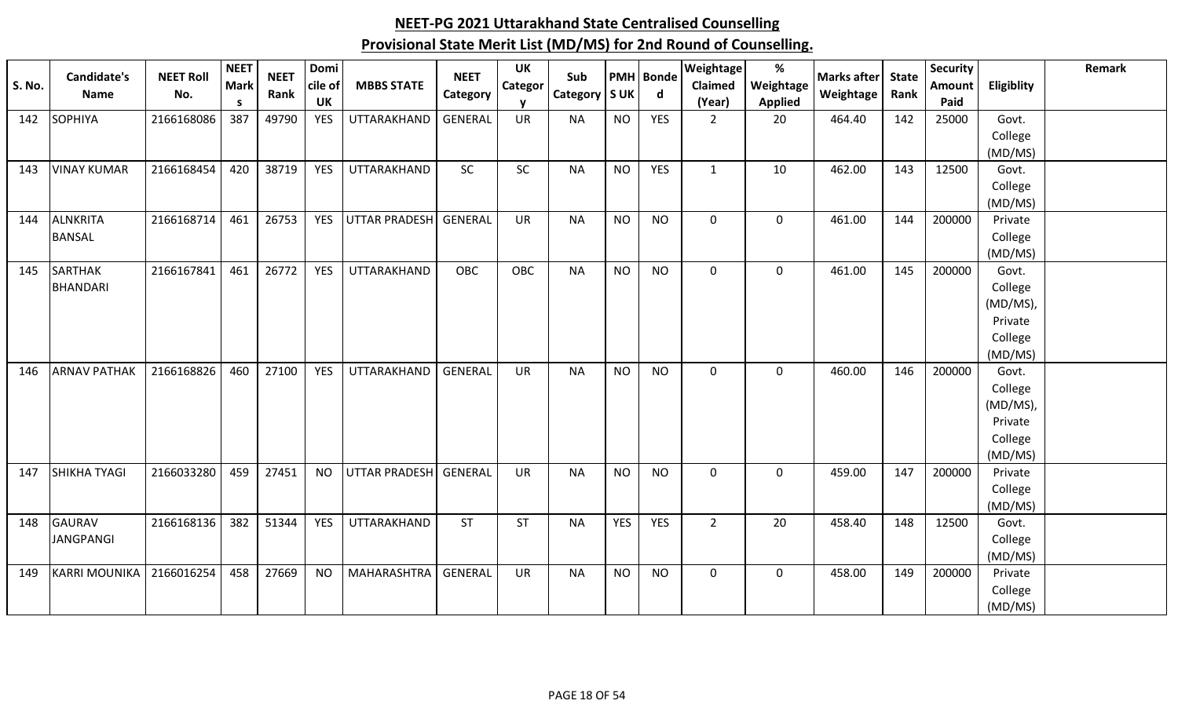# NEET-PG 2021 Uttarakhand State Centralised Counselling

## Provisional State Merit List (MD/MS) for 2nd Round of Counselling.

| S. No. | Candidate's Name | NEET Roll No. | NEET Marks | NEET Rank | Domicile of UK | MBBS STATE | NEET Category | UK Category | Sub Category | PMH S UK | Bonded | Weightage Claimed (Year) | % Weightage Applied | Marks after Weightage | State Rank | Security Amount Paid | Eligiblity | Remark |
|---|---|---|---|---|---|---|---|---|---|---|---|---|---|---|---|---|---|---|
| 142 | SOPHIYA | 2166168086 | 387 | 49790 | YES | UTTARAKHAND | GENERAL | UR | NA | NO | YES | 2 | 20 | 464.40 | 142 | 25000 | Govt. College (MD/MS) | |
| 143 | VINAY KUMAR | 2166168454 | 420 | 38719 | YES | UTTARAKHAND | SC | SC | NA | NO | YES | 1 | 10 | 462.00 | 143 | 12500 | Govt. College (MD/MS) | |
| 144 | ALNKRITA BANSAL | 2166168714 | 461 | 26753 | YES | UTTAR PRADESH | GENERAL | UR | NA | NO | NO | 0 | 0 | 461.00 | 144 | 200000 | Private College (MD/MS) | |
| 145 | SARTHAK BHANDARI | 2166167841 | 461 | 26772 | YES | UTTARAKHAND | OBC | OBC | NA | NO | NO | 0 | 0 | 461.00 | 145 | 200000 | Govt. College (MD/MS), Private College (MD/MS) | |
| 146 | ARNAV PATHAK | 2166168826 | 460 | 27100 | YES | UTTARAKHAND | GENERAL | UR | NA | NO | NO | 0 | 0 | 460.00 | 146 | 200000 | Govt. College (MD/MS), Private College (MD/MS) | |
| 147 | SHIKHA TYAGI | 2166033280 | 459 | 27451 | NO | UTTAR PRADESH | GENERAL | UR | NA | NO | NO | 0 | 0 | 459.00 | 147 | 200000 | Private College (MD/MS) | |
| 148 | GAURAV JANGPANGI | 2166168136 | 382 | 51344 | YES | UTTARAKHAND | ST | ST | NA | YES | YES | 2 | 20 | 458.40 | 148 | 12500 | Govt. College (MD/MS) | |
| 149 | KARRI MOUNIKA | 2166016254 | 458 | 27669 | NO | MAHARASHTRA | GENERAL | UR | NA | NO | NO | 0 | 0 | 458.00 | 149 | 200000 | Private College (MD/MS) | |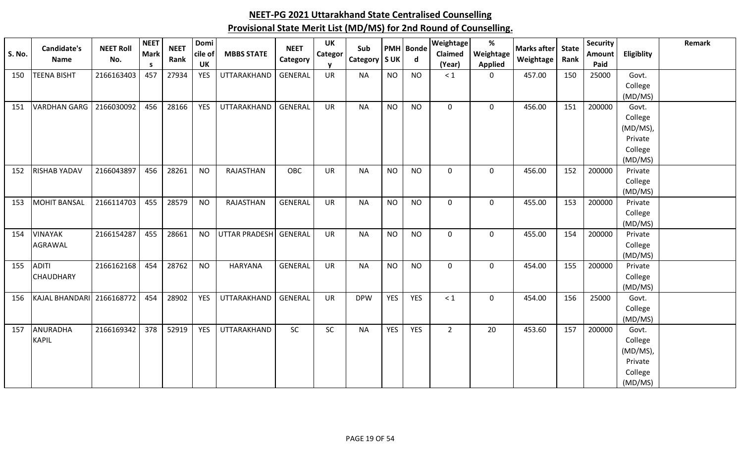# NEET-PG 2021 Uttarakhand State Centralised Counselling

## Provisional State Merit List (MD/MS) for 2nd Round of Counselling.

| S. No. | Candidate's Name | NEET Roll No. | NEET Marks | NEET Rank | Domicile of UK | MBBS STATE | NEET Category | UK Category | Sub Category | PMH S UK | Bonded | Weightage Claimed (Year) | % Weightage Applied | Marks after Weightage | State Rank | Security Amount Paid | Eligiblity | Remark |
|---|---|---|---|---|---|---|---|---|---|---|---|---|---|---|---|---|---|---|
| 150 | TEENA BISHT | 2166163403 | 457 | 27934 | YES | UTTARAKHAND | GENERAL | UR | NA | NO | NO | < 1 | 0 | 457.00 | 150 | 25000 | Govt. College (MD/MS) | |
| 151 | VARDHAN GARG | 2166030092 | 456 | 28166 | YES | UTTARAKHAND | GENERAL | UR | NA | NO | NO | 0 | 0 | 456.00 | 151 | 200000 | Govt. College (MD/MS), Private College (MD/MS) | |
| 152 | RISHAB YADAV | 2166043897 | 456 | 28261 | NO | RAJASTHAN | OBC | UR | NA | NO | NO | 0 | 0 | 456.00 | 152 | 200000 | Private College (MD/MS) | |
| 153 | MOHIT BANSAL | 2166114703 | 455 | 28579 | NO | RAJASTHAN | GENERAL | UR | NA | NO | NO | 0 | 0 | 455.00 | 153 | 200000 | Private College (MD/MS) | |
| 154 | VINAYAK AGRAWAL | 2166154287 | 455 | 28661 | NO | UTTAR PRADESH | GENERAL | UR | NA | NO | NO | 0 | 0 | 455.00 | 154 | 200000 | Private College (MD/MS) | |
| 155 | ADITI CHAUDHARY | 2166162168 | 454 | 28762 | NO | HARYANA | GENERAL | UR | NA | NO | NO | 0 | 0 | 454.00 | 155 | 200000 | Private College (MD/MS) | |
| 156 | KAJAL BHANDARI | 2166168772 | 454 | 28902 | YES | UTTARAKHAND | GENERAL | UR | DPW | YES | YES | < 1 | 0 | 454.00 | 156 | 25000 | Govt. College (MD/MS) | |
| 157 | ANURADHA KAPIL | 2166169342 | 378 | 52919 | YES | UTTARAKHAND | SC | SC | NA | YES | YES | 2 | 20 | 453.60 | 157 | 200000 | Govt. College (MD/MS), Private College (MD/MS) | |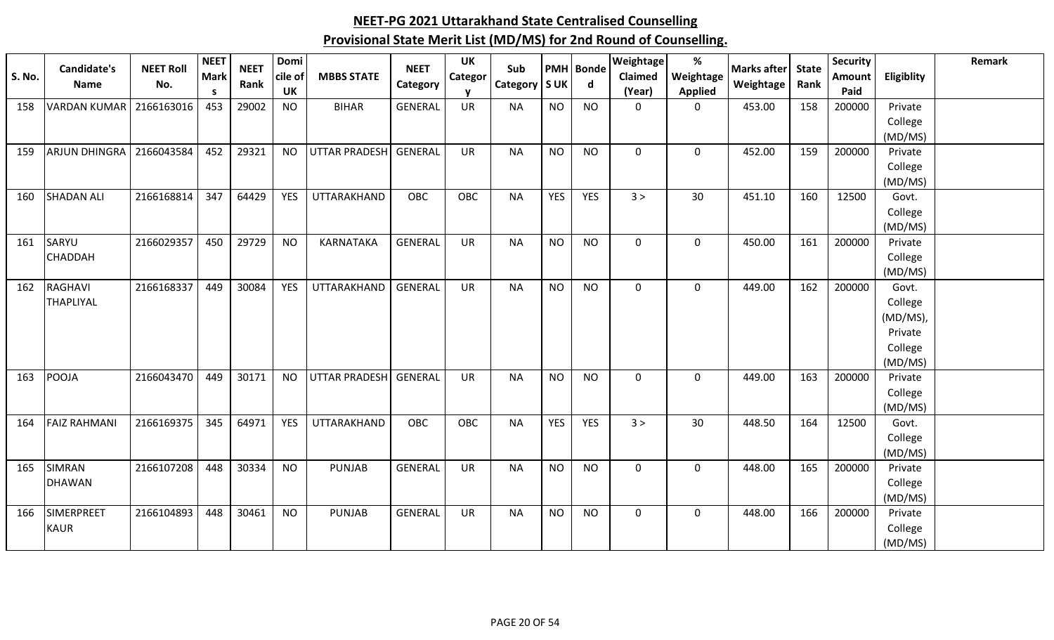## NEET-PG 2021 Uttarakhand State Centralised Counselling

## Provisional State Merit List (MD/MS) for 2nd Round of Counselling.

| S. No. | Candidate's Name | NEET Roll No. | NEET Marks | NEET Rank | Domicile of UK | MBBS STATE | NEET Category | UK Category | Sub Category | SUK | PMH | Bonded | Weightage Claimed (Year) | % Weightage Applied | Marks after Weightage | State Rank | Security Amount Paid | Eligiblity | Remark |
|---|---|---|---|---|---|---|---|---|---|---|---|---|---|---|---|---|---|---|---|
| 158 | VARDAN KUMAR | 2166163016 | 453 | 29002 | NO | BIHAR | GENERAL | UR | NA | NO | | NO | 0 | 0 | 453.00 | 158 | 200000 | Private College (MD/MS) | |
| 159 | ARJUN DHINGRA | 2166043584 | 452 | 29321 | NO | UTTAR PRADESH | GENERAL | UR | NA | NO | | NO | 0 | 0 | 452.00 | 159 | 200000 | Private College (MD/MS) | |
| 160 | SHADAN ALI | 2166168814 | 347 | 64429 | YES | UTTARAKHAND | OBC | OBC | NA | YES | | YES | 3 > | 30 | 451.10 | 160 | 12500 | Govt. College (MD/MS) | |
| 161 | SARYU CHADDAH | 2166029357 | 450 | 29729 | NO | KARNATAKA | GENERAL | UR | NA | NO | | NO | 0 | 0 | 450.00 | 161 | 200000 | Private College (MD/MS) | |
| 162 | RAGHAVI THAPLIYAL | 2166168337 | 449 | 30084 | YES | UTTARAKHAND | GENERAL | UR | NA | NO | | NO | 0 | 0 | 449.00 | 162 | 200000 | Govt. College (MD/MS), Private College (MD/MS) | |
| 163 | POOJA | 2166043470 | 449 | 30171 | NO | UTTAR PRADESH | GENERAL | UR | NA | NO | | NO | 0 | 0 | 449.00 | 163 | 200000 | Private College (MD/MS) | |
| 164 | FAIZ RAHMANI | 2166169375 | 345 | 64971 | YES | UTTARAKHAND | OBC | OBC | NA | YES | | YES | 3 > | 30 | 448.50 | 164 | 12500 | Govt. College (MD/MS) | |
| 165 | SIMRAN DHAWAN | 2166107208 | 448 | 30334 | NO | PUNJAB | GENERAL | UR | NA | NO | | NO | 0 | 0 | 448.00 | 165 | 200000 | Private College (MD/MS) | |
| 166 | SIMERPREET KAUR | 2166104893 | 448 | 30461 | NO | PUNJAB | GENERAL | UR | NA | NO | | NO | 0 | 0 | 448.00 | 166 | 200000 | Private College (MD/MS) | |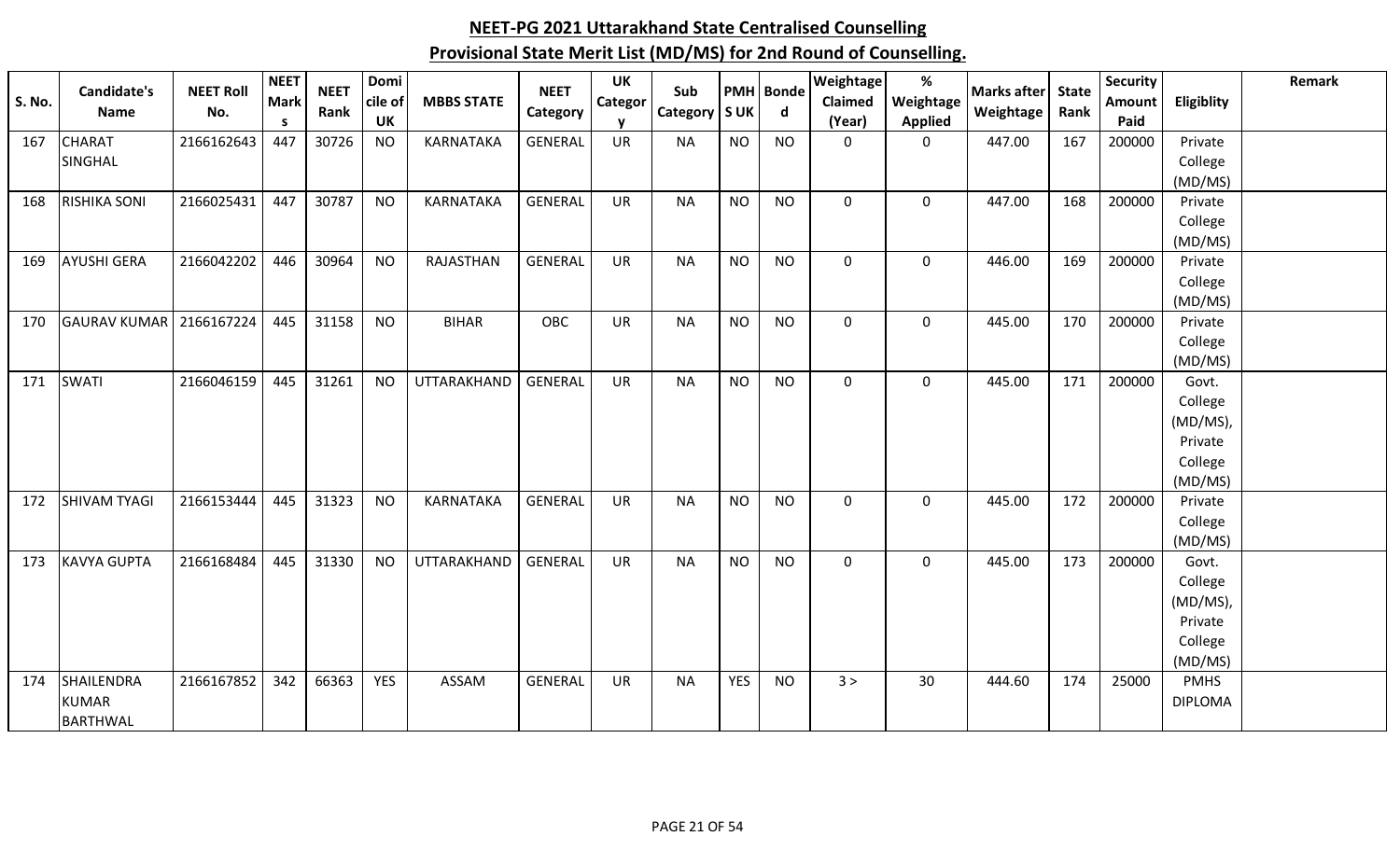# NEET-PG 2021 Uttarakhand State Centralised Counselling

## Provisional State Merit List (MD/MS) for 2nd Round of Counselling.

| S. No. | Candidate's Name | NEET Roll No. | NEET Marks | NEET Rank | Domicile of UK | MBBS STATE | NEET Category | UK Category | Sub Category | PMH S UK | Bonded | Weightage Claimed (Year) | % Weightage Applied | Marks after Weightage | State Rank | Security Amount Paid | Eligiblity | Remark |
|---|---|---|---|---|---|---|---|---|---|---|---|---|---|---|---|---|---|---|
| 167 | CHARAT SINGHAL | 2166162643 | 447 | 30726 | NO | KARNATAKA | GENERAL | UR | NA | NO | NO | 0 | 0 | 447.00 | 167 | 200000 | Private College (MD/MS) | |
| 168 | RISHIKA SONI | 2166025431 | 447 | 30787 | NO | KARNATAKA | GENERAL | UR | NA | NO | NO | 0 | 0 | 447.00 | 168 | 200000 | Private College (MD/MS) | |
| 169 | AYUSHI GERA | 2166042202 | 446 | 30964 | NO | RAJASTHAN | GENERAL | UR | NA | NO | NO | 0 | 0 | 446.00 | 169 | 200000 | Private College (MD/MS) | |
| 170 | GAURAV KUMAR | 2166167224 | 445 | 31158 | NO | BIHAR | OBC | UR | NA | NO | NO | 0 | 0 | 445.00 | 170 | 200000 | Private College (MD/MS) | |
| 171 | SWATI | 2166046159 | 445 | 31261 | NO | UTTARAKHAND | GENERAL | UR | NA | NO | NO | 0 | 0 | 445.00 | 171 | 200000 | Govt. College (MD/MS), Private College (MD/MS) | |
| 172 | SHIVAM TYAGI | 2166153444 | 445 | 31323 | NO | KARNATAKA | GENERAL | UR | NA | NO | NO | 0 | 0 | 445.00 | 172 | 200000 | Private College (MD/MS) | |
| 173 | KAVYA GUPTA | 2166168484 | 445 | 31330 | NO | UTTARAKHAND | GENERAL | UR | NA | NO | NO | 0 | 0 | 445.00 | 173 | 200000 | Govt. College (MD/MS), Private College (MD/MS) | |
| 174 | SHAILENDRA KUMAR BARTHWAL | 2166167852 | 342 | 66363 | YES | ASSAM | GENERAL | UR | NA | YES | NO | 3 > | 30 | 444.60 | 174 | 25000 | PMHS DIPLOMA | |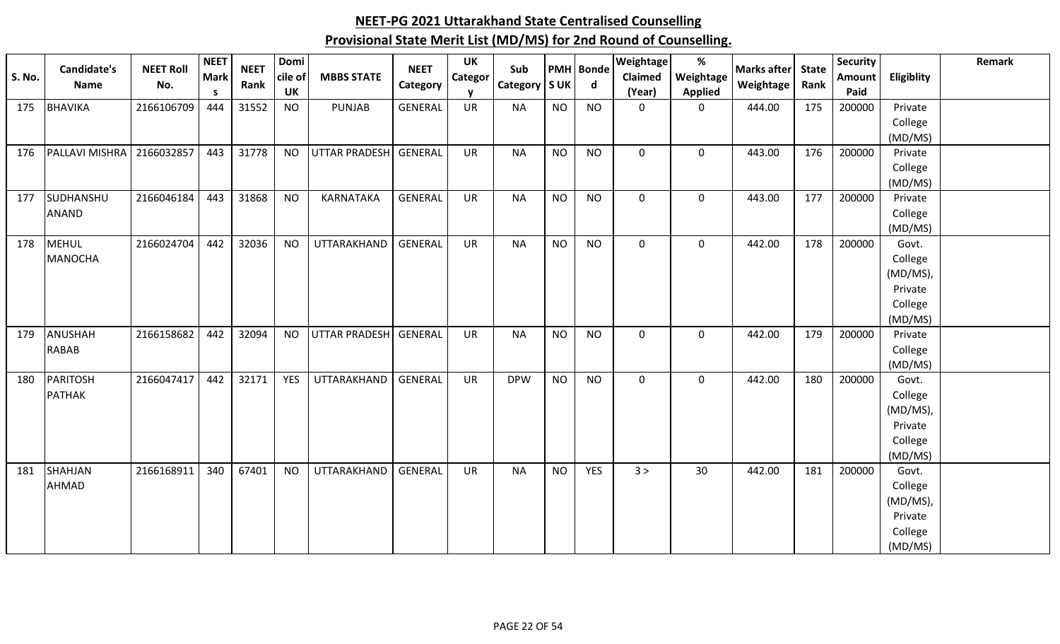# NEET-PG 2021 Uttarakhand State Centralised Counselling

## Provisional State Merit List (MD/MS) for 2nd Round of Counselling.

| S. No. | Candidate's Name | NEET Roll No. | NEET Marks | NEET Rank | Domicile of UK | MBBS STATE | NEET Category | UK Category | Sub Category | PMH S UK | Bonded | Weightage Claimed (Year) | % Weightage Applied | Marks after Weightage | State Rank | Security Amount Paid | Eligiblity | Remark |
|---|---|---|---|---|---|---|---|---|---|---|---|---|---|---|---|---|---|---|
| 175 | BHAVIKA | 2166106709 | 444 | 31552 | NO | PUNJAB | GENERAL | UR | NA | NO | NO | 0 | 0 | 444.00 | 175 | 200000 | Private College (MD/MS) | |
| 176 | PALLAVI MISHRA | 2166032857 | 443 | 31778 | NO | UTTAR PRADESH | GENERAL | UR | NA | NO | NO | 0 | 0 | 443.00 | 176 | 200000 | Private College (MD/MS) | |
| 177 | SUDHANSHU ANAND | 2166046184 | 443 | 31868 | NO | KARNATAKA | GENERAL | UR | NA | NO | NO | 0 | 0 | 443.00 | 177 | 200000 | Private College (MD/MS) | |
| 178 | MEHUL MANOCHA | 2166024704 | 442 | 32036 | NO | UTTARAKHAND | GENERAL | UR | NA | NO | NO | 0 | 0 | 442.00 | 178 | 200000 | Govt. College (MD/MS), Private College (MD/MS) | |
| 179 | ANUSHAH RABAB | 2166158682 | 442 | 32094 | NO | UTTAR PRADESH | GENERAL | UR | NA | NO | NO | 0 | 0 | 442.00 | 179 | 200000 | Private College (MD/MS) | |
| 180 | PARITOSH PATHAK | 2166047417 | 442 | 32171 | YES | UTTARAKHAND | GENERAL | UR | DPW | NO | NO | 0 | 0 | 442.00 | 180 | 200000 | Govt. College (MD/MS), Private College (MD/MS) | |
| 181 | SHAHJAN AHMAD | 2166168911 | 340 | 67401 | NO | UTTARAKHAND | GENERAL | UR | NA | NO | YES | 3 > | 30 | 442.00 | 181 | 200000 | Govt. College (MD/MS), Private College (MD/MS) | |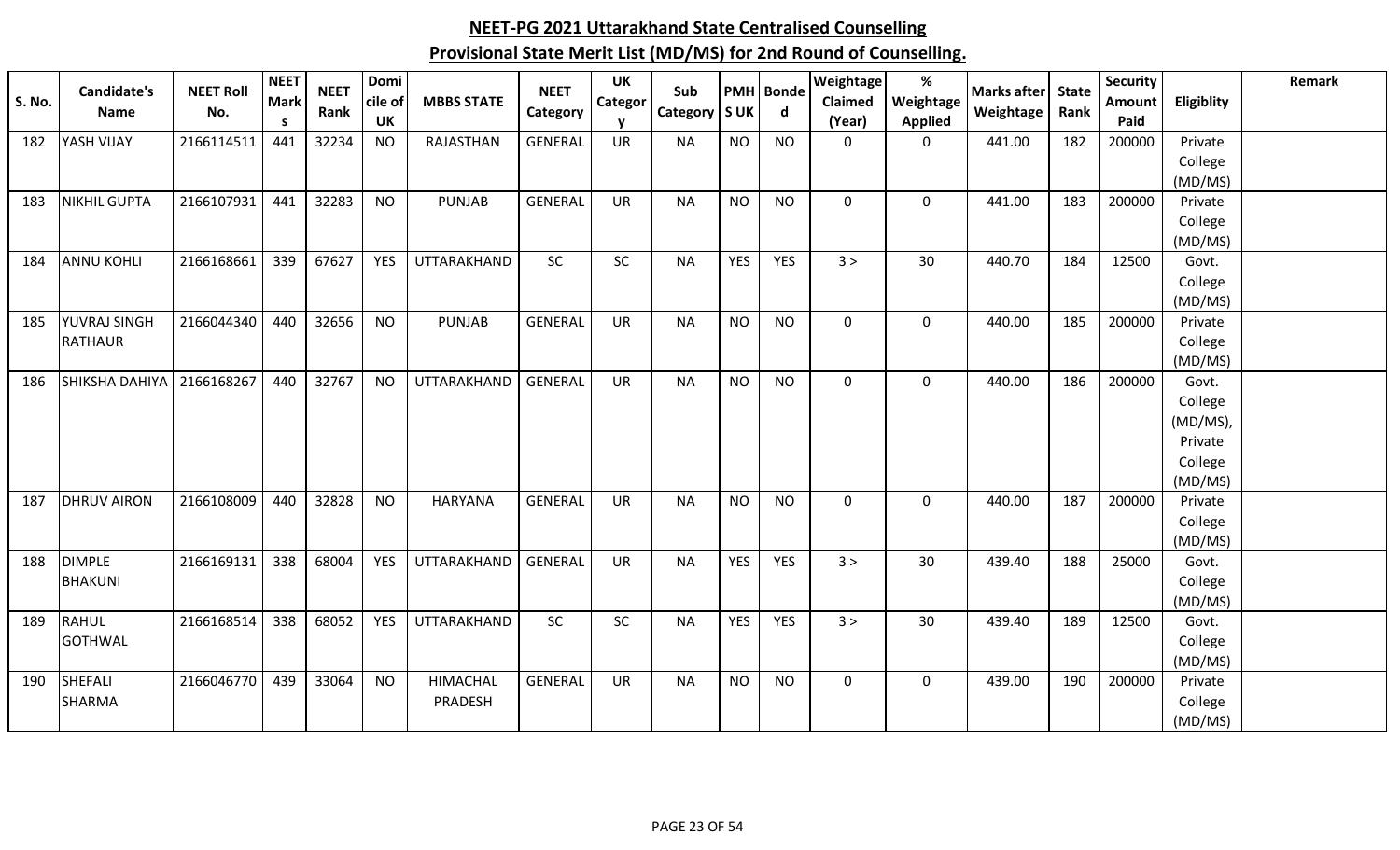## NEET-PG 2021 Uttarakhand State Centralised Counselling

## Provisional State Merit List (MD/MS) for 2nd Round of Counselling.

| S. No. | Candidate's Name | NEET Roll No. | NEET Marks | NEET Rank | Domicile of UK | MBBS STATE | NEET Category | UK Category | Sub Category | PMH S UK | Bonded | Weightage Claimed (Year) | % Weightage Applied | Marks after Weightage | State Rank | Security Amount Paid | Eligiblity | Remark |
|---|---|---|---|---|---|---|---|---|---|---|---|---|---|---|---|---|---|---|
| 182 | YASH VIJAY | 2166114511 | 441 | 32234 | NO | RAJASTHAN | GENERAL | UR | NA | NO | NO | 0 | 0 | 441.00 | 182 | 200000 | Private College (MD/MS) | |
| 183 | NIKHIL GUPTA | 2166107931 | 441 | 32283 | NO | PUNJAB | GENERAL | UR | NA | NO | NO | 0 | 0 | 441.00 | 183 | 200000 | Private College (MD/MS) | |
| 184 | ANNU KOHLI | 2166168661 | 339 | 67627 | YES | UTTARAKHAND | SC | SC | NA | YES | YES | 3 > | 30 | 440.70 | 184 | 12500 | Govt. College (MD/MS) | |
| 185 | YUVRAJ SINGH RATHAUR | 2166044340 | 440 | 32656 | NO | PUNJAB | GENERAL | UR | NA | NO | NO | 0 | 0 | 440.00 | 185 | 200000 | Private College (MD/MS) | |
| 186 | SHIKSHA DAHIYA | 2166168267 | 440 | 32767 | NO | UTTARAKHAND | GENERAL | UR | NA | NO | NO | 0 | 0 | 440.00 | 186 | 200000 | Govt. College (MD/MS), Private College (MD/MS) | |
| 187 | DHRUV AIRON | 2166108009 | 440 | 32828 | NO | HARYANA | GENERAL | UR | NA | NO | NO | 0 | 0 | 440.00 | 187 | 200000 | Private College (MD/MS) | |
| 188 | DIMPLE BHAKUNI | 2166169131 | 338 | 68004 | YES | UTTARAKHAND | GENERAL | UR | NA | YES | YES | 3 > | 30 | 439.40 | 188 | 25000 | Govt. College (MD/MS) | |
| 189 | RAHUL GOTHWAL | 2166168514 | 338 | 68052 | YES | UTTARAKHAND | SC | SC | NA | YES | YES | 3 > | 30 | 439.40 | 189 | 12500 | Govt. College (MD/MS) | |
| 190 | SHEFALI SHARMA | 2166046770 | 439 | 33064 | NO | HIMACHAL PRADESH | GENERAL | UR | NA | NO | NO | 0 | 0 | 439.00 | 190 | 200000 | Private College (MD/MS) | |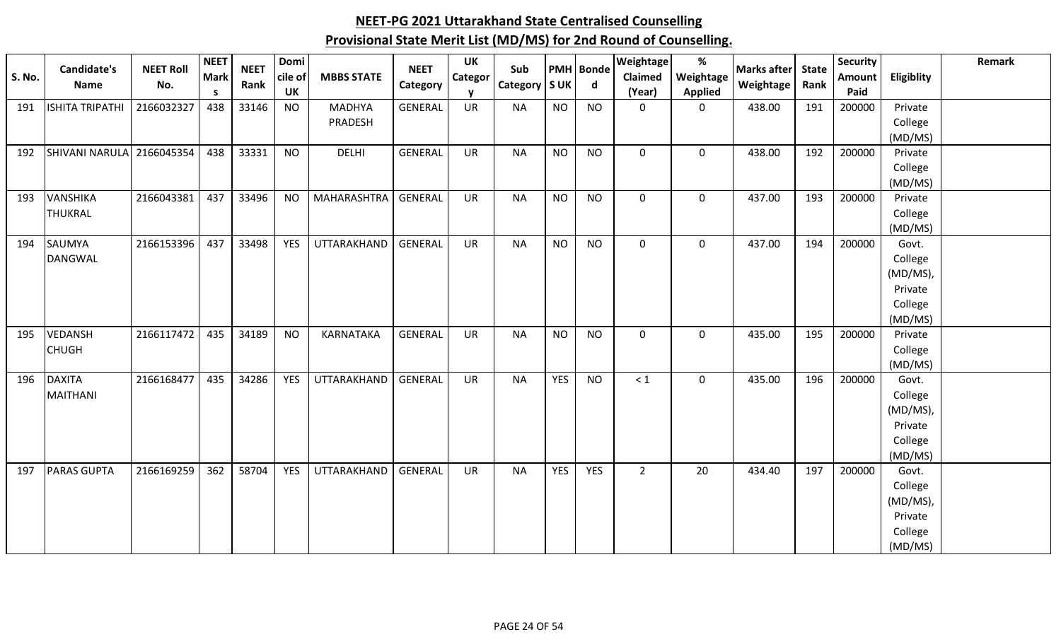# NEET-PG 2021 Uttarakhand State Centralised Counselling

## Provisional State Merit List (MD/MS) for 2nd Round of Counselling.

| S. No. | Candidate's Name | NEET Roll No. | NEET Marks | NEET Rank | Domicile of UK | MBBS STATE | NEET Category | UK Category | Sub Category | PMH S UK | Bonded | Weightage Claimed (Year) | % Weightage Applied | Marks after Weightage | State Rank | Security Amount Paid | Eligiblity | Remark |
|---|---|---|---|---|---|---|---|---|---|---|---|---|---|---|---|---|---|---|
| 191 | ISHITA TRIPATHI | 2166032327 | 438 | 33146 | NO | MADHYA PRADESH | GENERAL | UR | NA | NO | NO | 0 | 0 | 438.00 | 191 | 200000 | Private College (MD/MS) | |
| 192 | SHIVANI NARULA | 2166045354 | 438 | 33331 | NO | DELHI | GENERAL | UR | NA | NO | NO | 0 | 0 | 438.00 | 192 | 200000 | Private College (MD/MS) | |
| 193 | VANSHIKA THUKRAL | 2166043381 | 437 | 33496 | NO | MAHARASHTRA | GENERAL | UR | NA | NO | NO | 0 | 0 | 437.00 | 193 | 200000 | Private College (MD/MS) | |
| 194 | SAUMYA DANGWAL | 2166153396 | 437 | 33498 | YES | UTTARAKHAND | GENERAL | UR | NA | NO | NO | 0 | 0 | 437.00 | 194 | 200000 | Govt. College (MD/MS), Private College (MD/MS) | |
| 195 | VEDANSH CHUGH | 2166117472 | 435 | 34189 | NO | KARNATAKA | GENERAL | UR | NA | NO | NO | 0 | 0 | 435.00 | 195 | 200000 | Private College (MD/MS) | |
| 196 | DAXITA MAITHANI | 2166168477 | 435 | 34286 | YES | UTTARAKHAND | GENERAL | UR | NA | YES | NO | < 1 | 0 | 435.00 | 196 | 200000 | Govt. College (MD/MS), Private College (MD/MS) | |
| 197 | PARAS GUPTA | 2166169259 | 362 | 58704 | YES | UTTARAKHAND | GENERAL | UR | NA | YES | YES | 2 | 20 | 434.40 | 197 | 200000 | Govt. College (MD/MS), Private College (MD/MS) | |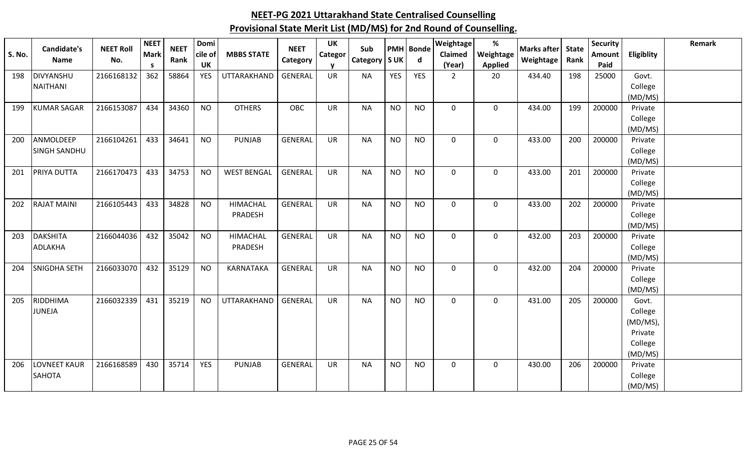# NEET-PG 2021 Uttarakhand State Centralised Counselling

## Provisional State Merit List (MD/MS) for 2nd Round of Counselling.

| S. No. | Candidate's Name | NEET Roll No. | NEET Marks | NEET Rank | Domicile of UK | MBBS STATE | NEET Category | UK Category | Sub Category | PMH | S UK | Bonded | Weightage Claimed (Year) | % Weightage Applied | Marks after Weightage | State Rank | Security Amount Paid | Eligiblity | Remark |
|---|---|---|---|---|---|---|---|---|---|---|---|---|---|---|---|---|---|---|---|
| 198 | DIVYANSHU NAITHANI | 2166168132 | 362 | 58864 | YES | UTTARAKHAND | GENERAL | UR | NA | | YES | YES | 2 | 20 | 434.40 | 198 | 25000 | Govt. College (MD/MS) | |
| 199 | KUMAR SAGAR | 2166153087 | 434 | 34360 | NO | OTHERS | OBC | UR | NA | | NO | NO | 0 | 0 | 434.00 | 199 | 200000 | Private College (MD/MS) | |
| 200 | ANMOLDEEP SINGH SANDHU | 2166104261 | 433 | 34641 | NO | PUNJAB | GENERAL | UR | NA | | NO | NO | 0 | 0 | 433.00 | 200 | 200000 | Private College (MD/MS) | |
| 201 | PRIYA DUTTA | 2166170473 | 433 | 34753 | NO | WEST BENGAL | GENERAL | UR | NA | | NO | NO | 0 | 0 | 433.00 | 201 | 200000 | Private College (MD/MS) | |
| 202 | RAJAT MAINI | 2166105443 | 433 | 34828 | NO | HIMACHAL PRADESH | GENERAL | UR | NA | | NO | NO | 0 | 0 | 433.00 | 202 | 200000 | Private College (MD/MS) | |
| 203 | DAKSHITA ADLAKHA | 2166044036 | 432 | 35042 | NO | HIMACHAL PRADESH | GENERAL | UR | NA | | NO | NO | 0 | 0 | 432.00 | 203 | 200000 | Private College (MD/MS) | |
| 204 | SNIGDHA SETH | 2166033070 | 432 | 35129 | NO | KARNATAKA | GENERAL | UR | NA | | NO | NO | 0 | 0 | 432.00 | 204 | 200000 | Private College (MD/MS) | |
| 205 | RIDDHIMA JUNEJA | 2166032339 | 431 | 35219 | NO | UTTARAKHAND | GENERAL | UR | NA | | NO | NO | 0 | 0 | 431.00 | 205 | 200000 | Govt. College (MD/MS), Private College (MD/MS) | |
| 206 | LOVNEET KAUR SAHOTA | 2166168589 | 430 | 35714 | YES | PUNJAB | GENERAL | UR | NA | | NO | NO | 0 | 0 | 430.00 | 206 | 200000 | Private College (MD/MS) | |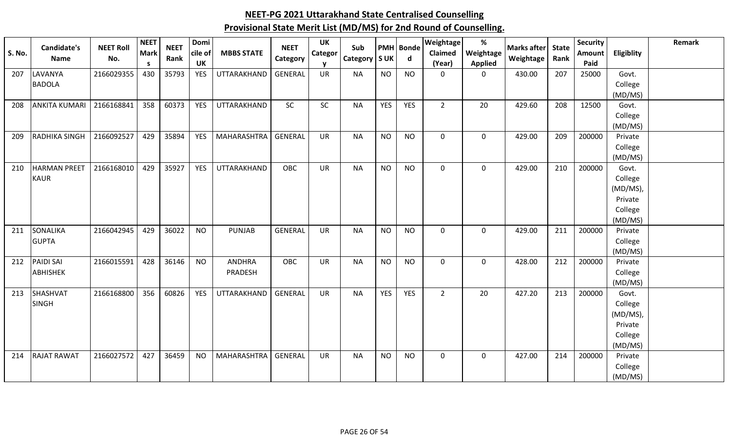# NEET-PG 2021 Uttarakhand State Centralised Counselling

## Provisional State Merit List (MD/MS) for 2nd Round of Counselling.

| S. No. | Candidate's Name | NEET Roll No. | NEET Marks | NEET Rank | Domicile of UK | MBBS STATE | NEET Category | UK Category | Sub Category | PMH S UK | Bonded | Weightage Claimed (Year) | % Weightage Applied | Marks after Weightage | State Rank | Security Amount Paid | Eligiblity | Remark |
|---|---|---|---|---|---|---|---|---|---|---|---|---|---|---|---|---|---|---|
| 207 | LAVANYA BADOLA | 2166029355 | 430 | 35793 | YES | UTTARAKHAND | GENERAL | UR | NA | NO | NO | 0 | 0 | 430.00 | 207 | 25000 | Govt. College (MD/MS) | |
| 208 | ANKITA KUMARI | 2166168841 | 358 | 60373 | YES | UTTARAKHAND | SC | SC | NA | YES | YES | 2 | 20 | 429.60 | 208 | 12500 | Govt. College (MD/MS) | |
| 209 | RADHIKA SINGH | 2166092527 | 429 | 35894 | YES | MAHARASHTRA | GENERAL | UR | NA | NO | NO | 0 | 0 | 429.00 | 209 | 200000 | Private College (MD/MS) | |
| 210 | HARMAN PREET KAUR | 2166168010 | 429 | 35927 | YES | UTTARAKHAND | OBC | UR | NA | NO | NO | 0 | 0 | 429.00 | 210 | 200000 | Govt. College (MD/MS), Private College (MD/MS) | |
| 211 | SONALIKA GUPTA | 2166042945 | 429 | 36022 | NO | PUNJAB | GENERAL | UR | NA | NO | NO | 0 | 0 | 429.00 | 211 | 200000 | Private College (MD/MS) | |
| 212 | PAIDI SAI ABHISHEK | 2166015591 | 428 | 36146 | NO | ANDHRA PRADESH | OBC | UR | NA | NO | NO | 0 | 0 | 428.00 | 212 | 200000 | Private College (MD/MS) | |
| 213 | SHASHVAT SINGH | 2166168800 | 356 | 60826 | YES | UTTARAKHAND | GENERAL | UR | NA | YES | YES | 2 | 20 | 427.20 | 213 | 200000 | Govt. College (MD/MS), Private College (MD/MS) | |
| 214 | RAJAT RAWAT | 2166027572 | 427 | 36459 | NO | MAHARASHTRA | GENERAL | UR | NA | NO | NO | 0 | 0 | 427.00 | 214 | 200000 | Private College (MD/MS) | |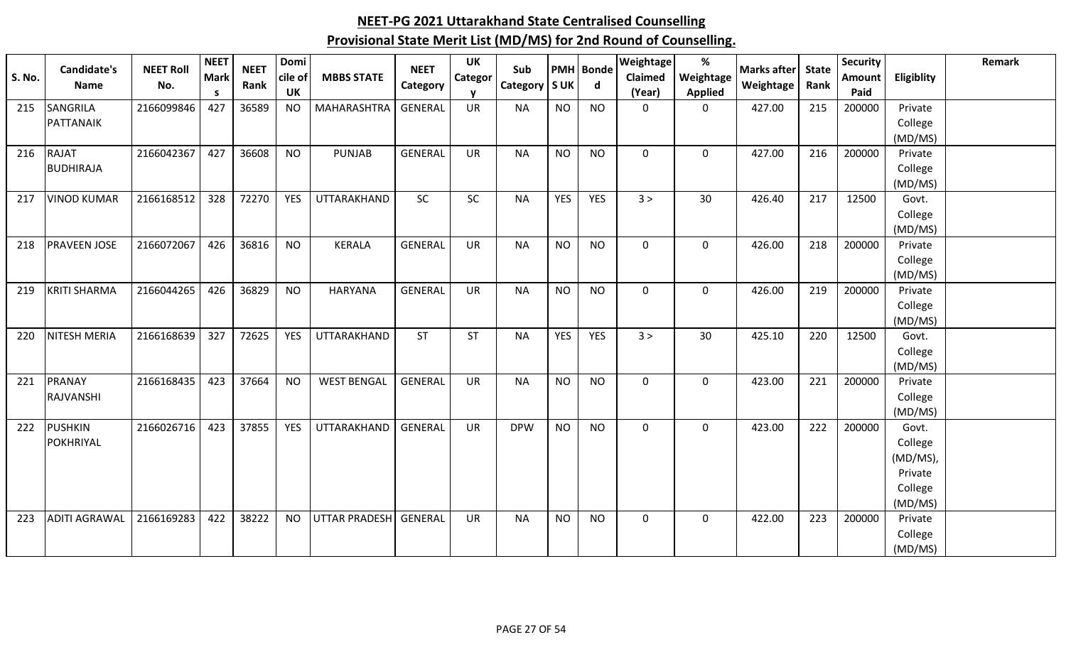# NEET-PG 2021 Uttarakhand State Centralised Counselling

## Provisional State Merit List (MD/MS) for 2nd Round of Counselling.

| S. No. | Candidate's Name | NEET Roll No. | NEET Marks | NEET Rank | Domicile of UK | MBBS STATE | NEET Category | UK Category | Sub Category | PMH S UK | Bonded | Weightage Claimed (Year) | % Weightage Applied | Marks after Weightage | State Rank | Security Amount Paid | Eligiblity | Remark |
|---|---|---|---|---|---|---|---|---|---|---|---|---|---|---|---|---|---|---|
| 215 | SANGRILA PATTANAIK | 2166099846 | 427 | 36589 | NO | MAHARASHTRA | GENERAL | UR | NA | NO | NO | 0 | 0 | 427.00 | 215 | 200000 | Private College (MD/MS) | |
| 216 | RAJAT BUDHIRAJA | 2166042367 | 427 | 36608 | NO | PUNJAB | GENERAL | UR | NA | NO | NO | 0 | 0 | 427.00 | 216 | 200000 | Private College (MD/MS) | |
| 217 | VINOD KUMAR | 2166168512 | 328 | 72270 | YES | UTTARAKHAND | SC | SC | NA | YES | YES | 3 > | 30 | 426.40 | 217 | 12500 | Govt. College (MD/MS) | |
| 218 | PRAVEEN JOSE | 2166072067 | 426 | 36816 | NO | KERALA | GENERAL | UR | NA | NO | NO | 0 | 0 | 426.00 | 218 | 200000 | Private College (MD/MS) | |
| 219 | KRITI SHARMA | 2166044265 | 426 | 36829 | NO | HARYANA | GENERAL | UR | NA | NO | NO | 0 | 0 | 426.00 | 219 | 200000 | Private College (MD/MS) | |
| 220 | NITESH MERIA | 2166168639 | 327 | 72625 | YES | UTTARAKHAND | ST | ST | NA | YES | YES | 3 > | 30 | 425.10 | 220 | 12500 | Govt. College (MD/MS) | |
| 221 | PRANAY RAJVANSHI | 2166168435 | 423 | 37664 | NO | WEST BENGAL | GENERAL | UR | NA | NO | NO | 0 | 0 | 423.00 | 221 | 200000 | Private College (MD/MS) | |
| 222 | PUSHKIN POKHRIYAL | 2166026716 | 423 | 37855 | YES | UTTARAKHAND | GENERAL | UR | DPW | NO | NO | 0 | 0 | 423.00 | 222 | 200000 | Govt. College (MD/MS), Private College (MD/MS) | |
| 223 | ADITI AGRAWAL | 2166169283 | 422 | 38222 | NO | UTTAR PRADESH | GENERAL | UR | NA | NO | NO | 0 | 0 | 422.00 | 223 | 200000 | Private College (MD/MS) | |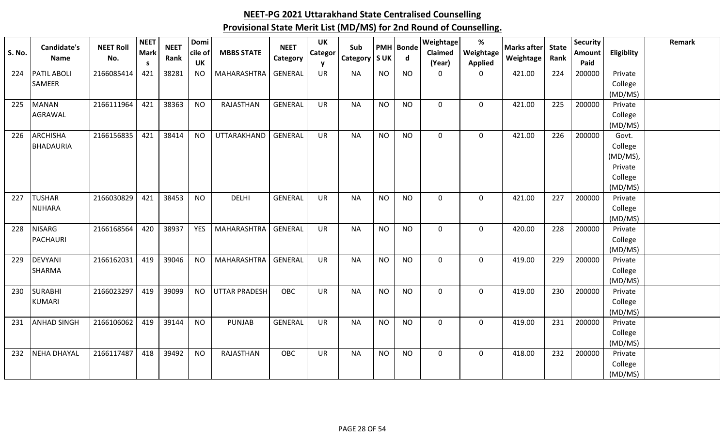# NEET-PG 2021 Uttarakhand State Centralised Counselling

## Provisional State Merit List (MD/MS) for 2nd Round of Counselling.

| S. No. | Candidate's Name | NEET Roll No. | NEET Marks | NEET Rank | Domicile of UK | MBBS STATE | NEET Category | UK Category | Sub Category | PMH S UK | Bonded | Weightage Claimed (Year) | % Weightage Applied | Marks after Weightage | State Rank | Security Amount Paid | Eligiblity | Remark |
|---|---|---|---|---|---|---|---|---|---|---|---|---|---|---|---|---|---|---|
| 224 | PATIL ABOLI SAMEER | 2166085414 | 421 | 38281 | NO | MAHARASHTRA | GENERAL | UR | NA | NO | NO | 0 | 0 | 421.00 | 224 | 200000 | Private College (MD/MS) | |
| 225 | MANAN AGRAWAL | 2166111964 | 421 | 38363 | NO | RAJASTHAN | GENERAL | UR | NA | NO | NO | 0 | 0 | 421.00 | 225 | 200000 | Private College (MD/MS) | |
| 226 | ARCHISHA BHADAURIA | 2166156835 | 421 | 38414 | NO | UTTARAKHAND | GENERAL | UR | NA | NO | NO | 0 | 0 | 421.00 | 226 | 200000 | Govt. College (MD/MS), Private College (MD/MS) | |
| 227 | TUSHAR NIJHARA | 2166030829 | 421 | 38453 | NO | DELHI | GENERAL | UR | NA | NO | NO | 0 | 0 | 421.00 | 227 | 200000 | Private College (MD/MS) | |
| 228 | NISARG PACHAURI | 2166168564 | 420 | 38937 | YES | MAHARASHTRA | GENERAL | UR | NA | NO | NO | 0 | 0 | 420.00 | 228 | 200000 | Private College (MD/MS) | |
| 229 | DEVYANI SHARMA | 2166162031 | 419 | 39046 | NO | MAHARASHTRA | GENERAL | UR | NA | NO | NO | 0 | 0 | 419.00 | 229 | 200000 | Private College (MD/MS) | |
| 230 | SURABHI KUMARI | 2166023297 | 419 | 39099 | NO | UTTAR PRADESH | OBC | UR | NA | NO | NO | 0 | 0 | 419.00 | 230 | 200000 | Private College (MD/MS) | |
| 231 | ANHAD SINGH | 2166106062 | 419 | 39144 | NO | PUNJAB | GENERAL | UR | NA | NO | NO | 0 | 0 | 419.00 | 231 | 200000 | Private College (MD/MS) | |
| 232 | NEHA DHAYAL | 2166117487 | 418 | 39492 | NO | RAJASTHAN | OBC | UR | NA | NO | NO | 0 | 0 | 418.00 | 232 | 200000 | Private College (MD/MS) | |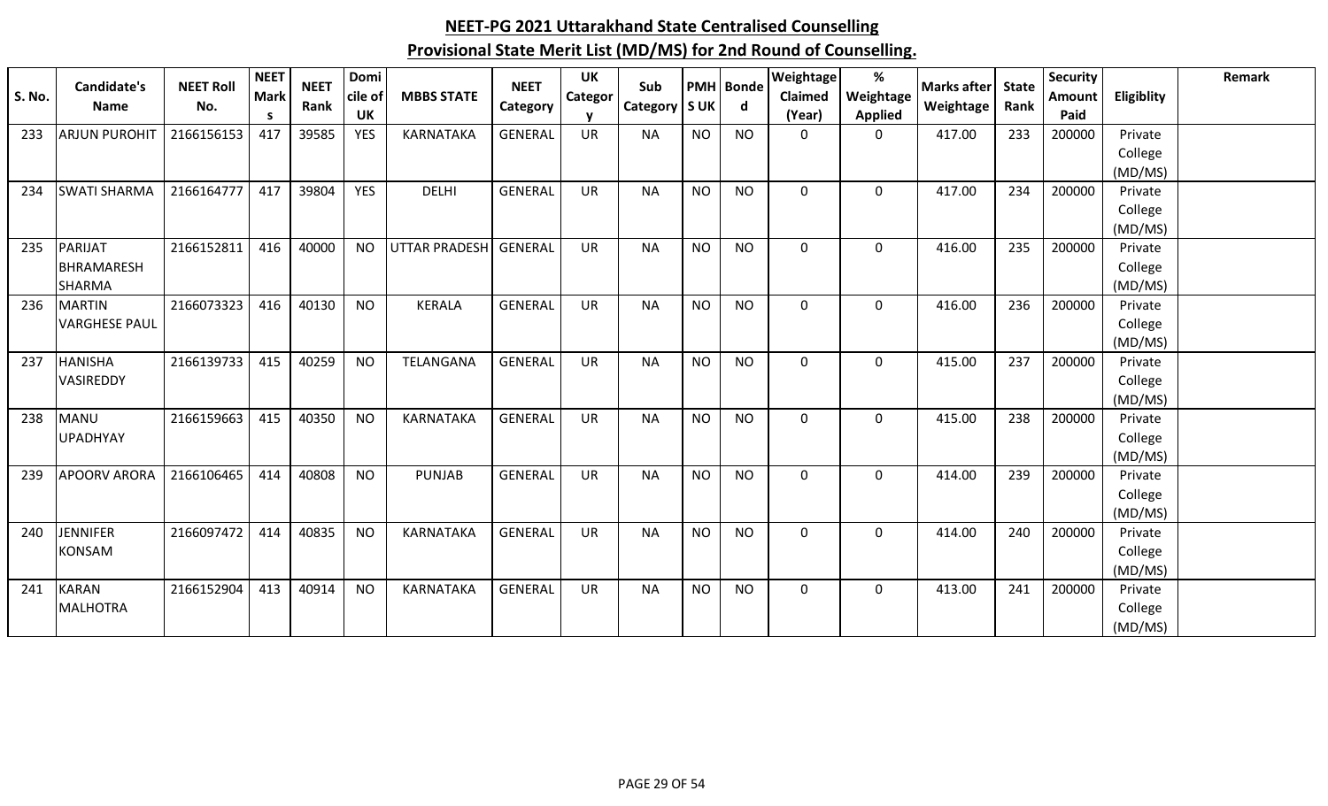# NEET-PG 2021 Uttarakhand State Centralised Counselling

## Provisional State Merit List (MD/MS) for 2nd Round of Counselling.

| S. No. | Candidate's Name | NEET Roll No. | NEET Marks | NEET Rank | Domicile of UK | MBBS STATE | NEET Category | UK Category | Sub Category | S UK | PMH | Bonded | Weightage Claimed (Year) | % Weightage Applied | Marks after Weightage | State Rank | Security Amount Paid | Eligiblity | Remark |
|---|---|---|---|---|---|---|---|---|---|---|---|---|---|---|---|---|---|---|---|
| 233 | ARJUN PUROHIT | 2166156153 | 417 | 39585 | YES | KARNATAKA | GENERAL | UR | NA | NO | NO | | 0 | 0 | 417.00 | 233 | 200000 | Private College (MD/MS) | |
| 234 | SWATI SHARMA | 2166164777 | 417 | 39804 | YES | DELHI | GENERAL | UR | NA | NO | NO | | 0 | 0 | 417.00 | 234 | 200000 | Private College (MD/MS) | |
| 235 | PARIJAT BHRAMARESH SHARMA | 2166152811 | 416 | 40000 | NO | UTTAR PRADESH | GENERAL | UR | NA | NO | NO | | 0 | 0 | 416.00 | 235 | 200000 | Private College (MD/MS) | |
| 236 | MARTIN VARGHESE PAUL | 2166073323 | 416 | 40130 | NO | KERALA | GENERAL | UR | NA | NO | NO | | 0 | 0 | 416.00 | 236 | 200000 | Private College (MD/MS) | |
| 237 | HANISHA VASIREDDY | 2166139733 | 415 | 40259 | NO | TELANGANA | GENERAL | UR | NA | NO | NO | | 0 | 0 | 415.00 | 237 | 200000 | Private College (MD/MS) | |
| 238 | MANU UPADHYAY | 2166159663 | 415 | 40350 | NO | KARNATAKA | GENERAL | UR | NA | NO | NO | | 0 | 0 | 415.00 | 238 | 200000 | Private College (MD/MS) | |
| 239 | APOORV ARORA | 2166106465 | 414 | 40808 | NO | PUNJAB | GENERAL | UR | NA | NO | NO | | 0 | 0 | 414.00 | 239 | 200000 | Private College (MD/MS) | |
| 240 | JENNIFER KONSAM | 2166097472 | 414 | 40835 | NO | KARNATAKA | GENERAL | UR | NA | NO | NO | | 0 | 0 | 414.00 | 240 | 200000 | Private College (MD/MS) | |
| 241 | KARAN MALHOTRA | 2166152904 | 413 | 40914 | NO | KARNATAKA | GENERAL | UR | NA | NO | NO | | 0 | 0 | 413.00 | 241 | 200000 | Private College (MD/MS) | |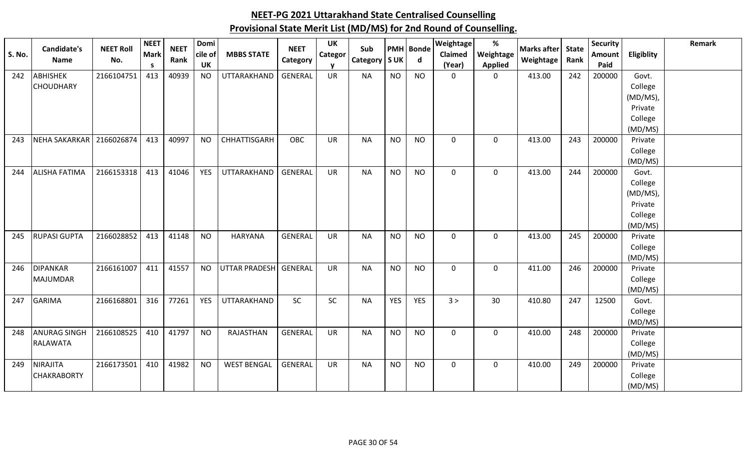# NEET-PG 2021 Uttarakhand State Centralised Counselling

## Provisional State Merit List (MD/MS) for 2nd Round of Counselling.

| S. No. | Candidate's Name | NEET Roll No. | NEET Marks | NEET Rank | Domicile of UK | MBBS STATE | NEET Category | UK Category | Sub Category | PMH S UK | Bonded | Weightage Claimed (Year) | % Weightage Applied | Marks after Weightage | State Rank | Security Amount Paid | Eligiblity | Remark |
|---|---|---|---|---|---|---|---|---|---|---|---|---|---|---|---|---|---|---|
| 242 | ABHISHEK CHOUDHARY | 2166104751 | 413 | 40939 | NO | UTTARAKHAND | GENERAL | UR | NA | NO | NO | 0 | 0 | 413.00 | 242 | 200000 | Govt. College (MD/MS), Private College (MD/MS) | |
| 243 | NEHA SAKARKAR | 2166026874 | 413 | 40997 | NO | CHHATTISGARH | OBC | UR | NA | NO | NO | 0 | 0 | 413.00 | 243 | 200000 | Private College (MD/MS) | |
| 244 | ALISHA FATIMA | 2166153318 | 413 | 41046 | YES | UTTARAKHAND | GENERAL | UR | NA | NO | NO | 0 | 0 | 413.00 | 244 | 200000 | Govt. College (MD/MS), Private College (MD/MS) | |
| 245 | RUPASI GUPTA | 2166028852 | 413 | 41148 | NO | HARYANA | GENERAL | UR | NA | NO | NO | 0 | 0 | 413.00 | 245 | 200000 | Private College (MD/MS) | |
| 246 | DIPANKAR MAJUMDAR | 2166161007 | 411 | 41557 | NO | UTTAR PRADESH | GENERAL | UR | NA | NO | NO | 0 | 0 | 411.00 | 246 | 200000 | Private College (MD/MS) | |
| 247 | GARIMA | 2166168801 | 316 | 77261 | YES | UTTARAKHAND | SC | SC | NA | YES | YES | 3 > | 30 | 410.80 | 247 | 12500 | Govt. College (MD/MS) | |
| 248 | ANURAG SINGH RALAWATA | 2166108525 | 410 | 41797 | NO | RAJASTHAN | GENERAL | UR | NA | NO | NO | 0 | 0 | 410.00 | 248 | 200000 | Private College (MD/MS) | |
| 249 | NIRAJITA CHAKRABORTY | 2166173501 | 410 | 41982 | NO | WEST BENGAL | GENERAL | UR | NA | NO | NO | 0 | 0 | 410.00 | 249 | 200000 | Private College (MD/MS) | |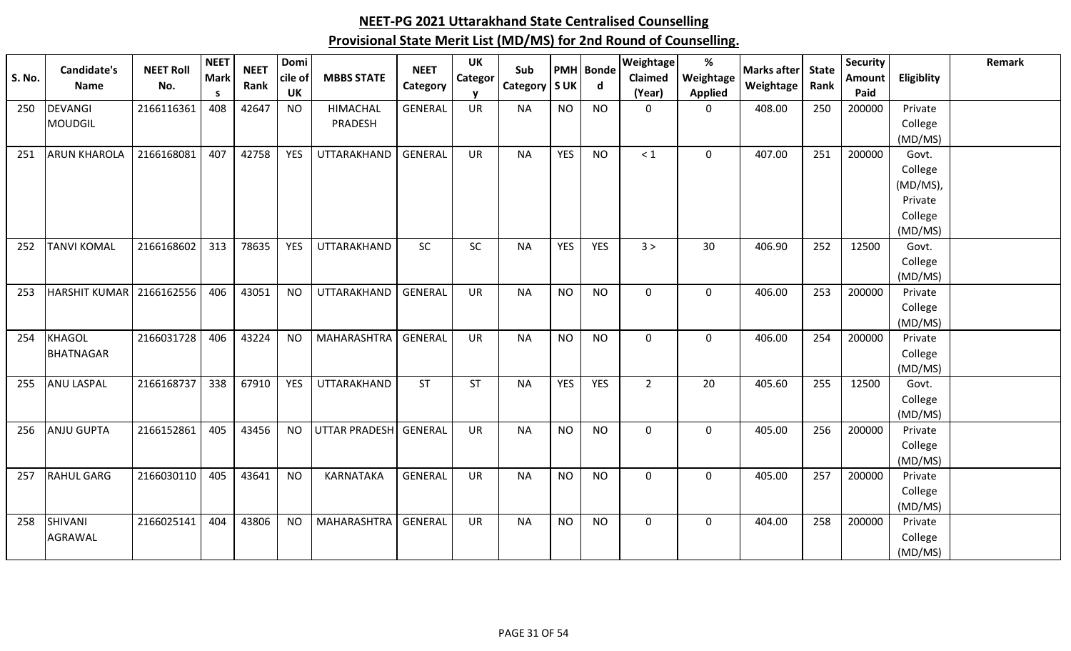# NEET-PG 2021 Uttarakhand State Centralised Counselling

## Provisional State Merit List (MD/MS) for 2nd Round of Counselling.

| S. No. | Candidate's Name | NEET Roll No. | NEET Marks | NEET Rank | Domicile of UK | MBBS STATE | NEET Category | UK Category | Sub Category | PMH S UK | Bonded | Weightage Claimed (Year) | % Weightage Applied | Marks after Weightage | State Rank | Security Amount Paid | Eligiblity | Remark |
|---|---|---|---|---|---|---|---|---|---|---|---|---|---|---|---|---|---|---|
| 250 | DEVANGI MOUDGIL | 2166116361 | 408 | 42647 | NO | HIMACHAL PRADESH | GENERAL | UR | NA | NO | NO | 0 | 0 | 408.00 | 250 | 200000 | Private College (MD/MS) | |
| 251 | ARUN KHAROLA | 2166168081 | 407 | 42758 | YES | UTTARAKHAND | GENERAL | UR | NA | YES | NO | < 1 | 0 | 407.00 | 251 | 200000 | Govt. College (MD/MS), Private College (MD/MS) | |
| 252 | TANVI KOMAL | 2166168602 | 313 | 78635 | YES | UTTARAKHAND | SC | SC | NA | YES | YES | 3 > | 30 | 406.90 | 252 | 12500 | Govt. College (MD/MS) | |
| 253 | HARSHIT KUMAR | 2166162556 | 406 | 43051 | NO | UTTARAKHAND | GENERAL | UR | NA | NO | NO | 0 | 0 | 406.00 | 253 | 200000 | Private College (MD/MS) | |
| 254 | KHAGOL BHATNAGAR | 2166031728 | 406 | 43224 | NO | MAHARASHTRA | GENERAL | UR | NA | NO | NO | 0 | 0 | 406.00 | 254 | 200000 | Private College (MD/MS) | |
| 255 | ANU LASPAL | 2166168737 | 338 | 67910 | YES | UTTARAKHAND | ST | ST | NA | YES | YES | 2 | 20 | 405.60 | 255 | 12500 | Govt. College (MD/MS) | |
| 256 | ANJU GUPTA | 2166152861 | 405 | 43456 | NO | UTTAR PRADESH | GENERAL | UR | NA | NO | NO | 0 | 0 | 405.00 | 256 | 200000 | Private College (MD/MS) | |
| 257 | RAHUL GARG | 2166030110 | 405 | 43641 | NO | KARNATAKA | GENERAL | UR | NA | NO | NO | 0 | 0 | 405.00 | 257 | 200000 | Private College (MD/MS) | |
| 258 | SHIVANI AGRAWAL | 2166025141 | 404 | 43806 | NO | MAHARASHTRA | GENERAL | UR | NA | NO | NO | 0 | 0 | 404.00 | 258 | 200000 | Private College (MD/MS) | |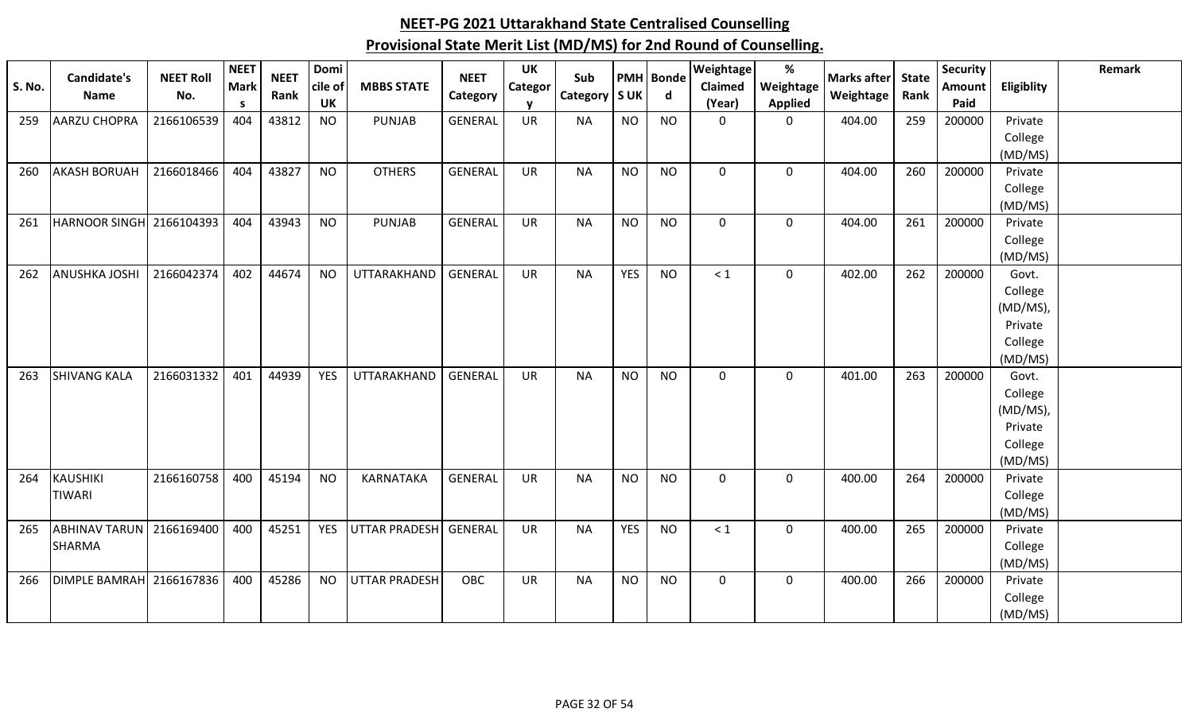# NEET-PG 2021 Uttarakhand State Centralised Counselling

## Provisional State Merit List (MD/MS) for 2nd Round of Counselling.

| S. No. | Candidate's Name | NEET Roll No. | NEET Marks | NEET Rank | Domicile of UK | MBBS STATE | NEET Category | UK Category | Sub Category | PMH S UK | Bonded | Weightage Claimed (Year) | % Weightage Applied | Marks after Weightage | State Rank | Security Amount Paid | Eligiblity | Remark |
|---|---|---|---|---|---|---|---|---|---|---|---|---|---|---|---|---|---|---|
| 259 | AARZU CHOPRA | 2166106539 | 404 | 43812 | NO | PUNJAB | GENERAL | UR | NA | NO | NO | 0 | 0 | 404.00 | 259 | 200000 | Private College (MD/MS) | |
| 260 | AKASH BORUAH | 2166018466 | 404 | 43827 | NO | OTHERS | GENERAL | UR | NA | NO | NO | 0 | 0 | 404.00 | 260 | 200000 | Private College (MD/MS) | |
| 261 | HARNOOR SINGH | 2166104393 | 404 | 43943 | NO | PUNJAB | GENERAL | UR | NA | NO | NO | 0 | 0 | 404.00 | 261 | 200000 | Private College (MD/MS) | |
| 262 | ANUSHKA JOSHI | 2166042374 | 402 | 44674 | NO | UTTARAKHAND | GENERAL | UR | NA | YES | NO | < 1 | 0 | 402.00 | 262 | 200000 | Govt. College (MD/MS), Private College (MD/MS) | |
| 263 | SHIVANG KALA | 2166031332 | 401 | 44939 | YES | UTTARAKHAND | GENERAL | UR | NA | NO | NO | 0 | 0 | 401.00 | 263 | 200000 | Govt. College (MD/MS), Private College (MD/MS) | |
| 264 | KAUSHIKI TIWARI | 2166160758 | 400 | 45194 | NO | KARNATAKA | GENERAL | UR | NA | NO | NO | 0 | 0 | 400.00 | 264 | 200000 | Private College (MD/MS) | |
| 265 | ABHINAV TARUN SHARMA | 2166169400 | 400 | 45251 | YES | UTTAR PRADESH | GENERAL | UR | NA | YES | NO | < 1 | 0 | 400.00 | 265 | 200000 | Private College (MD/MS) | |
| 266 | DIMPLE BAMRAH | 2166167836 | 400 | 45286 | NO | UTTAR PRADESH | OBC | UR | NA | NO | NO | 0 | 0 | 400.00 | 266 | 200000 | Private College (MD/MS) | |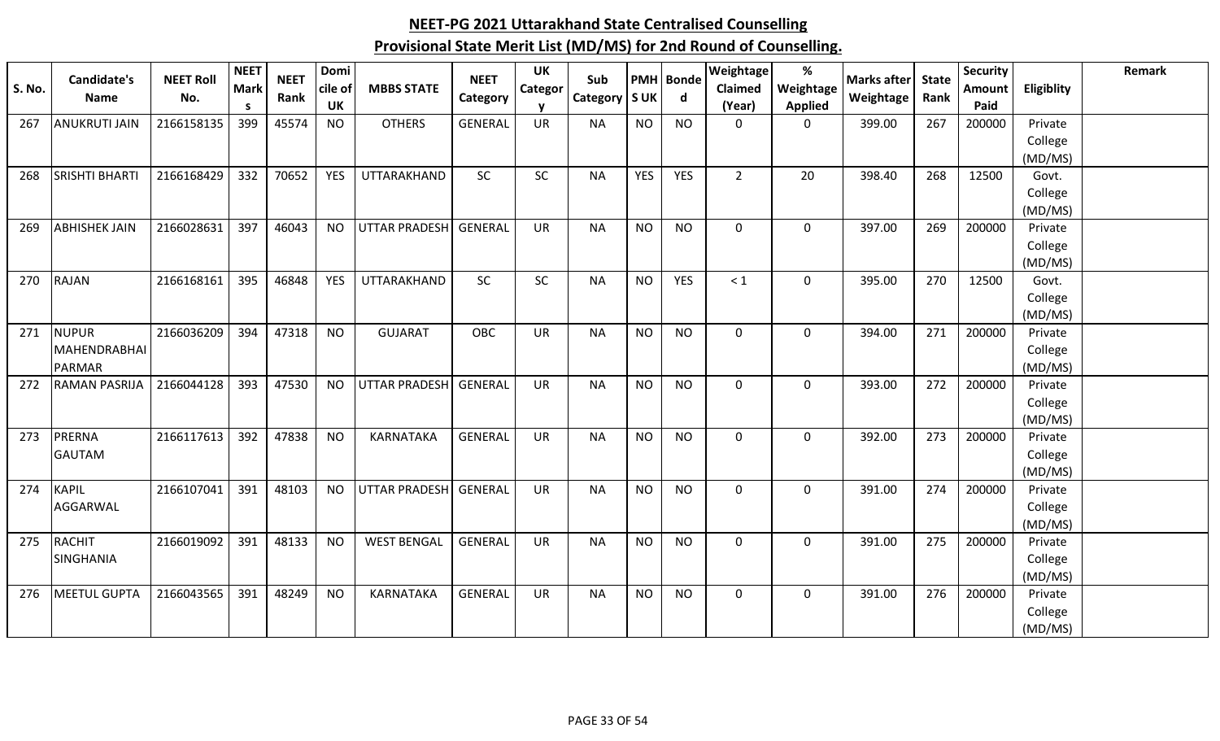# NEET-PG 2021 Uttarakhand State Centralised Counselling

## Provisional State Merit List (MD/MS) for 2nd Round of Counselling.

| S. No. | Candidate's Name | NEET Roll No. | NEET Marks | NEET Rank | Domicile of UK | MBBS STATE | NEET Category | UK Category | Sub Category | PMH S UK | Bonded | Weightage Claimed (Year) | % Weightage Applied | Marks after Weightage | State Rank | Security Amount Paid | Eligiblity | Remark |
|---|---|---|---|---|---|---|---|---|---|---|---|---|---|---|---|---|---|---|
| 267 | ANUKRUTI JAIN | 2166158135 | 399 | 45574 | NO | OTHERS | GENERAL | UR | NA | NO | NO | 0 | 0 | 399.00 | 267 | 200000 | Private College (MD/MS) | |
| 268 | SRISHTI BHARTI | 2166168429 | 332 | 70652 | YES | UTTARAKHAND | SC | SC | NA | YES | YES | 2 | 20 | 398.40 | 268 | 12500 | Govt. College (MD/MS) | |
| 269 | ABHISHEK JAIN | 2166028631 | 397 | 46043 | NO | UTTAR PRADESH | GENERAL | UR | NA | NO | NO | 0 | 0 | 397.00 | 269 | 200000 | Private College (MD/MS) | |
| 270 | RAJAN | 2166168161 | 395 | 46848 | YES | UTTARAKHAND | SC | SC | NA | NO | YES | < 1 | 0 | 395.00 | 270 | 12500 | Govt. College (MD/MS) | |
| 271 | NUPUR MAHENDRABHAI PARMAR | 2166036209 | 394 | 47318 | NO | GUJARAT | OBC | UR | NA | NO | NO | 0 | 0 | 394.00 | 271 | 200000 | Private College (MD/MS) | |
| 272 | RAMAN PASRIJA | 2166044128 | 393 | 47530 | NO | UTTAR PRADESH | GENERAL | UR | NA | NO | NO | 0 | 0 | 393.00 | 272 | 200000 | Private College (MD/MS) | |
| 273 | PRERNA GAUTAM | 2166117613 | 392 | 47838 | NO | KARNATAKA | GENERAL | UR | NA | NO | NO | 0 | 0 | 392.00 | 273 | 200000 | Private College (MD/MS) | |
| 274 | KAPIL AGGARWAL | 2166107041 | 391 | 48103 | NO | UTTAR PRADESH | GENERAL | UR | NA | NO | NO | 0 | 0 | 391.00 | 274 | 200000 | Private College (MD/MS) | |
| 275 | RACHIT SINGHANIA | 2166019092 | 391 | 48133 | NO | WEST BENGAL | GENERAL | UR | NA | NO | NO | 0 | 0 | 391.00 | 275 | 200000 | Private College (MD/MS) | |
| 276 | MEETUL GUPTA | 2166043565 | 391 | 48249 | NO | KARNATAKA | GENERAL | UR | NA | NO | NO | 0 | 0 | 391.00 | 276 | 200000 | Private College (MD/MS) | |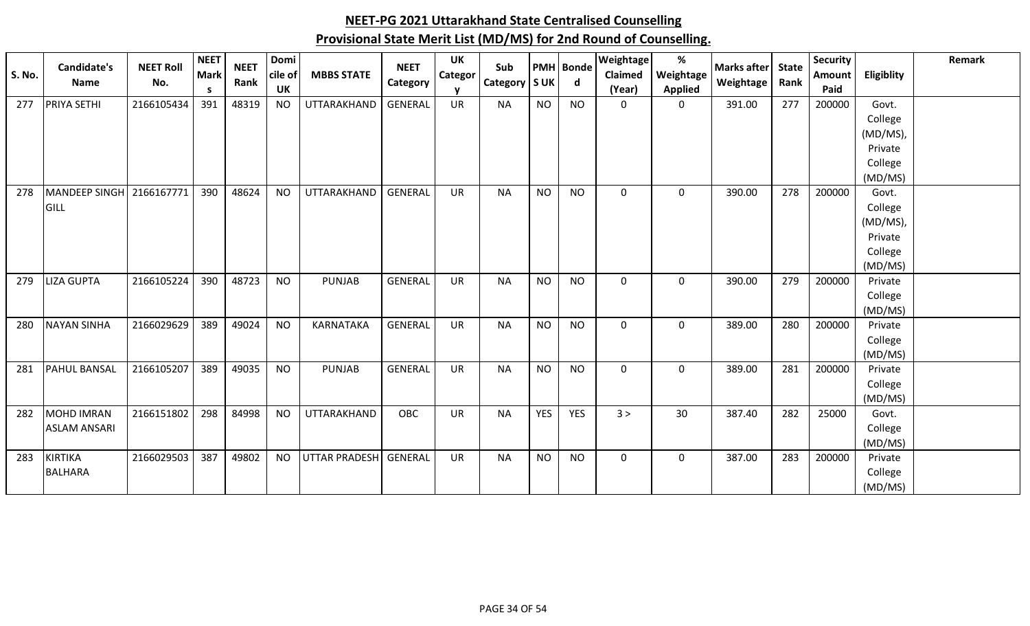# NEET-PG 2021 Uttarakhand State Centralised Counselling

## Provisional State Merit List (MD/MS) for 2nd Round of Counselling.

| S. No. | Candidate's Name | NEET Roll No. | NEET Marks | NEET Rank | Domicile of UK | MBBS STATE | NEET Category | UK Category | Sub Category | PMH S UK | Bonded | Weightage Claimed (Year) | % Weightage Applied | Marks after Weightage | State Rank | Security Amount Paid | Eligiblity | Remark |
|---|---|---|---|---|---|---|---|---|---|---|---|---|---|---|---|---|---|---|
| 277 | PRIYA SETHI | 2166105434 | 391 | 48319 | NO | UTTARAKHAND | GENERAL | UR | NA | NO | NO | 0 | 0 | 391.00 | 277 | 200000 | Govt. College (MD/MS), Private College (MD/MS) | |
| 278 | MANDEEP SINGH GILL | 2166167771 | 390 | 48624 | NO | UTTARAKHAND | GENERAL | UR | NA | NO | NO | 0 | 0 | 390.00 | 278 | 200000 | Govt. College (MD/MS), Private College (MD/MS) | |
| 279 | LIZA GUPTA | 2166105224 | 390 | 48723 | NO | PUNJAB | GENERAL | UR | NA | NO | NO | 0 | 0 | 390.00 | 279 | 200000 | Private College (MD/MS) | |
| 280 | NAYAN SINHA | 2166029629 | 389 | 49024 | NO | KARNATAKA | GENERAL | UR | NA | NO | NO | 0 | 0 | 389.00 | 280 | 200000 | Private College (MD/MS) | |
| 281 | PAHUL BANSAL | 2166105207 | 389 | 49035 | NO | PUNJAB | GENERAL | UR | NA | NO | NO | 0 | 0 | 389.00 | 281 | 200000 | Private College (MD/MS) | |
| 282 | MOHD IMRAN ASLAM ANSARI | 2166151802 | 298 | 84998 | NO | UTTARAKHAND | OBC | UR | NA | YES | YES | 3 > | 30 | 387.40 | 282 | 25000 | Govt. College (MD/MS) | |
| 283 | KIRTIKA BALHARA | 2166029503 | 387 | 49802 | NO | UTTAR PRADESH | GENERAL | UR | NA | NO | NO | 0 | 0 | 387.00 | 283 | 200000 | Private College (MD/MS) | |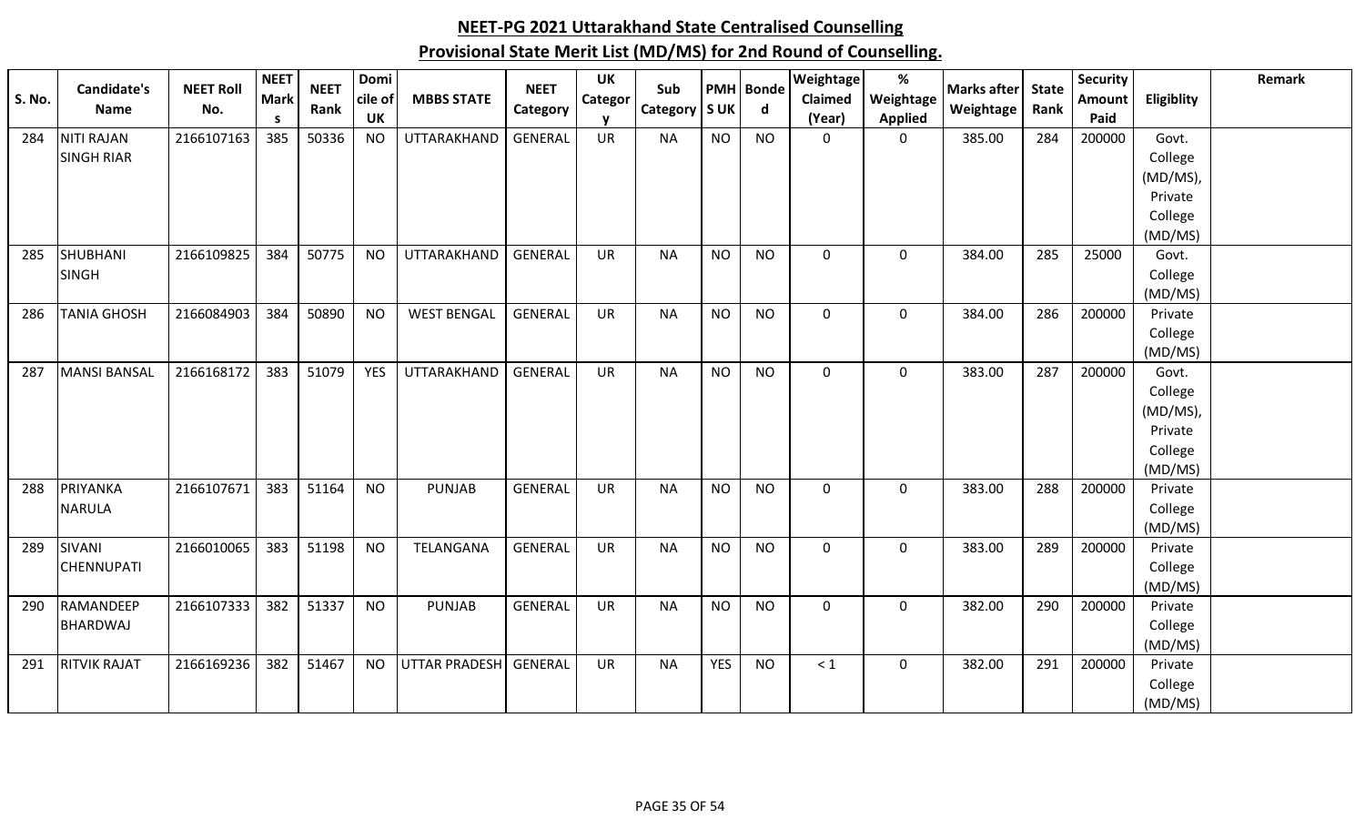## NEET-PG 2021 Uttarakhand State Centralised Counselling

## Provisional State Merit List (MD/MS) for 2nd Round of Counselling.

| S. No. | Candidate's Name | NEET Roll No. | NEET Marks | NEET Rank | Domicile of UK | MBBS STATE | NEET Category | UK Category | Sub Category | PMH S UK | Bonded | Weightage Claimed (Year) | % Weightage Applied | Marks after Weightage | State Rank | Security Amount Paid | Eligiblity | Remark |
|---|---|---|---|---|---|---|---|---|---|---|---|---|---|---|---|---|---|---|
| 284 | NITI RAJAN SINGH RIAR | 2166107163 | 385 | 50336 | NO | UTTARAKHAND | GENERAL | UR | NA | NO | NO | 0 | 0 | 385.00 | 284 | 200000 | Govt. College (MD/MS), Private College (MD/MS) | |
| 285 | SHUBHANI SINGH | 2166109825 | 384 | 50775 | NO | UTTARAKHAND | GENERAL | UR | NA | NO | NO | 0 | 0 | 384.00 | 285 | 25000 | Govt. College (MD/MS) | |
| 286 | TANIA GHOSH | 2166084903 | 384 | 50890 | NO | WEST BENGAL | GENERAL | UR | NA | NO | NO | 0 | 0 | 384.00 | 286 | 200000 | Private College (MD/MS) | |
| 287 | MANSI BANSAL | 2166168172 | 383 | 51079 | YES | UTTARAKHAND | GENERAL | UR | NA | NO | NO | 0 | 0 | 383.00 | 287 | 200000 | Govt. College (MD/MS), Private College (MD/MS) | |
| 288 | PRIYANKA NARULA | 2166107671 | 383 | 51164 | NO | PUNJAB | GENERAL | UR | NA | NO | NO | 0 | 0 | 383.00 | 288 | 200000 | Private College (MD/MS) | |
| 289 | SIVANI CHENNUPATI | 2166010065 | 383 | 51198 | NO | TELANGANA | GENERAL | UR | NA | NO | NO | 0 | 0 | 383.00 | 289 | 200000 | Private College (MD/MS) | |
| 290 | RAMANDEEP BHARDWAJ | 2166107333 | 382 | 51337 | NO | PUNJAB | GENERAL | UR | NA | NO | NO | 0 | 0 | 382.00 | 290 | 200000 | Private College (MD/MS) | |
| 291 | RITVIK RAJAT | 2166169236 | 382 | 51467 | NO | UTTAR PRADESH | GENERAL | UR | NA | YES | NO | < 1 | 0 | 382.00 | 291 | 200000 | Private College (MD/MS) | |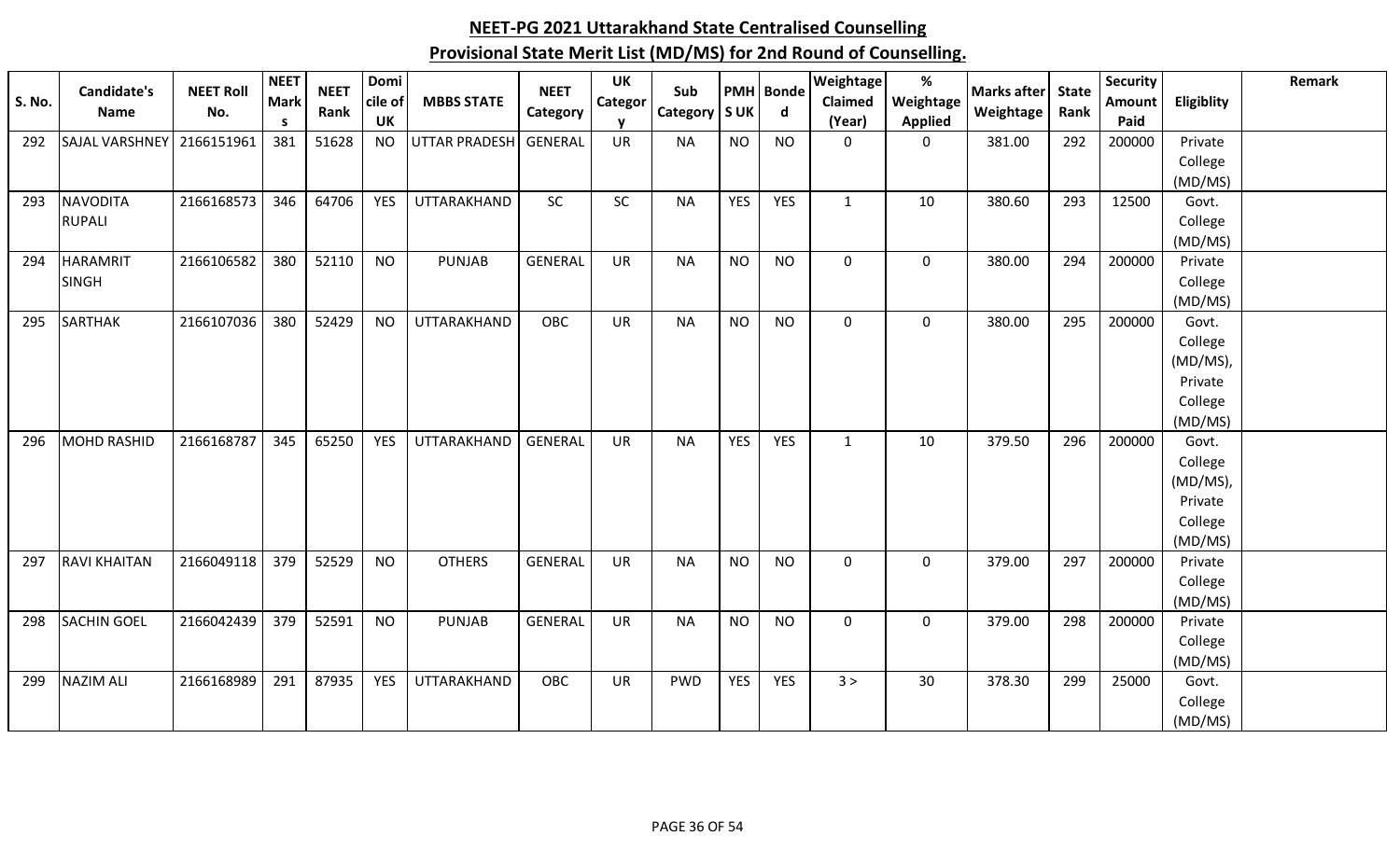## NEET-PG 2021 Uttarakhand State Centralised Counselling

## Provisional State Merit List (MD/MS) for 2nd Round of Counselling.

| S. No. | Candidate's Name | NEET Roll No. | NEET Marks | NEET Rank | Domicile of UK | MBBS STATE | NEET Category | UK Category | Sub Category | PMH S UK | Bonded | Weightage Claimed (Year) | % Weightage Applied | Marks after Weightage | State Rank | Security Amount Paid | Eligiblity | Remark |
|---|---|---|---|---|---|---|---|---|---|---|---|---|---|---|---|---|---|---|
| 292 | SAJAL VARSHNEY | 2166151961 | 381 | 51628 | NO | UTTAR PRADESH | GENERAL | UR | NA | NO | NO | 0 | 0 | 381.00 | 292 | 200000 | Private College (MD/MS) | |
| 293 | NAVODITA RUPALI | 2166168573 | 346 | 64706 | YES | UTTARAKHAND | SC | SC | NA | YES | YES | 1 | 10 | 380.60 | 293 | 12500 | Govt. College (MD/MS) | |
| 294 | HARAMRIT SINGH | 2166106582 | 380 | 52110 | NO | PUNJAB | GENERAL | UR | NA | NO | NO | 0 | 0 | 380.00 | 294 | 200000 | Private College (MD/MS) | |
| 295 | SARTHAK | 2166107036 | 380 | 52429 | NO | UTTARAKHAND | OBC | UR | NA | NO | NO | 0 | 0 | 380.00 | 295 | 200000 | Govt. College (MD/MS), Private College (MD/MS) | |
| 296 | MOHD RASHID | 2166168787 | 345 | 65250 | YES | UTTARAKHAND | GENERAL | UR | NA | YES | YES | 1 | 10 | 379.50 | 296 | 200000 | Govt. College (MD/MS), Private College (MD/MS) | |
| 297 | RAVI KHAITAN | 2166049118 | 379 | 52529 | NO | OTHERS | GENERAL | UR | NA | NO | NO | 0 | 0 | 379.00 | 297 | 200000 | Private College (MD/MS) | |
| 298 | SACHIN GOEL | 2166042439 | 379 | 52591 | NO | PUNJAB | GENERAL | UR | NA | NO | NO | 0 | 0 | 379.00 | 298 | 200000 | Private College (MD/MS) | |
| 299 | NAZIM ALI | 2166168989 | 291 | 87935 | YES | UTTARAKHAND | OBC | UR | PWD | YES | YES | 3 > | 30 | 378.30 | 299 | 25000 | Govt. College (MD/MS) | |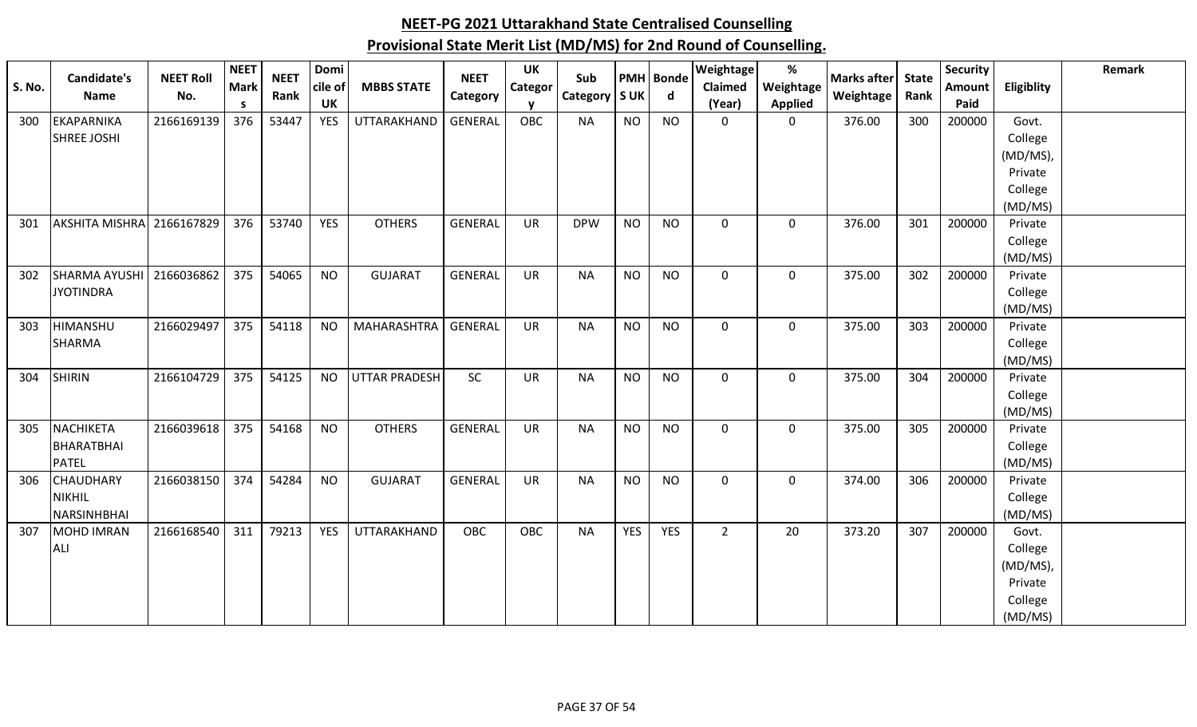# NEET-PG 2021 Uttarakhand State Centralised Counselling

## Provisional State Merit List (MD/MS) for 2nd Round of Counselling.

| S. No. | Candidate's Name | NEET Roll No. | NEET Marks | NEET Rank | Domicile of UK | MBBS STATE | NEET Category | UK Category | Sub Category | PMH SUK | Bonded | Weightage Claimed (Year) | % Weightage Applied | Marks after Weightage | State Rank | Security Amount Paid | Eligiblity | Remark |
|---|---|---|---|---|---|---|---|---|---|---|---|---|---|---|---|---|---|---|
| 300 | EKAPARNIKA SHREE JOSHI | 2166169139 | 376 | 53447 | YES | UTTARAKHAND | GENERAL | OBC | NA | NO | NO | 0 | 0 | 376.00 | 300 | 200000 | Govt. College (MD/MS), Private College (MD/MS) | |
| 301 | AKSHITA MISHRA | 2166167829 | 376 | 53740 | YES | OTHERS | GENERAL | UR | DPW | NO | NO | 0 | 0 | 376.00 | 301 | 200000 | Private College (MD/MS) | |
| 302 | SHARMA AYUSHI JYOTINDRA | 2166036862 | 375 | 54065 | NO | GUJARAT | GENERAL | UR | NA | NO | NO | 0 | 0 | 375.00 | 302 | 200000 | Private College (MD/MS) | |
| 303 | HIMANSHU SHARMA | 2166029497 | 375 | 54118 | NO | MAHARASHTRA | GENERAL | UR | NA | NO | NO | 0 | 0 | 375.00 | 303 | 200000 | Private College (MD/MS) | |
| 304 | SHIRIN | 2166104729 | 375 | 54125 | NO | UTTAR PRADESH | SC | UR | NA | NO | NO | 0 | 0 | 375.00 | 304 | 200000 | Private College (MD/MS) | |
| 305 | NACHIKETA BHARATBHAI PATEL | 2166039618 | 375 | 54168 | NO | OTHERS | GENERAL | UR | NA | NO | NO | 0 | 0 | 375.00 | 305 | 200000 | Private College (MD/MS) | |
| 306 | CHAUDHARY NIKHIL NARSINHBHAI | 2166038150 | 374 | 54284 | NO | GUJARAT | GENERAL | UR | NA | NO | NO | 0 | 0 | 374.00 | 306 | 200000 | Private College (MD/MS) | |
| 307 | MOHD IMRAN ALI | 2166168540 | 311 | 79213 | YES | UTTARAKHAND | OBC | OBC | NA | YES | YES | 2 | 20 | 373.20 | 307 | 200000 | Govt. College (MD/MS), Private College (MD/MS) | |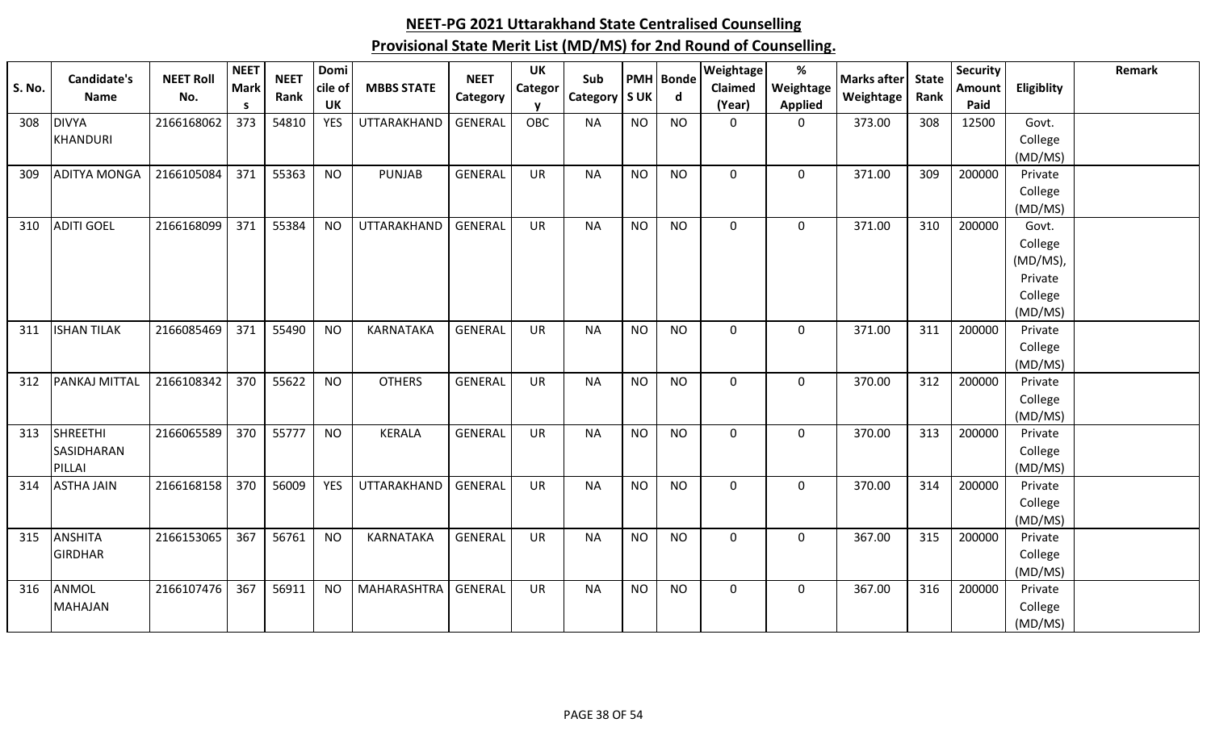**NEET-PG 2021 Uttarakhand State Centralised Counselling**

**Provisional State Merit List (MD/MS) for 2nd Round of Counselling.**

| S. No. | Candidate's Name | NEET Roll No. | NEET Marks | NEET Rank | Domicile of UK | MBBS STATE | NEET Category | UK Category | Sub Category | PMH S UK | Bonded | Weightage Claimed (Year) | % Weightage Applied | Marks after Weightage | State Rank | Security Amount Paid | Eligiblity | Remark |
|---|---|---|---|---|---|---|---|---|---|---|---|---|---|---|---|---|---|---|
| 308 | DIVYA KHANDURI | 2166168062 | 373 | 54810 | YES | UTTARAKHAND | GENERAL | OBC | NA | NO | NO | 0 | 0 | 373.00 | 308 | 12500 | Govt. College (MD/MS) | |
| 309 | ADITYA MONGA | 2166105084 | 371 | 55363 | NO | PUNJAB | GENERAL | UR | NA | NO | NO | 0 | 0 | 371.00 | 309 | 200000 | Private College (MD/MS) | |
| 310 | ADITI GOEL | 2166168099 | 371 | 55384 | NO | UTTARAKHAND | GENERAL | UR | NA | NO | NO | 0 | 0 | 371.00 | 310 | 200000 | Govt. College (MD/MS), Private College (MD/MS) | |
| 311 | ISHAN TILAK | 2166085469 | 371 | 55490 | NO | KARNATAKA | GENERAL | UR | NA | NO | NO | 0 | 0 | 371.00 | 311 | 200000 | Private College (MD/MS) | |
| 312 | PANKAJ MITTAL | 2166108342 | 370 | 55622 | NO | OTHERS | GENERAL | UR | NA | NO | NO | 0 | 0 | 370.00 | 312 | 200000 | Private College (MD/MS) | |
| 313 | SHREETHI SASIDHARAN PILLAI | 2166065589 | 370 | 55777 | NO | KERALA | GENERAL | UR | NA | NO | NO | 0 | 0 | 370.00 | 313 | 200000 | Private College (MD/MS) | |
| 314 | ASTHA JAIN | 2166168158 | 370 | 56009 | YES | UTTARAKHAND | GENERAL | UR | NA | NO | NO | 0 | 0 | 370.00 | 314 | 200000 | Private College (MD/MS) | |
| 315 | ANSHITA GIRDHAR | 2166153065 | 367 | 56761 | NO | KARNATAKA | GENERAL | UR | NA | NO | NO | 0 | 0 | 367.00 | 315 | 200000 | Private College (MD/MS) | |
| 316 | ANMOL MAHAJAN | 2166107476 | 367 | 56911 | NO | MAHARASHTRA | GENERAL | UR | NA | NO | NO | 0 | 0 | 367.00 | 316 | 200000 | Private College (MD/MS) | |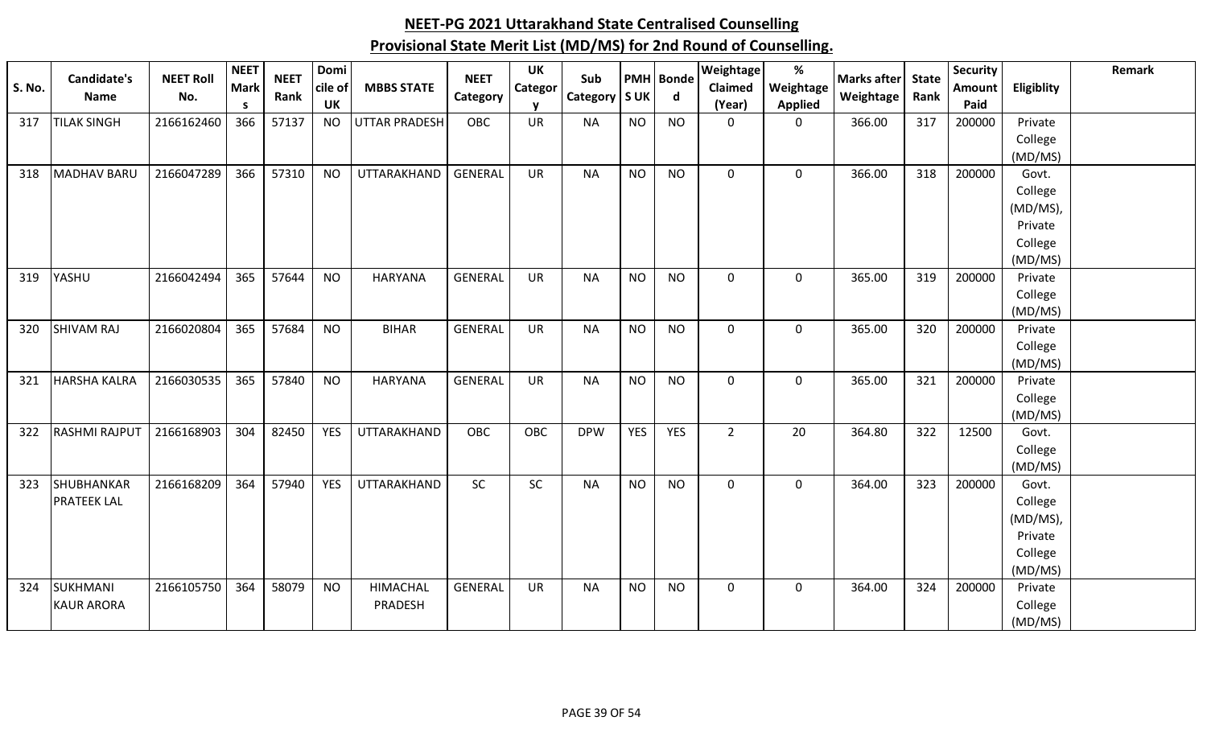# NEET-PG 2021 Uttarakhand State Centralised Counselling

## Provisional State Merit List (MD/MS) for 2nd Round of Counselling.

| S. No. | Candidate's Name | NEET Roll No. | NEET Marks | NEET Rank | Domicile of UK | MBBS STATE | NEET Category | UK Category | Sub Category | PMH S UK | Bonded | Weightage Claimed (Year) | % Weightage Applied | Marks after Weightage | State Rank | Security Amount Paid | Eligiblity | Remark |
|---|---|---|---|---|---|---|---|---|---|---|---|---|---|---|---|---|---|---|
| 317 | TILAK SINGH | 2166162460 | 366 | 57137 | NO | UTTAR PRADESH | OBC | UR | NA | NO | NO | 0 | 0 | 366.00 | 317 | 200000 | Private College (MD/MS) | |
| 318 | MADHAV BARU | 2166047289 | 366 | 57310 | NO | UTTARAKHAND | GENERAL | UR | NA | NO | NO | 0 | 0 | 366.00 | 318 | 200000 | Govt. College (MD/MS), Private College (MD/MS) | |
| 319 | YASHU | 2166042494 | 365 | 57644 | NO | HARYANA | GENERAL | UR | NA | NO | NO | 0 | 0 | 365.00 | 319 | 200000 | Private College (MD/MS) | |
| 320 | SHIVAM RAJ | 2166020804 | 365 | 57684 | NO | BIHAR | GENERAL | UR | NA | NO | NO | 0 | 0 | 365.00 | 320 | 200000 | Private College (MD/MS) | |
| 321 | HARSHA KALRA | 2166030535 | 365 | 57840 | NO | HARYANA | GENERAL | UR | NA | NO | NO | 0 | 0 | 365.00 | 321 | 200000 | Private College (MD/MS) | |
| 322 | RASHMI RAJPUT | 2166168903 | 304 | 82450 | YES | UTTARAKHAND | OBC | OBC | DPW | YES | YES | 2 | 20 | 364.80 | 322 | 12500 | Govt. College (MD/MS) | |
| 323 | SHUBHANKAR PRATEEK LAL | 2166168209 | 364 | 57940 | YES | UTTARAKHAND | SC | SC | NA | NO | NO | 0 | 0 | 364.00 | 323 | 200000 | Govt. College (MD/MS), Private College (MD/MS) | |
| 324 | SUKHMANI KAUR ARORA | 2166105750 | 364 | 58079 | NO | HIMACHAL PRADESH | GENERAL | UR | NA | NO | NO | 0 | 0 | 364.00 | 324 | 200000 | Private College (MD/MS) | |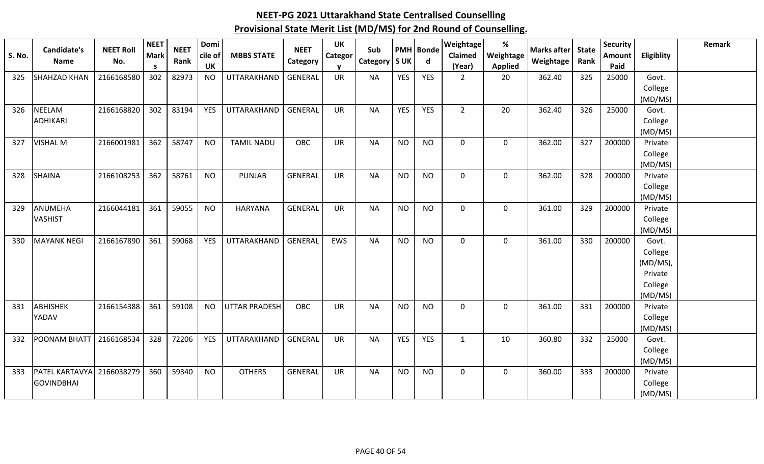# NEET-PG 2021 Uttarakhand State Centralised Counselling

## Provisional State Merit List (MD/MS) for 2nd Round of Counselling.

| S. No. | Candidate's Name | NEET Roll No. | NEET Marks | NEET Rank | Domicile of UK | MBBS STATE | NEET Category | UK Category | Sub Category | PMH S UK | Bonded | Weightage Claimed (Year) | % Weightage Applied | Marks after Weightage | State Rank | Security Amount Paid | Eligiblity | Remark |
|---|---|---|---|---|---|---|---|---|---|---|---|---|---|---|---|---|---|---|
| 325 | SHAHZAD KHAN | 2166168580 | 302 | 82973 | NO | UTTARAKHAND | GENERAL | UR | NA | YES | YES | 2 | 20 | 362.40 | 325 | 25000 | Govt. College (MD/MS) | |
| 326 | NEELAM ADHIKARI | 2166168820 | 302 | 83194 | YES | UTTARAKHAND | GENERAL | UR | NA | YES | YES | 2 | 20 | 362.40 | 326 | 25000 | Govt. College (MD/MS) | |
| 327 | VISHAL M | 2166001981 | 362 | 58747 | NO | TAMIL NADU | OBC | UR | NA | NO | NO | 0 | 0 | 362.00 | 327 | 200000 | Private College (MD/MS) | |
| 328 | SHAINA | 2166108253 | 362 | 58761 | NO | PUNJAB | GENERAL | UR | NA | NO | NO | 0 | 0 | 362.00 | 328 | 200000 | Private College (MD/MS) | |
| 329 | ANUMEHA VASHIST | 2166044181 | 361 | 59055 | NO | HARYANA | GENERAL | UR | NA | NO | NO | 0 | 0 | 361.00 | 329 | 200000 | Private College (MD/MS) | |
| 330 | MAYANK NEGI | 2166167890 | 361 | 59068 | YES | UTTARAKHAND | GENERAL | EWS | NA | NO | NO | 0 | 0 | 361.00 | 330 | 200000 | Govt. College (MD/MS), Private College (MD/MS) | |
| 331 | ABHISHEK YADAV | 2166154388 | 361 | 59108 | NO | UTTAR PRADESH | OBC | UR | NA | NO | NO | 0 | 0 | 361.00 | 331 | 200000 | Private College (MD/MS) | |
| 332 | POONAM BHATT | 2166168534 | 328 | 72206 | YES | UTTARAKHAND | GENERAL | UR | NA | YES | YES | 1 | 10 | 360.80 | 332 | 25000 | Govt. College (MD/MS) | |
| 333 | PATEL KARTAVYA GOVINDBHAI | 2166038279 | 360 | 59340 | NO | OTHERS | GENERAL | UR | NA | NO | NO | 0 | 0 | 360.00 | 333 | 200000 | Private College (MD/MS) | |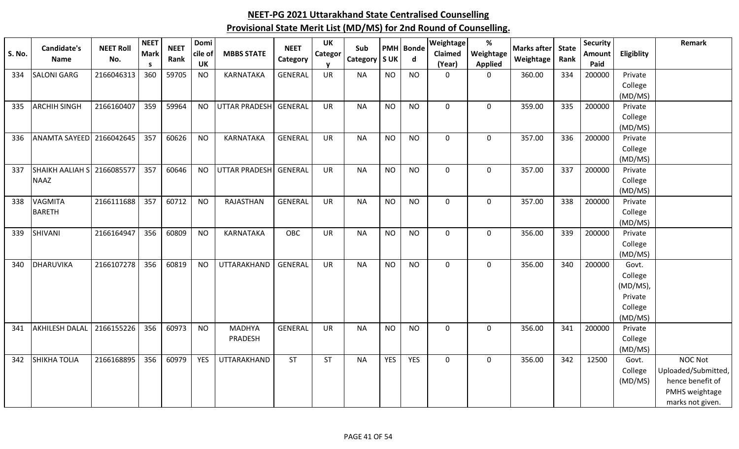# NEET-PG 2021 Uttarakhand State Centralised Counselling

## Provisional State Merit List (MD/MS) for 2nd Round of Counselling.

| S. No. | Candidate's Name | NEET Roll No. | NEET Marks | NEET Rank | Domicile of UK | MBBS STATE | NEET Category | UK Category | Sub Category | PMH S UK | Bonded | Weightage Claimed (Year) | % Weightage Applied | Marks after Weightage | State Rank | Security Amount Paid | Eligiblity | Remark |
|---|---|---|---|---|---|---|---|---|---|---|---|---|---|---|---|---|---|---|
| 334 | SALONI GARG | 2166046313 | 360 | 59705 | NO | KARNATAKA | GENERAL | UR | NA | NO | NO | 0 | 0 | 360.00 | 334 | 200000 | Private College (MD/MS) | |
| 335 | ARCHIH SINGH | 2166160407 | 359 | 59964 | NO | UTTAR PRADESH | GENERAL | UR | NA | NO | NO | 0 | 0 | 359.00 | 335 | 200000 | Private College (MD/MS) | |
| 336 | ANAMTA SAYEED | 2166042645 | 357 | 60626 | NO | KARNATAKA | GENERAL | UR | NA | NO | NO | 0 | 0 | 357.00 | 336 | 200000 | Private College (MD/MS) | |
| 337 | SHAIKH AALIAH S NAAZ | 2166085577 | 357 | 60646 | NO | UTTAR PRADESH | GENERAL | UR | NA | NO | NO | 0 | 0 | 357.00 | 337 | 200000 | Private College (MD/MS) | |
| 338 | VAGMITA BARETH | 2166111688 | 357 | 60712 | NO | RAJASTHAN | GENERAL | UR | NA | NO | NO | 0 | 0 | 357.00 | 338 | 200000 | Private College (MD/MS) | |
| 339 | SHIVANI | 2166164947 | 356 | 60809 | NO | KARNATAKA | OBC | UR | NA | NO | NO | 0 | 0 | 356.00 | 339 | 200000 | Private College (MD/MS) | |
| 340 | DHARUVIKA | 2166107278 | 356 | 60819 | NO | UTTARAKHAND | GENERAL | UR | NA | NO | NO | 0 | 0 | 356.00 | 340 | 200000 | Govt. College (MD/MS), Private College (MD/MS) | |
| 341 | AKHILESH DALAL | 2166155226 | 356 | 60973 | NO | MADHYA PRADESH | GENERAL | UR | NA | NO | NO | 0 | 0 | 356.00 | 341 | 200000 | Private College (MD/MS) | |
| 342 | SHIKHA TOLIA | 2166168895 | 356 | 60979 | YES | UTTARAKHAND | ST | ST | NA | YES | YES | 0 | 0 | 356.00 | 342 | 12500 | Govt. College (MD/MS) | NOC Not Uploaded/Submitted, hence benefit of PMHS weightage marks not given. |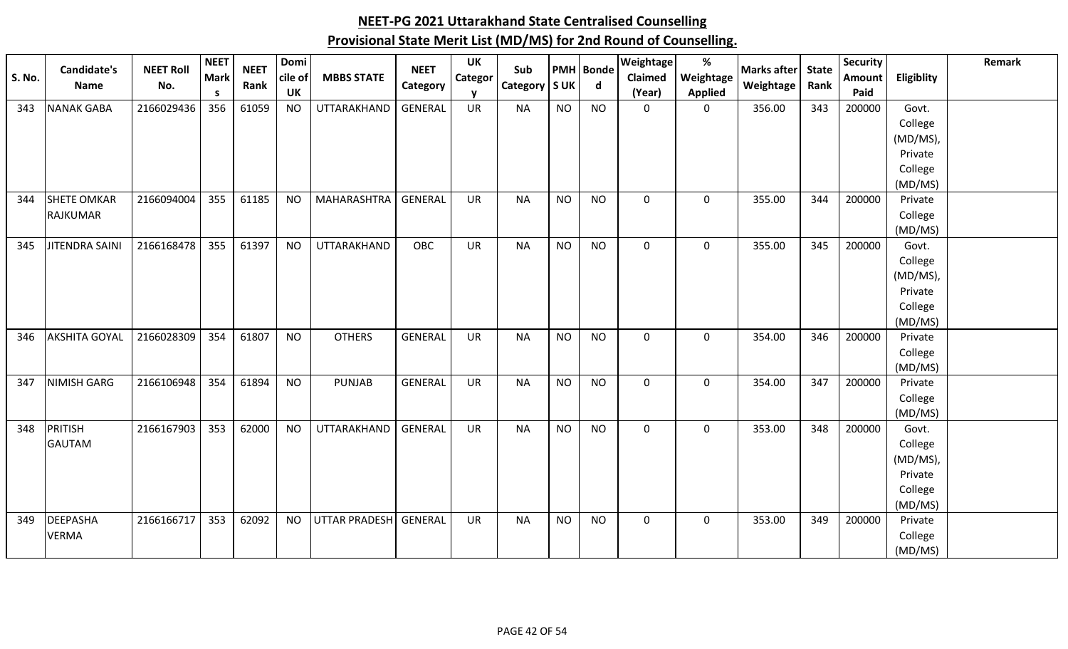# NEET-PG 2021 Uttarakhand State Centralised Counselling

## Provisional State Merit List (MD/MS) for 2nd Round of Counselling.

| S. No. | Candidate's Name | NEET Roll No. | NEET Marks | NEET Rank | Domicile of UK | MBBS STATE | NEET Category | UK Category | Sub Category | PMH S UK | Bonded | Weightage Claimed (Year) | % Weightage Applied | Marks after Weightage | State Rank | Security Amount Paid | Eligiblity | Remark |
|---|---|---|---|---|---|---|---|---|---|---|---|---|---|---|---|---|---|---|
| 343 | NANAK GABA | 2166029436 | 356 | 61059 | NO | UTTARAKHAND | GENERAL | UR | NA | NO | NO | 0 | 0 | 356.00 | 343 | 200000 | Govt. College (MD/MS), Private College (MD/MS) | |
| 344 | SHETE OMKAR RAJKUMAR | 2166094004 | 355 | 61185 | NO | MAHARASHTRA | GENERAL | UR | NA | NO | NO | 0 | 0 | 355.00 | 344 | 200000 | Private College (MD/MS) | |
| 345 | JITENDRA SAINI | 2166168478 | 355 | 61397 | NO | UTTARAKHAND | OBC | UR | NA | NO | NO | 0 | 0 | 355.00 | 345 | 200000 | Govt. College (MD/MS), Private College (MD/MS) | |
| 346 | AKSHITA GOYAL | 2166028309 | 354 | 61807 | NO | OTHERS | GENERAL | UR | NA | NO | NO | 0 | 0 | 354.00 | 346 | 200000 | Private College (MD/MS) | |
| 347 | NIMISH GARG | 2166106948 | 354 | 61894 | NO | PUNJAB | GENERAL | UR | NA | NO | NO | 0 | 0 | 354.00 | 347 | 200000 | Private College (MD/MS) | |
| 348 | PRITISH GAUTAM | 2166167903 | 353 | 62000 | NO | UTTARAKHAND | GENERAL | UR | NA | NO | NO | 0 | 0 | 353.00 | 348 | 200000 | Govt. College (MD/MS), Private College (MD/MS) | |
| 349 | DEEPASHA VERMA | 2166166717 | 353 | 62092 | NO | UTTAR PRADESH | GENERAL | UR | NA | NO | NO | 0 | 0 | 353.00 | 349 | 200000 | Private College (MD/MS) | |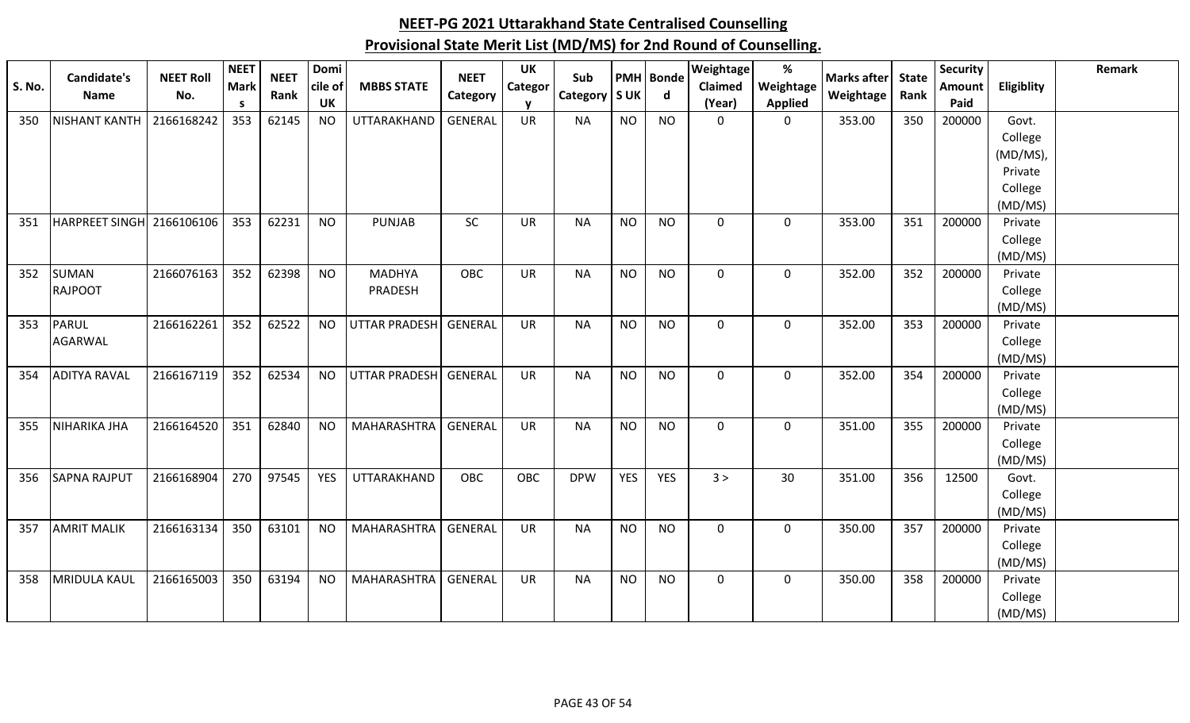# NEET-PG 2021 Uttarakhand State Centralised Counselling

## Provisional State Merit List (MD/MS) for 2nd Round of Counselling.

| S. No. | Candidate's Name | NEET Roll No. | NEET Marks | NEET Rank | Domicile of UK | MBBS STATE | NEET Category | UK Category | Sub Category | PMH S UK | Bonded | Weightage Claimed (Year) | % Weightage Applied | Marks after Weightage | State Rank | Security Amount Paid | Eligiblity | Remark |
|---|---|---|---|---|---|---|---|---|---|---|---|---|---|---|---|---|---|---|
| 350 | NISHANT KANTH | 2166168242 | 353 | 62145 | NO | UTTARAKHAND | GENERAL | UR | NA | NO | NO | 0 | 0 | 353.00 | 350 | 200000 | Govt. College (MD/MS), Private College (MD/MS) | |
| 351 | HARPREET SINGH | 2166106106 | 353 | 62231 | NO | PUNJAB | SC | UR | NA | NO | NO | 0 | 0 | 353.00 | 351 | 200000 | Private College (MD/MS) | |
| 352 | SUMAN RAJPOOT | 2166076163 | 352 | 62398 | NO | MADHYA PRADESH | OBC | UR | NA | NO | NO | 0 | 0 | 352.00 | 352 | 200000 | Private College (MD/MS) | |
| 353 | PARUL AGARWAL | 2166162261 | 352 | 62522 | NO | UTTAR PRADESH | GENERAL | UR | NA | NO | NO | 0 | 0 | 352.00 | 353 | 200000 | Private College (MD/MS) | |
| 354 | ADITYA RAVAL | 2166167119 | 352 | 62534 | NO | UTTAR PRADESH | GENERAL | UR | NA | NO | NO | 0 | 0 | 352.00 | 354 | 200000 | Private College (MD/MS) | |
| 355 | NIHARIKA JHA | 2166164520 | 351 | 62840 | NO | MAHARASHTRA | GENERAL | UR | NA | NO | NO | 0 | 0 | 351.00 | 355 | 200000 | Private College (MD/MS) | |
| 356 | SAPNA RAJPUT | 2166168904 | 270 | 97545 | YES | UTTARAKHAND | OBC | OBC | DPW | YES | YES | 3 > | 30 | 351.00 | 356 | 12500 | Govt. College (MD/MS) | |
| 357 | AMRIT MALIK | 2166163134 | 350 | 63101 | NO | MAHARASHTRA | GENERAL | UR | NA | NO | NO | 0 | 0 | 350.00 | 357 | 200000 | Private College (MD/MS) | |
| 358 | MRIDULA KAUL | 2166165003 | 350 | 63194 | NO | MAHARASHTRA | GENERAL | UR | NA | NO | NO | 0 | 0 | 350.00 | 358 | 200000 | Private College (MD/MS) | |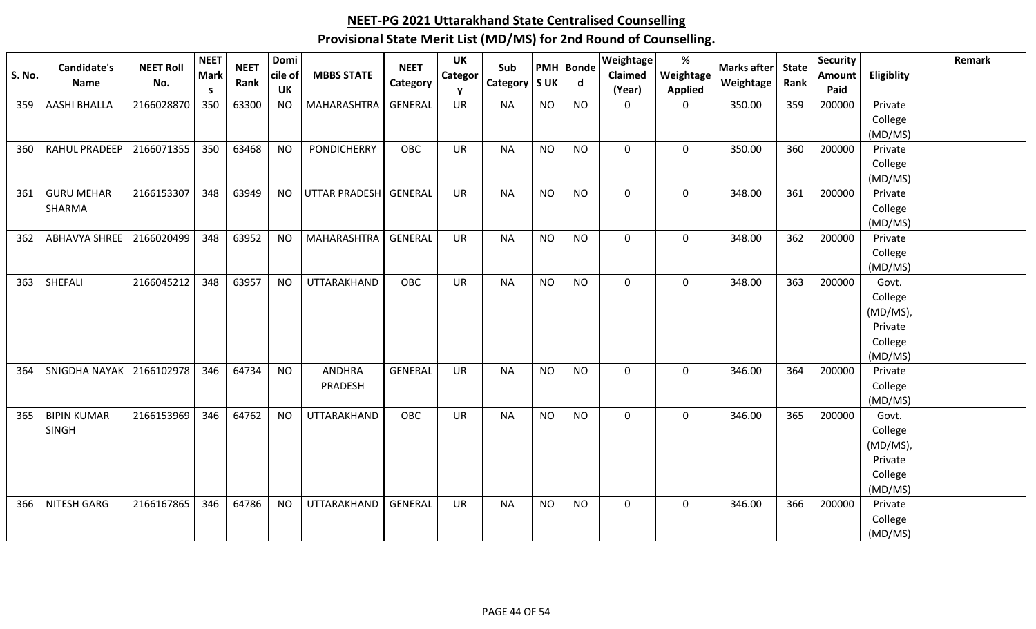# NEET-PG 2021 Uttarakhand State Centralised Counselling

## Provisional State Merit List (MD/MS) for 2nd Round of Counselling.

| S. No. | Candidate's Name | NEET Roll No. | NEET Marks | NEET Rank | Domicile of UK | MBBS STATE | NEET Category | UK Category | Sub Category | S UK | PMH Bonded | Weightage Claimed (Year) | % Weightage Applied | Marks after Weightage | State Rank | Security Amount Paid | Eligiblity | Remark |
|---|---|---|---|---|---|---|---|---|---|---|---|---|---|---|---|---|---|---|
| 359 | AASHI BHALLA | 2166028870 | 350 | 63300 | NO | MAHARASHTRA | GENERAL | UR | NA | NO | NO | 0 | 0 | 350.00 | 359 | 200000 | Private College (MD/MS) | |
| 360 | RAHUL PRADEEP | 2166071355 | 350 | 63468 | NO | PONDICHERRY | OBC | UR | NA | NO | NO | 0 | 0 | 350.00 | 360 | 200000 | Private College (MD/MS) | |
| 361 | GURU MEHAR SHARMA | 2166153307 | 348 | 63949 | NO | UTTAR PRADESH | GENERAL | UR | NA | NO | NO | 0 | 0 | 348.00 | 361 | 200000 | Private College (MD/MS) | |
| 362 | ABHAVYA SHREE | 2166020499 | 348 | 63952 | NO | MAHARASHTRA | GENERAL | UR | NA | NO | NO | 0 | 0 | 348.00 | 362 | 200000 | Private College (MD/MS) | |
| 363 | SHEFALI | 2166045212 | 348 | 63957 | NO | UTTARAKHAND | OBC | UR | NA | NO | NO | 0 | 0 | 348.00 | 363 | 200000 | Govt. College (MD/MS), Private College (MD/MS) | |
| 364 | SNIGDHA NAYAK | 2166102978 | 346 | 64734 | NO | ANDHRA PRADESH | GENERAL | UR | NA | NO | NO | 0 | 0 | 346.00 | 364 | 200000 | Private College (MD/MS) | |
| 365 | BIPIN KUMAR SINGH | 2166153969 | 346 | 64762 | NO | UTTARAKHAND | OBC | UR | NA | NO | NO | 0 | 0 | 346.00 | 365 | 200000 | Govt. College (MD/MS), Private College (MD/MS) | |
| 366 | NITESH GARG | 2166167865 | 346 | 64786 | NO | UTTARAKHAND | GENERAL | UR | NA | NO | NO | 0 | 0 | 346.00 | 366 | 200000 | Private College (MD/MS) | |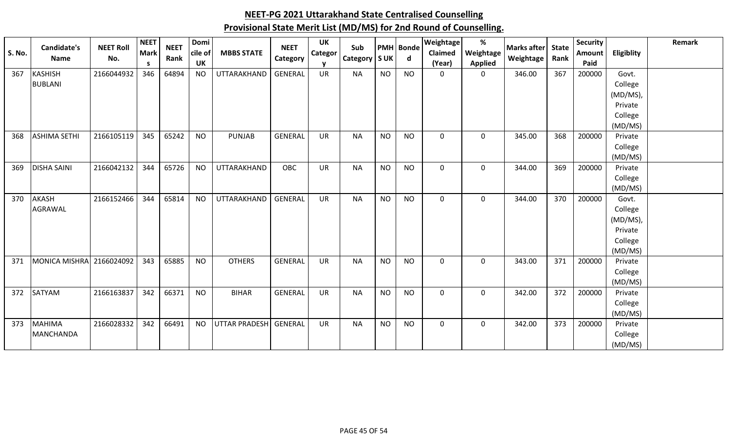# NEET-PG 2021 Uttarakhand State Centralised Counselling

## Provisional State Merit List (MD/MS) for 2nd Round of Counselling.

| S. No. | Candidate's Name | NEET Roll No. | NEET Marks | NEET Rank | Domicile of UK | MBBS STATE | NEET Category | UK Category | Sub Category | PMH S UK | Bonded | Weightage Claimed (Year) | % Weightage Applied | Marks after Weightage | State Rank | Security Amount Paid | Eligiblity | Remark |
|---|---|---|---|---|---|---|---|---|---|---|---|---|---|---|---|---|---|---|
| 367 | KASHISH BUBLANI | 2166044932 | 346 | 64894 | NO | UTTARAKHAND | GENERAL | UR | NA | NO | NO | 0 | 0 | 346.00 | 367 | 200000 | Govt. College (MD/MS), Private College (MD/MS) | |
| 368 | ASHIMA SETHI | 2166105119 | 345 | 65242 | NO | PUNJAB | GENERAL | UR | NA | NO | NO | 0 | 0 | 345.00 | 368 | 200000 | Private College (MD/MS) | |
| 369 | DISHA SAINI | 2166042132 | 344 | 65726 | NO | UTTARAKHAND | OBC | UR | NA | NO | NO | 0 | 0 | 344.00 | 369 | 200000 | Private College (MD/MS) | |
| 370 | AKASH AGRAWAL | 2166152466 | 344 | 65814 | NO | UTTARAKHAND | GENERAL | UR | NA | NO | NO | 0 | 0 | 344.00 | 370 | 200000 | Govt. College (MD/MS), Private College (MD/MS) | |
| 371 | MONICA MISHRA | 2166024092 | 343 | 65885 | NO | OTHERS | GENERAL | UR | NA | NO | NO | 0 | 0 | 343.00 | 371 | 200000 | Private College (MD/MS) | |
| 372 | SATYAM | 2166163837 | 342 | 66371 | NO | BIHAR | GENERAL | UR | NA | NO | NO | 0 | 0 | 342.00 | 372 | 200000 | Private College (MD/MS) | |
| 373 | MAHIMA MANCHANDA | 2166028332 | 342 | 66491 | NO | UTTAR PRADESH | GENERAL | UR | NA | NO | NO | 0 | 0 | 342.00 | 373 | 200000 | Private College (MD/MS) | |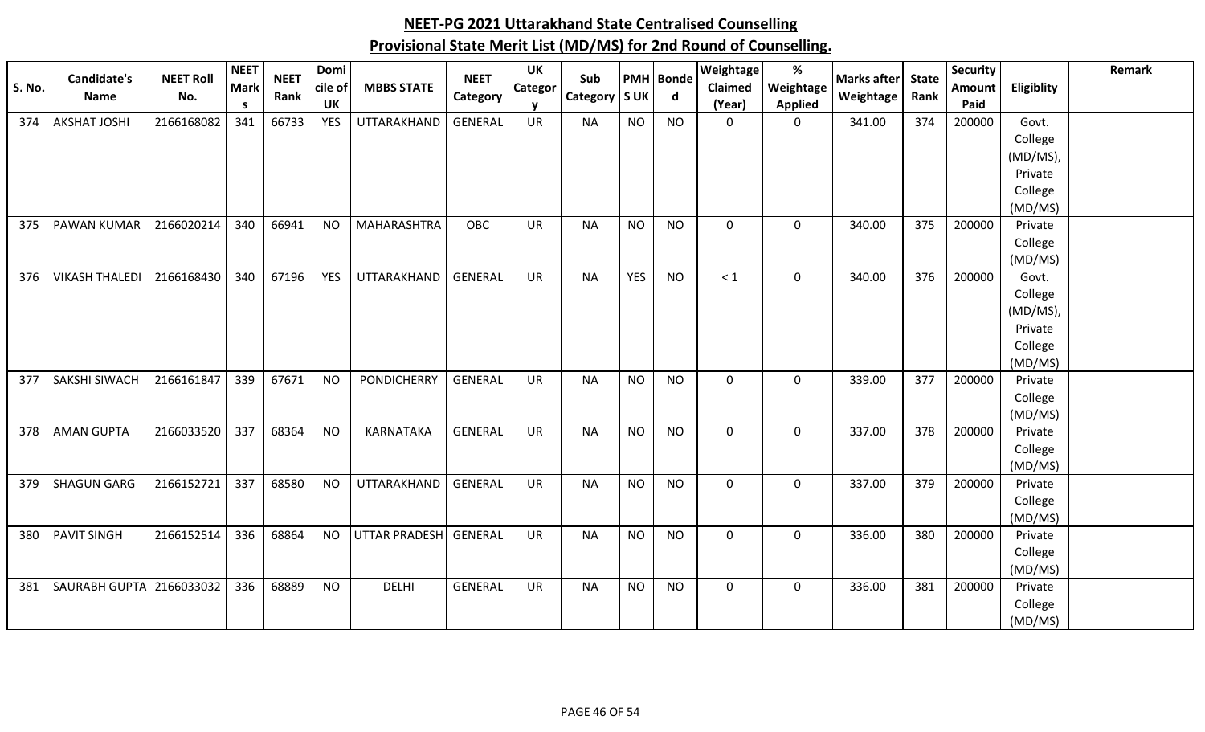# NEET-PG 2021 Uttarakhand State Centralised Counselling

## Provisional State Merit List (MD/MS) for 2nd Round of Counselling.

| S. No. | Candidate's Name | NEET Roll No. | NEET Marks | NEET Rank | Domicile of UK | MBBS STATE | NEET Category | UK Category | Sub Category | S UK | PMH | Bonded | Weightage Claimed (Year) | % Weightage Applied | Marks after Weightage | State Rank | Security Amount Paid | Eligiblity | Remark |
|---|---|---|---|---|---|---|---|---|---|---|---|---|---|---|---|---|---|---|---|
| 374 | AKSHAT JOSHI | 2166168082 | 341 | 66733 | YES | UTTARAKHAND | GENERAL | UR | NA | NO | NO | 0 | 0 | 341.00 | 374 | 200000 | Govt. College (MD/MS), Private College (MD/MS) | |
| 375 | PAWAN KUMAR | 2166020214 | 340 | 66941 | NO | MAHARASHTRA | OBC | UR | NA | NO | NO | 0 | 0 | 340.00 | 375 | 200000 | Private College (MD/MS) | |
| 376 | VIKASH THALEDI | 2166168430 | 340 | 67196 | YES | UTTARAKHAND | GENERAL | UR | NA | YES | NO | < 1 | 0 | 340.00 | 376 | 200000 | Govt. College (MD/MS), Private College (MD/MS) | |
| 377 | SAKSHI SIWACH | 2166161847 | 339 | 67671 | NO | PONDICHERRY | GENERAL | UR | NA | NO | NO | 0 | 0 | 339.00 | 377 | 200000 | Private College (MD/MS) | |
| 378 | AMAN GUPTA | 2166033520 | 337 | 68364 | NO | KARNATAKA | GENERAL | UR | NA | NO | NO | 0 | 0 | 337.00 | 378 | 200000 | Private College (MD/MS) | |
| 379 | SHAGUN GARG | 2166152721 | 337 | 68580 | NO | UTTARAKHAND | GENERAL | UR | NA | NO | NO | 0 | 0 | 337.00 | 379 | 200000 | Private College (MD/MS) | |
| 380 | PAVIT SINGH | 2166152514 | 336 | 68864 | NO | UTTAR PRADESH | GENERAL | UR | NA | NO | NO | 0 | 0 | 336.00 | 380 | 200000 | Private College (MD/MS) | |
| 381 | SAURABH GUPTA | 2166033032 | 336 | 68889 | NO | DELHI | GENERAL | UR | NA | NO | NO | 0 | 0 | 336.00 | 381 | 200000 | Private College (MD/MS) | |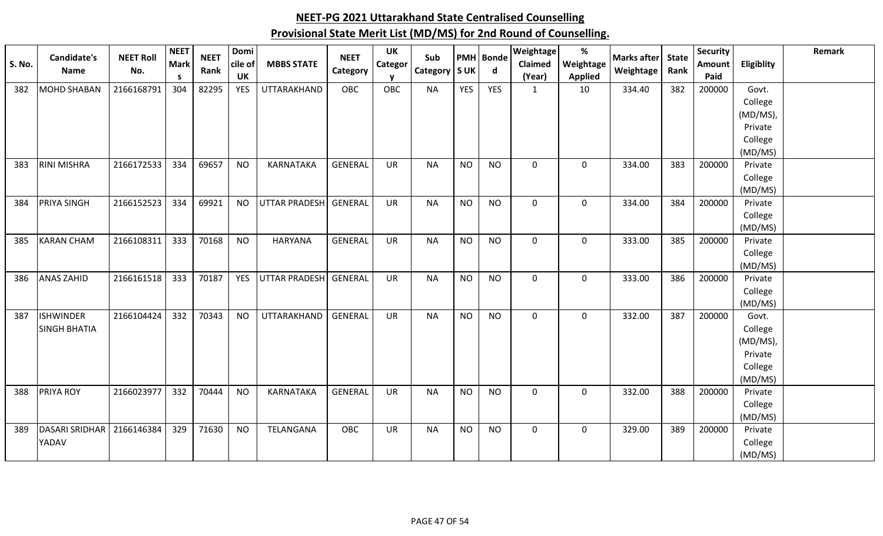# NEET-PG 2021 Uttarakhand State Centralised Counselling

## Provisional State Merit List (MD/MS) for 2nd Round of Counselling.

| S. No. | Candidate's Name | NEET Roll No. | NEET Marks | NEET Rank | Domicile of UK | MBBS STATE | NEET Category | UK Category | Sub Category | PMH SUK | Bonded | Weightage Claimed (Year) | % Weightage Applied | Marks after Weightage | State Rank | Security Amount Paid | Eligiblity | Remark |
|---|---|---|---|---|---|---|---|---|---|---|---|---|---|---|---|---|---|---|
| 382 | MOHD SHABAN | 2166168791 | 304 | 82295 | YES | UTTARAKHAND | OBC | OBC | NA | YES | YES | 1 | 10 | 334.40 | 382 | 200000 | Govt. College (MD/MS), Private College (MD/MS) | |
| 383 | RINI MISHRA | 2166172533 | 334 | 69657 | NO | KARNATAKA | GENERAL | UR | NA | NO | NO | 0 | 0 | 334.00 | 383 | 200000 | Private College (MD/MS) | |
| 384 | PRIYA SINGH | 2166152523 | 334 | 69921 | NO | UTTAR PRADESH | GENERAL | UR | NA | NO | NO | 0 | 0 | 334.00 | 384 | 200000 | Private College (MD/MS) | |
| 385 | KARAN CHAM | 2166108311 | 333 | 70168 | NO | HARYANA | GENERAL | UR | NA | NO | NO | 0 | 0 | 333.00 | 385 | 200000 | Private College (MD/MS) | |
| 386 | ANAS ZAHID | 2166161518 | 333 | 70187 | YES | UTTAR PRADESH | GENERAL | UR | NA | NO | NO | 0 | 0 | 333.00 | 386 | 200000 | Private College (MD/MS) | |
| 387 | ISHWINDER SINGH BHATIA | 2166104424 | 332 | 70343 | NO | UTTARAKHAND | GENERAL | UR | NA | NO | NO | 0 | 0 | 332.00 | 387 | 200000 | Govt. College (MD/MS), Private College (MD/MS) | |
| 388 | PRIYA ROY | 2166023977 | 332 | 70444 | NO | KARNATAKA | GENERAL | UR | NA | NO | NO | 0 | 0 | 332.00 | 388 | 200000 | Private College (MD/MS) | |
| 389 | DASARI SRIDHAR YADAV | 2166146384 | 329 | 71630 | NO | TELANGANA | OBC | UR | NA | NO | NO | 0 | 0 | 329.00 | 389 | 200000 | Private College (MD/MS) | |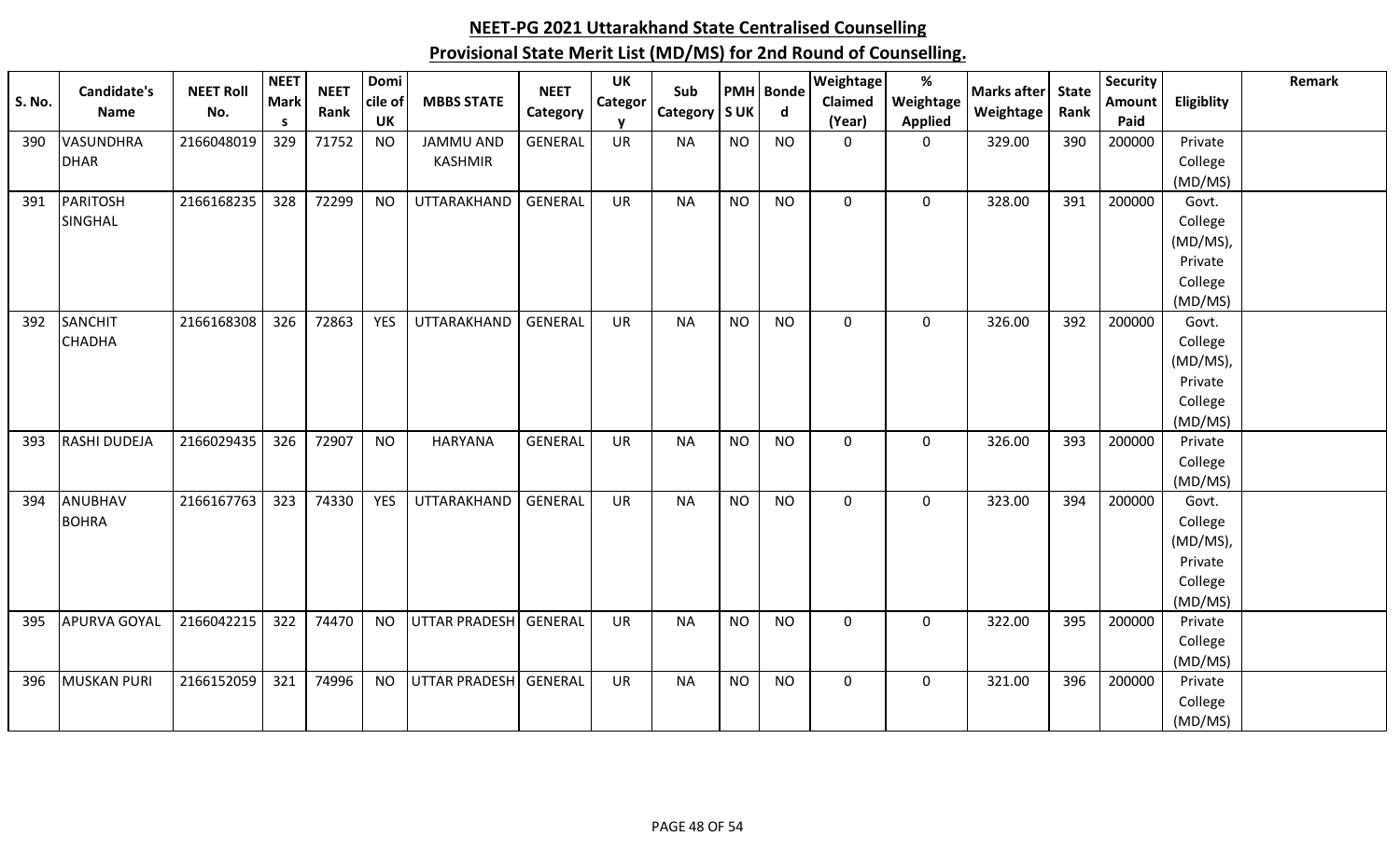# NEET-PG 2021 Uttarakhand State Centralised Counselling

## Provisional State Merit List (MD/MS) for 2nd Round of Counselling.

| S. No. | Candidate's Name | NEET Roll No. | NEET Marks | NEET Rank | Domicile of UK | MBBS STATE | NEET Category | UK Category | Sub Category | PMH S UK | Bonded | Weightage Claimed (Year) | % Weightage Applied | Marks after Weightage | State Rank | Security Amount Paid | Eligiblity | Remark |
|---|---|---|---|---|---|---|---|---|---|---|---|---|---|---|---|---|---|---|
| 390 | VASUNDHRA DHAR | 2166048019 | 329 | 71752 | NO | JAMMU AND KASHMIR | GENERAL | UR | NA | NO | NO | 0 | 0 | 329.00 | 390 | 200000 | Private College (MD/MS) | |
| 391 | PARITOSH SINGHAL | 2166168235 | 328 | 72299 | NO | UTTARAKHAND | GENERAL | UR | NA | NO | NO | 0 | 0 | 328.00 | 391 | 200000 | Govt. College (MD/MS), Private College (MD/MS) | |
| 392 | SANCHIT CHADHA | 2166168308 | 326 | 72863 | YES | UTTARAKHAND | GENERAL | UR | NA | NO | NO | 0 | 0 | 326.00 | 392 | 200000 | Govt. College (MD/MS), Private College (MD/MS) | |
| 393 | RASHI DUDEJA | 2166029435 | 326 | 72907 | NO | HARYANA | GENERAL | UR | NA | NO | NO | 0 | 0 | 326.00 | 393 | 200000 | Private College (MD/MS) | |
| 394 | ANUBHAV BOHRA | 2166167763 | 323 | 74330 | YES | UTTARAKHAND | GENERAL | UR | NA | NO | NO | 0 | 0 | 323.00 | 394 | 200000 | Govt. College (MD/MS), Private College (MD/MS) | |
| 395 | APURVA GOYAL | 2166042215 | 322 | 74470 | NO | UTTAR PRADESH | GENERAL | UR | NA | NO | NO | 0 | 0 | 322.00 | 395 | 200000 | Private College (MD/MS) | |
| 396 | MUSKAN PURI | 2166152059 | 321 | 74996 | NO | UTTAR PRADESH | GENERAL | UR | NA | NO | NO | 0 | 0 | 321.00 | 396 | 200000 | Private College (MD/MS) | |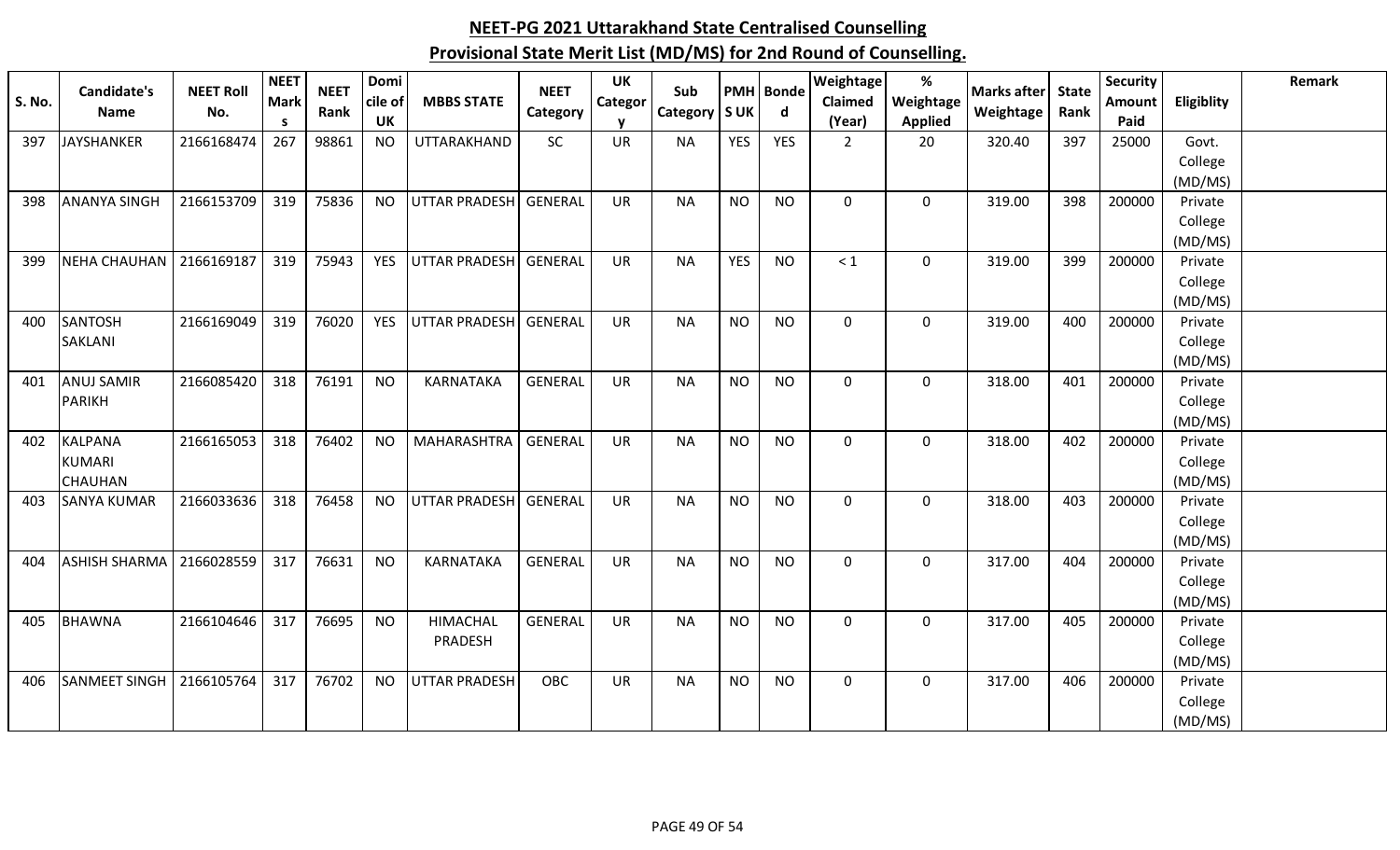# NEET-PG 2021 Uttarakhand State Centralised Counselling

## Provisional State Merit List (MD/MS) for 2nd Round of Counselling.

| S. No. | Candidate's Name | NEET Roll No. | NEET Marks | NEET Rank | Domicile of UK | MBBS STATE | NEET Category | UK Category | Sub Category | PMH S UK | Bonded | Weightage Claimed (Year) | % Weightage Applied | Marks after Weightage | State Rank | Security Amount Paid | Eligiblity | Remark |
|---|---|---|---|---|---|---|---|---|---|---|---|---|---|---|---|---|---|---|
| 397 | JAYSHANKER | 2166168474 | 267 | 98861 | NO | UTTARAKHAND | SC | UR | NA | YES | YES | 2 | 20 | 320.40 | 397 | 25000 | Govt. College (MD/MS) | |
| 398 | ANANYA SINGH | 2166153709 | 319 | 75836 | NO | UTTAR PRADESH | GENERAL | UR | NA | NO | NO | 0 | 0 | 319.00 | 398 | 200000 | Private College (MD/MS) | |
| 399 | NEHA CHAUHAN | 2166169187 | 319 | 75943 | YES | UTTAR PRADESH | GENERAL | UR | NA | YES | NO | < 1 | 0 | 319.00 | 399 | 200000 | Private College (MD/MS) | |
| 400 | SANTOSH SAKLANI | 2166169049 | 319 | 76020 | YES | UTTAR PRADESH | GENERAL | UR | NA | NO | NO | 0 | 0 | 319.00 | 400 | 200000 | Private College (MD/MS) | |
| 401 | ANUJ SAMIR PARIKH | 2166085420 | 318 | 76191 | NO | KARNATAKA | GENERAL | UR | NA | NO | NO | 0 | 0 | 318.00 | 401 | 200000 | Private College (MD/MS) | |
| 402 | KALPANA KUMARI CHAUHAN | 2166165053 | 318 | 76402 | NO | MAHARASHTRA | GENERAL | UR | NA | NO | NO | 0 | 0 | 318.00 | 402 | 200000 | Private College (MD/MS) | |
| 403 | SANYA KUMAR | 2166033636 | 318 | 76458 | NO | UTTAR PRADESH | GENERAL | UR | NA | NO | NO | 0 | 0 | 318.00 | 403 | 200000 | Private College (MD/MS) | |
| 404 | ASHISH SHARMA | 2166028559 | 317 | 76631 | NO | KARNATAKA | GENERAL | UR | NA | NO | NO | 0 | 0 | 317.00 | 404 | 200000 | Private College (MD/MS) | |
| 405 | BHAWNA | 2166104646 | 317 | 76695 | NO | HIMACHAL PRADESH | GENERAL | UR | NA | NO | NO | 0 | 0 | 317.00 | 405 | 200000 | Private College (MD/MS) | |
| 406 | SANMEET SINGH | 2166105764 | 317 | 76702 | NO | UTTAR PRADESH | OBC | UR | NA | NO | NO | 0 | 0 | 317.00 | 406 | 200000 | Private College (MD/MS) | |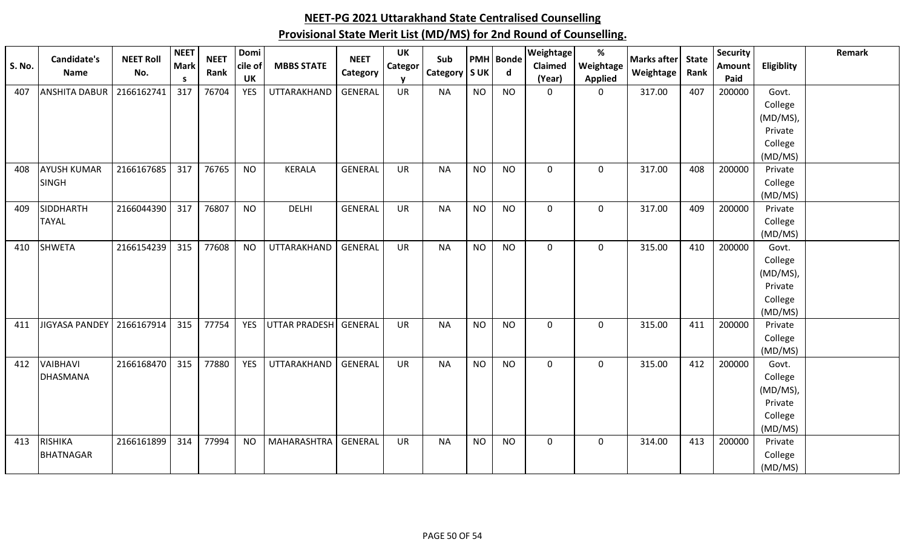# NEET-PG 2021 Uttarakhand State Centralised Counselling

## Provisional State Merit List (MD/MS) for 2nd Round of Counselling.

| S. No. | Candidate's Name | NEET Roll No. | NEET Marks | NEET Rank | Domicile of UK | MBBS STATE | NEET Category | UK Category | Sub Category | PMH S UK | Bonded | Weightage Claimed (Year) | % Weightage Applied | Marks after Weightage | State Rank | Security Amount Paid | Eligiblity | Remark |
|---|---|---|---|---|---|---|---|---|---|---|---|---|---|---|---|---|---|---|
| 407 | ANSHITA DABUR | 2166162741 | 317 | 76704 | YES | UTTARAKHAND | GENERAL | UR | NA | NO | NO | 0 | 0 | 317.00 | 407 | 200000 | Govt. College (MD/MS), Private College (MD/MS) | |
| 408 | AYUSH KUMAR SINGH | 2166167685 | 317 | 76765 | NO | KERALA | GENERAL | UR | NA | NO | NO | 0 | 0 | 317.00 | 408 | 200000 | Private College (MD/MS) | |
| 409 | SIDDHARTH TAYAL | 2166044390 | 317 | 76807 | NO | DELHI | GENERAL | UR | NA | NO | NO | 0 | 0 | 317.00 | 409 | 200000 | Private College (MD/MS) | |
| 410 | SHWETA | 2166154239 | 315 | 77608 | NO | UTTARAKHAND | GENERAL | UR | NA | NO | NO | 0 | 0 | 315.00 | 410 | 200000 | Govt. College (MD/MS), Private College (MD/MS) | |
| 411 | JIGYASA PANDEY | 2166167914 | 315 | 77754 | YES | UTTAR PRADESH | GENERAL | UR | NA | NO | NO | 0 | 0 | 315.00 | 411 | 200000 | Private College (MD/MS) | |
| 412 | VAIBHAVI DHASMANA | 2166168470 | 315 | 77880 | YES | UTTARAKHAND | GENERAL | UR | NA | NO | NO | 0 | 0 | 315.00 | 412 | 200000 | Govt. College (MD/MS), Private College (MD/MS) | |
| 413 | RISHIKA BHATNAGAR | 2166161899 | 314 | 77994 | NO | MAHARASHTRA | GENERAL | UR | NA | NO | NO | 0 | 0 | 314.00 | 413 | 200000 | Private College (MD/MS) | |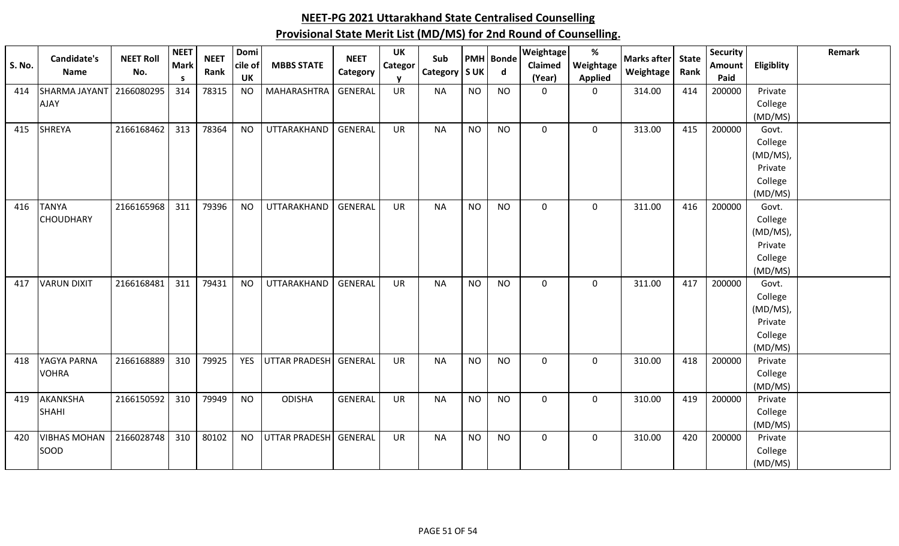# NEET-PG 2021 Uttarakhand State Centralised Counselling

## Provisional State Merit List (MD/MS) for 2nd Round of Counselling.

| S. No. | Candidate's Name | NEET Roll No. | NEET Marks | NEET Rank | Domicile of UK | MBBS STATE | NEET Category | UK Category | Sub Category | PMH S UK | Bonded | Weightage Claimed (Year) | % Weightage Applied | Marks after Weightage | State Rank | Security Amount Paid | Eligiblity | Remark |
|---|---|---|---|---|---|---|---|---|---|---|---|---|---|---|---|---|---|---|
| 414 | SHARMA JAYANT AJAY | 2166080295 | 314 | 78315 | NO | MAHARASHTRA | GENERAL | UR | NA | NO | NO | 0 | 0 | 314.00 | 414 | 200000 | Private College (MD/MS) | |
| 415 | SHREYA | 2166168462 | 313 | 78364 | NO | UTTARAKHAND | GENERAL | UR | NA | NO | NO | 0 | 0 | 313.00 | 415 | 200000 | Govt. College (MD/MS), Private College (MD/MS) | |
| 416 | TANYA CHOUDHARY | 2166165968 | 311 | 79396 | NO | UTTARAKHAND | GENERAL | UR | NA | NO | NO | 0 | 0 | 311.00 | 416 | 200000 | Govt. College (MD/MS), Private College (MD/MS) | |
| 417 | VARUN DIXIT | 2166168481 | 311 | 79431 | NO | UTTARAKHAND | GENERAL | UR | NA | NO | NO | 0 | 0 | 311.00 | 417 | 200000 | Govt. College (MD/MS), Private College (MD/MS) | |
| 418 | YAGYA PARNA VOHRA | 2166168889 | 310 | 79925 | YES | UTTAR PRADESH | GENERAL | UR | NA | NO | NO | 0 | 0 | 310.00 | 418 | 200000 | Private College (MD/MS) | |
| 419 | AKANKSHA SHAHI | 2166150592 | 310 | 79949 | NO | ODISHA | GENERAL | UR | NA | NO | NO | 0 | 0 | 310.00 | 419 | 200000 | Private College (MD/MS) | |
| 420 | VIBHAS MOHAN SOOD | 2166028748 | 310 | 80102 | NO | UTTAR PRADESH | GENERAL | UR | NA | NO | NO | 0 | 0 | 310.00 | 420 | 200000 | Private College (MD/MS) | |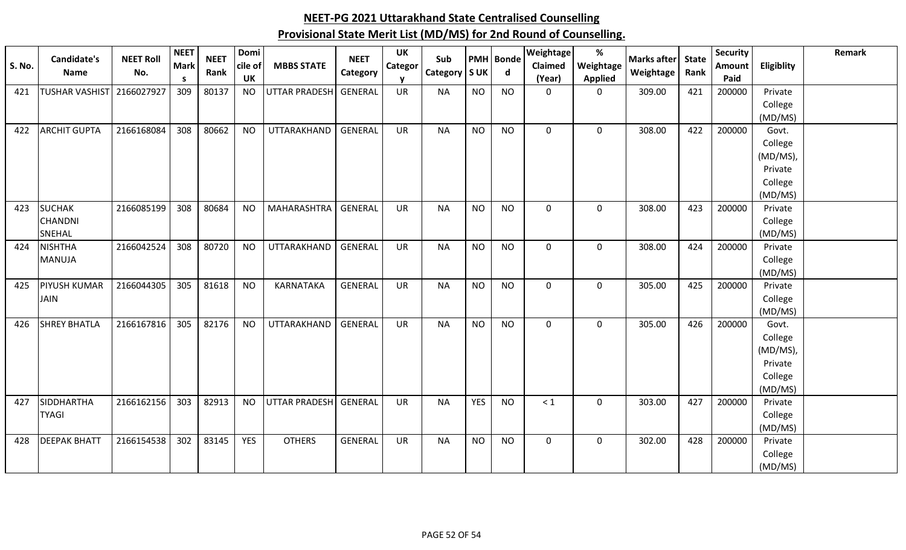# NEET-PG 2021 Uttarakhand State Centralised Counselling

## Provisional State Merit List (MD/MS) for 2nd Round of Counselling.

| S. No. | Candidate's Name | NEET Roll No. | NEET Marks | NEET Rank | Domicile of UK | MBBS STATE | NEET Category | UK Category | Sub Category | PMH S UK | Bonded | Weightage Claimed (Year) | % Weightage Applied | Marks after Weightage | State Rank | Security Amount Paid | Eligiblity | Remark |
|---|---|---|---|---|---|---|---|---|---|---|---|---|---|---|---|---|---|---|
| 421 | TUSHAR VASHIST | 2166027927 | 309 | 80137 | NO | UTTAR PRADESH | GENERAL | UR | NA | NO | NO | 0 | 0 | 309.00 | 421 | 200000 | Private College (MD/MS) | |
| 422 | ARCHIT GUPTA | 2166168084 | 308 | 80662 | NO | UTTARAKHAND | GENERAL | UR | NA | NO | NO | 0 | 0 | 308.00 | 422 | 200000 | Govt. College (MD/MS), Private College (MD/MS) | |
| 423 | SUCHAK CHANDNI SNEHAL | 2166085199 | 308 | 80684 | NO | MAHARASHTRA | GENERAL | UR | NA | NO | NO | 0 | 0 | 308.00 | 423 | 200000 | Private College (MD/MS) | |
| 424 | NISHTHA MANUJA | 2166042524 | 308 | 80720 | NO | UTTARAKHAND | GENERAL | UR | NA | NO | NO | 0 | 0 | 308.00 | 424 | 200000 | Private College (MD/MS) | |
| 425 | PIYUSH KUMAR JAIN | 2166044305 | 305 | 81618 | NO | KARNATAKA | GENERAL | UR | NA | NO | NO | 0 | 0 | 305.00 | 425 | 200000 | Private College (MD/MS) | |
| 426 | SHREY BHATLA | 2166167816 | 305 | 82176 | NO | UTTARAKHAND | GENERAL | UR | NA | NO | NO | 0 | 0 | 305.00 | 426 | 200000 | Govt. College (MD/MS), Private College (MD/MS) | |
| 427 | SIDDHARTHA TYAGI | 2166162156 | 303 | 82913 | NO | UTTAR PRADESH | GENERAL | UR | NA | YES | NO | < 1 | 0 | 303.00 | 427 | 200000 | Private College (MD/MS) | |
| 428 | DEEPAK BHATT | 2166154538 | 302 | 83145 | YES | OTHERS | GENERAL | UR | NA | NO | NO | 0 | 0 | 302.00 | 428 | 200000 | Private College (MD/MS) | |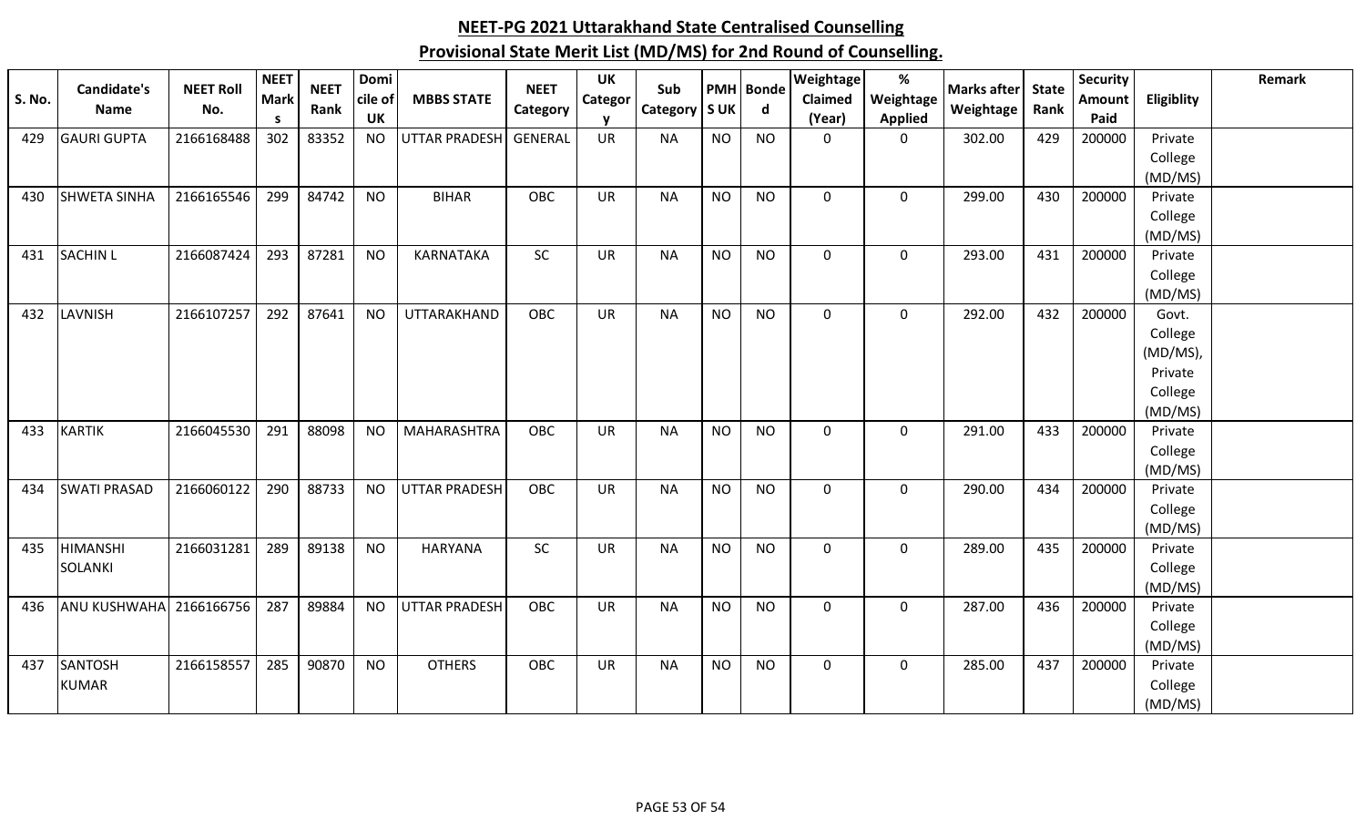# NEET-PG 2021 Uttarakhand State Centralised Counselling

## Provisional State Merit List (MD/MS) for 2nd Round of Counselling.

| S. No. | Candidate's Name | NEET Roll No. | NEET Marks | NEET Rank | Domicile of UK | MBBS STATE | NEET Category | UK Category | Sub Category | PMH S UK | Bonded | Weightage Claimed (Year) | % Weightage Applied | Marks after Weightage | State Rank | Security Amount Paid | Eligiblity | Remark |
|---|---|---|---|---|---|---|---|---|---|---|---|---|---|---|---|---|---|---|
| 429 | GAURI GUPTA | 2166168488 | 302 | 83352 | NO | UTTAR PRADESH | GENERAL | UR | NA | NO | NO | 0 | 0 | 302.00 | 429 | 200000 | Private College (MD/MS) | |
| 430 | SHWETA SINHA | 2166165546 | 299 | 84742 | NO | BIHAR | OBC | UR | NA | NO | NO | 0 | 0 | 299.00 | 430 | 200000 | Private College (MD/MS) | |
| 431 | SACHIN L | 2166087424 | 293 | 87281 | NO | KARNATAKA | SC | UR | NA | NO | NO | 0 | 0 | 293.00 | 431 | 200000 | Private College (MD/MS) | |
| 432 | LAVNISH | 2166107257 | 292 | 87641 | NO | UTTARAKHAND | OBC | UR | NA | NO | NO | 0 | 0 | 292.00 | 432 | 200000 | Govt. College (MD/MS), Private College (MD/MS) | |
| 433 | KARTIK | 2166045530 | 291 | 88098 | NO | MAHARASHTRA | OBC | UR | NA | NO | NO | 0 | 0 | 291.00 | 433 | 200000 | Private College (MD/MS) | |
| 434 | SWATI PRASAD | 2166060122 | 290 | 88733 | NO | UTTAR PRADESH | OBC | UR | NA | NO | NO | 0 | 0 | 290.00 | 434 | 200000 | Private College (MD/MS) | |
| 435 | HIMANSHI SOLANKI | 2166031281 | 289 | 89138 | NO | HARYANA | SC | UR | NA | NO | NO | 0 | 0 | 289.00 | 435 | 200000 | Private College (MD/MS) | |
| 436 | ANU KUSHWAHA | 2166166756 | 287 | 89884 | NO | UTTAR PRADESH | OBC | UR | NA | NO | NO | 0 | 0 | 287.00 | 436 | 200000 | Private College (MD/MS) | |
| 437 | SANTOSH KUMAR | 2166158557 | 285 | 90870 | NO | OTHERS | OBC | UR | NA | NO | NO | 0 | 0 | 285.00 | 437 | 200000 | Private College (MD/MS) | |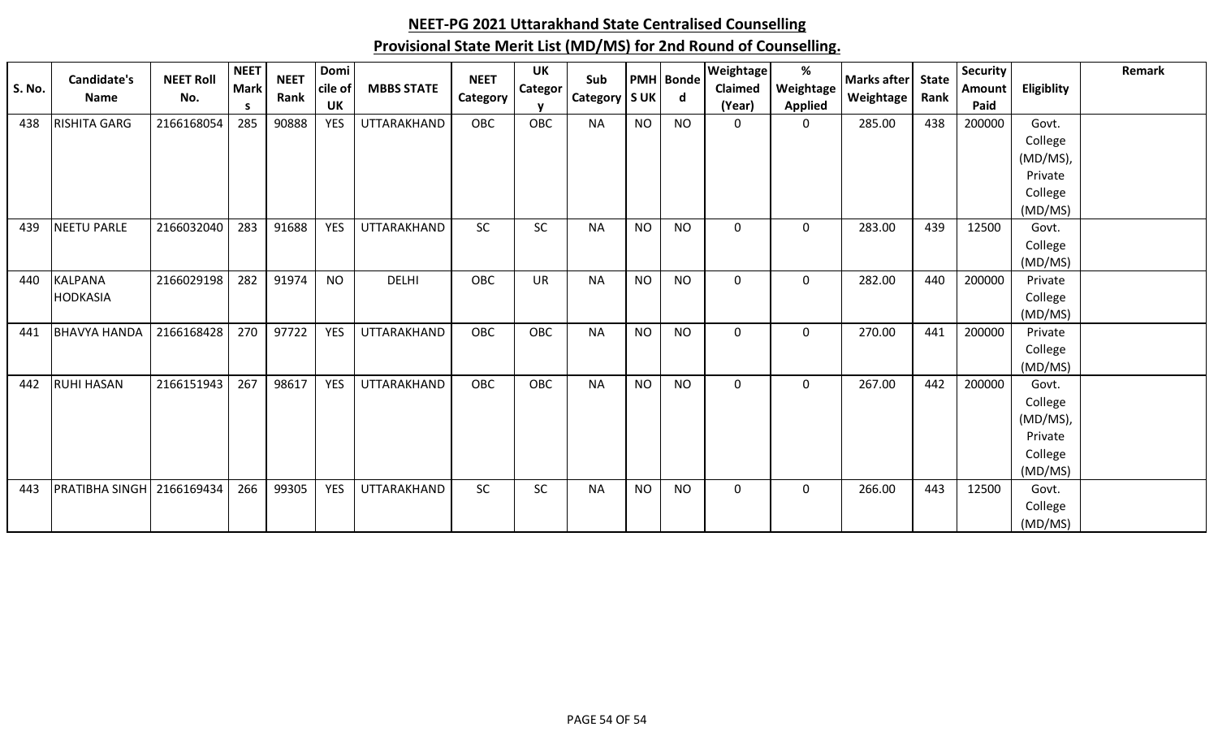# NEET-PG 2021 Uttarakhand State Centralised Counselling

## Provisional State Merit List (MD/MS) for 2nd Round of Counselling.

| S. No. | Candidate's Name | NEET Roll No. | NEET Marks | NEET Rank | Domicile of UK | MBBS STATE | NEET Category | UK Category | Sub Category | PMH SUK | Bonded | Weightage Claimed (Year) | % Weightage Applied | Marks after Weightage | State Rank | Security Amount Paid | Eligiblity | Remark |
|---|---|---|---|---|---|---|---|---|---|---|---|---|---|---|---|---|---|---|
| 438 | RISHITA GARG | 2166168054 | 285 | 90888 | YES | UTTARAKHAND | OBC | OBC | NA | NO | NO | 0 | 0 | 285.00 | 438 | 200000 | Govt. College (MD/MS), Private College (MD/MS) | |
| 439 | NEETU PARLE | 2166032040 | 283 | 91688 | YES | UTTARAKHAND | SC | SC | NA | NO | NO | 0 | 0 | 283.00 | 439 | 12500 | Govt. College (MD/MS) | |
| 440 | KALPANA HODKASIA | 2166029198 | 282 | 91974 | NO | DELHI | OBC | UR | NA | NO | NO | 0 | 0 | 282.00 | 440 | 200000 | Private College (MD/MS) | |
| 441 | BHAVYA HANDA | 2166168428 | 270 | 97722 | YES | UTTARAKHAND | OBC | OBC | NA | NO | NO | 0 | 0 | 270.00 | 441 | 200000 | Private College (MD/MS) | |
| 442 | RUHI HASAN | 2166151943 | 267 | 98617 | YES | UTTARAKHAND | OBC | OBC | NA | NO | NO | 0 | 0 | 267.00 | 442 | 200000 | Govt. College (MD/MS), Private College (MD/MS) | |
| 443 | PRATIBHA SINGH | 2166169434 | 266 | 99305 | YES | UTTARAKHAND | SC | SC | NA | NO | NO | 0 | 0 | 266.00 | 443 | 12500 | Govt. College (MD/MS) | |